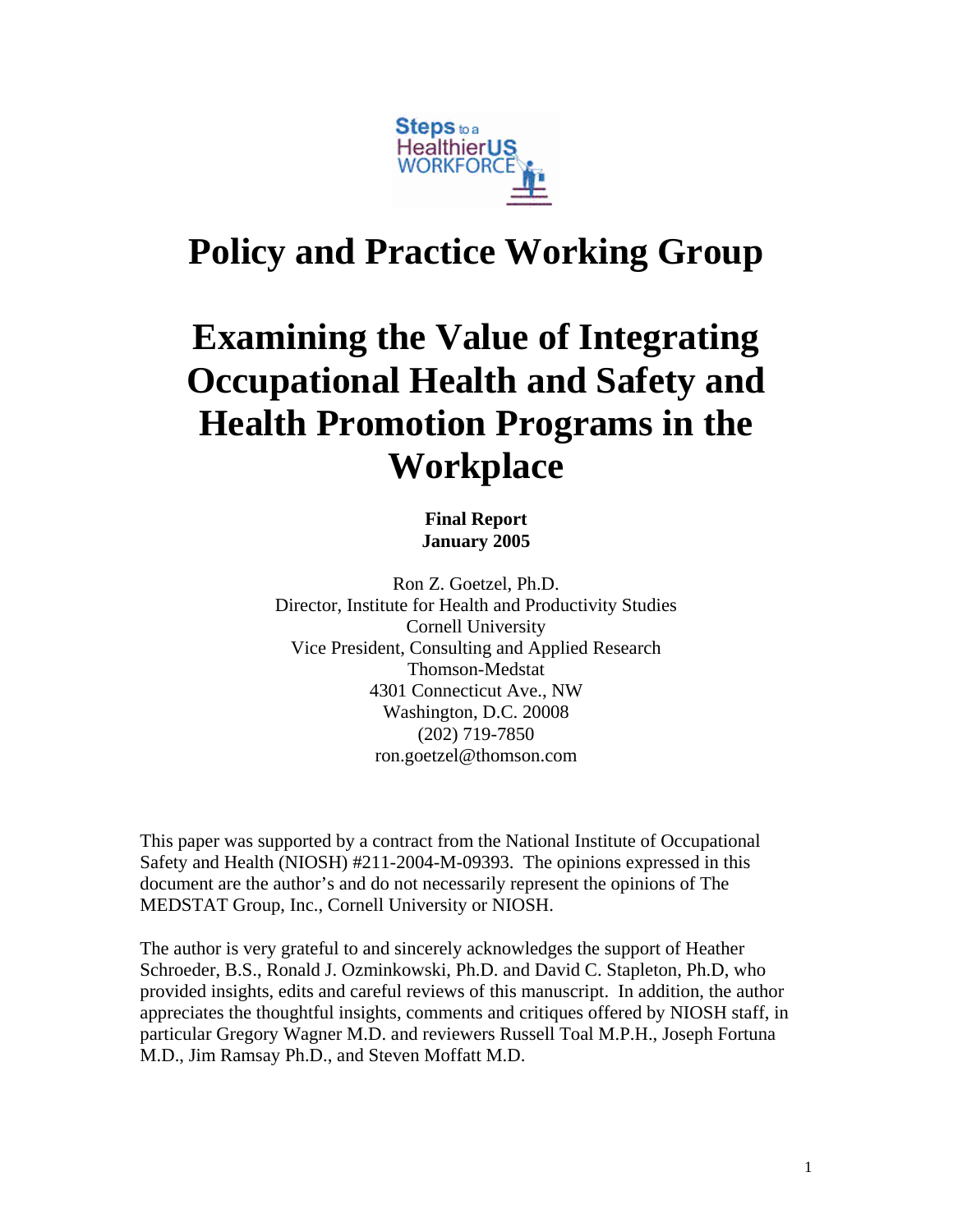Steps to a HealthierUS WORKFORCE

# Policy and Practice Working Group

# Examining the Value of Integrating Occupational Health and Safety and Health Promotion Programs in the Workplace

**Final Report**
**January 2005**

Ron Z. Goetzel, Ph.D.
Director, Institute for Health and Productivity Studies
Cornell University
Vice President, Consulting and Applied Research
Thomson-Medstat
4301 Connecticut Ave., NW
Washington, D.C. 20008
(202) 719-7850
ron.goetzel@thomson.com

This paper was supported by a contract from the National Institute of Occupational Safety and Health (NIOSH) #211-2004-M-09393. The opinions expressed in this document are the author's and do not necessarily represent the opinions of The MEDSTAT Group, Inc., Cornell University or NIOSH.

The author is very grateful to and sincerely acknowledges the support of Heather Schroeder, B.S., Ronald J. Ozminkowski, Ph.D. and David C. Stapleton, Ph.D, who provided insights, edits and careful reviews of this manuscript. In addition, the author appreciates the thoughtful insights, comments and critiques offered by NIOSH staff, in particular Gregory Wagner M.D. and reviewers Russell Toal M.P.H., Joseph Fortuna M.D., Jim Ramsay Ph.D., and Steven Moffatt M.D.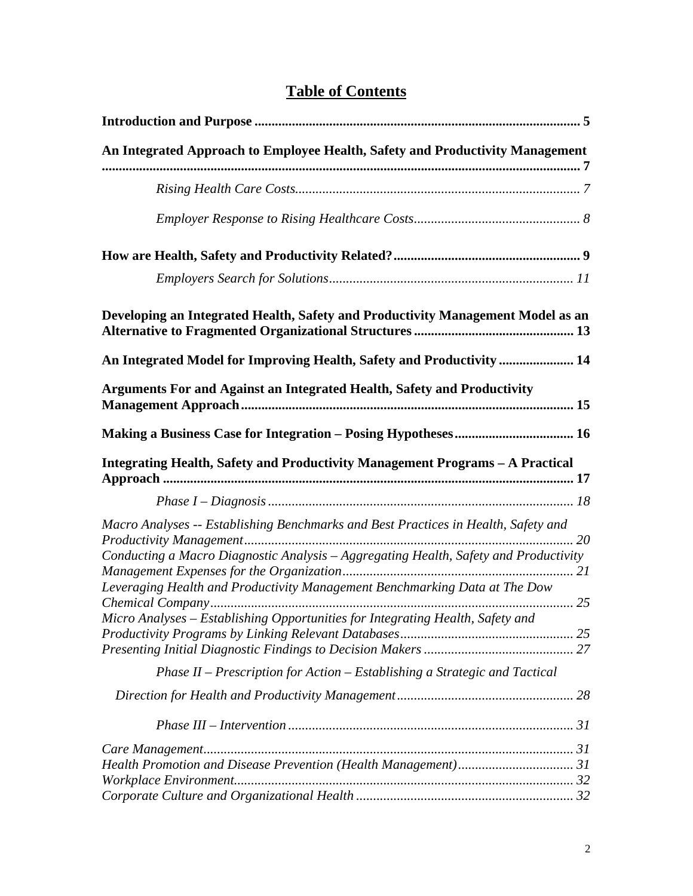# Table of Contents

**Introduction and Purpose** ........ 5

**An Integrated Approach to Employee Health, Safety and Productivity Management** ........ 7

*Rising Health Care Costs* ........ 7

*Employer Response to Rising Healthcare Costs* ........ 8

**How are Health, Safety and Productivity Related?** ........ 9

*Employers Search for Solutions* ........ 11

**Developing an Integrated Health, Safety and Productivity Management Model as an Alternative to Fragmented Organizational Structures** ........ 13

**An Integrated Model for Improving Health, Safety and Productivity** ........ 14

**Arguments For and Against an Integrated Health, Safety and Productivity Management Approach** ........ 15

**Making a Business Case for Integration – Posing Hypotheses** ........ 16

**Integrating Health, Safety and Productivity Management Programs – A Practical Approach** ........ 17

*Phase I – Diagnosis* ........ 18

*Macro Analyses -- Establishing Benchmarks and Best Practices in Health, Safety and Productivity Management* ........ 20

*Conducting a Macro Diagnostic Analysis – Aggregating Health, Safety and Productivity Management Expenses for the Organization* ........ 21

*Leveraging Health and Productivity Management Benchmarking Data at The Dow Chemical Company* ........ 25

*Micro Analyses – Establishing Opportunities for Integrating Health, Safety and Productivity Programs by Linking Relevant Databases* ........ 25

*Presenting Initial Diagnostic Findings to Decision Makers* ........ 27

*Phase II – Prescription for Action – Establishing a Strategic and Tactical Direction for Health and Productivity Management* ........ 28

*Phase III – Intervention* ........ 31

*Care Management* ........ 31

*Health Promotion and Disease Prevention (Health Management)* ........ 31

*Workplace Environment* ........ 32

*Corporate Culture and Organizational Health* ........ 32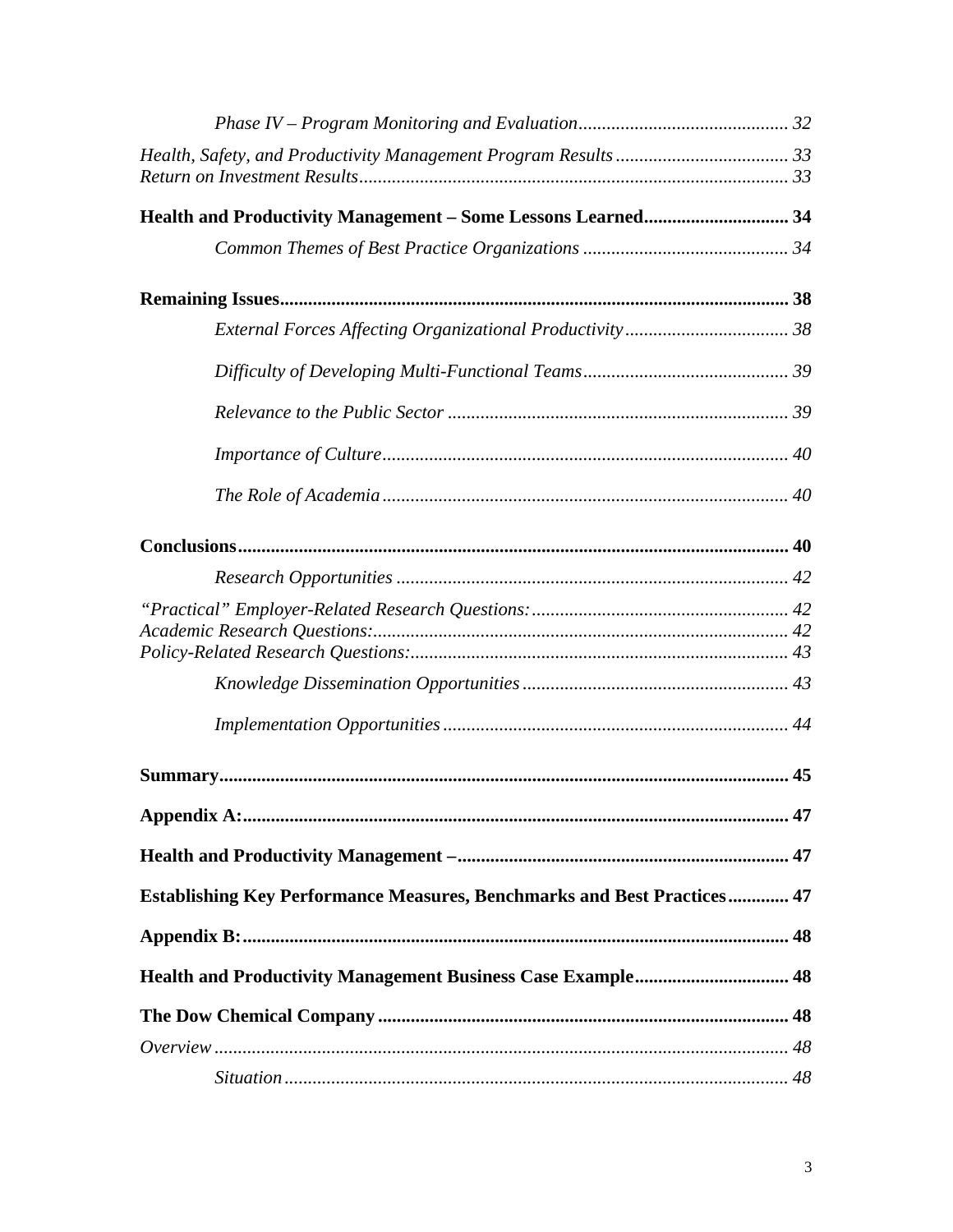*Phase IV – Program Monitoring and Evaluation* ............................................ 32

*Health, Safety, and Productivity Management Program Results* ..................................... 33
*Return on Investment Results* ........................................................................................... 33

**Health and Productivity Management – Some Lessons Learned** .............................. 34

*Common Themes of Best Practice Organizations* ............................................ 34

**Remaining Issues** ........................................................................................................... 38

*External Forces Affecting Organizational Productivity* ................................... 38

*Difficulty of Developing Multi-Functional Teams* ............................................ 39

*Relevance to the Public Sector* ........................................................................ 39

*Importance of Culture* ...................................................................................... 40

*The Role of Academia* ...................................................................................... 40

**Conclusions** ..................................................................................................................... 40

*Research Opportunities* ................................................................................... 42

*"Practical" Employer-Related Research Questions:* ....................................................... 42
*Academic Research Questions:* ........................................................................................ 42
*Policy-Related Research Questions:* ................................................................................ 43

*Knowledge Dissemination Opportunities* ......................................................... 43

*Implementation Opportunities* ......................................................................... 44

**Summary** ......................................................................................................................... 45

**Appendix A:** .................................................................................................................... 47

**Health and Productivity Management –** ...................................................................... 47

**Establishing Key Performance Measures, Benchmarks and Best Practices** ............. 47

**Appendix B:** .................................................................................................................... 48

**Health and Productivity Management Business Case Example** ................................ 48

**The Dow Chemical Company** ....................................................................................... 48

*Overview* ........................................................................................................................... 48

*Situation* ........................................................................................................... 48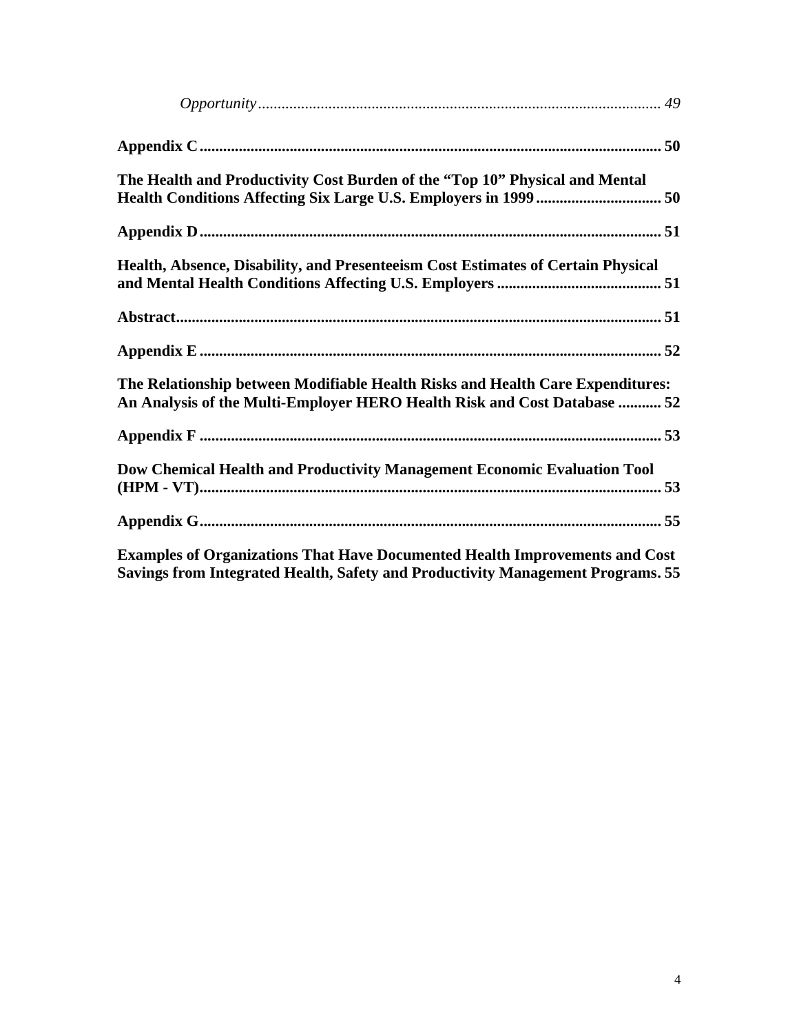*Opportunity* ........................................................................................ 49

**Appendix C** ........................................................................................ **50**

**The Health and Productivity Cost Burden of the "Top 10" Physical and Mental Health Conditions Affecting Six Large U.S. Employers in 1999** ........................ **50**

**Appendix D** ........................................................................................ **51**

**Health, Absence, Disability, and Presenteeism Cost Estimates of Certain Physical and Mental Health Conditions Affecting U.S. Employers** ........................ **51**

**Abstract** ........................................................................................ **51**

**Appendix E** ........................................................................................ **52**

**The Relationship between Modifiable Health Risks and Health Care Expenditures: An Analysis of the Multi-Employer HERO Health Risk and Cost Database** ........... **52**

**Appendix F** ........................................................................................ **53**

**Dow Chemical Health and Productivity Management Economic Evaluation Tool (HPM - VT)** ........................................................................................ **53**

**Appendix G** ........................................................................................ **55**

**Examples of Organizations That Have Documented Health Improvements and Cost Savings from Integrated Health, Safety and Productivity Management Programs.** **55**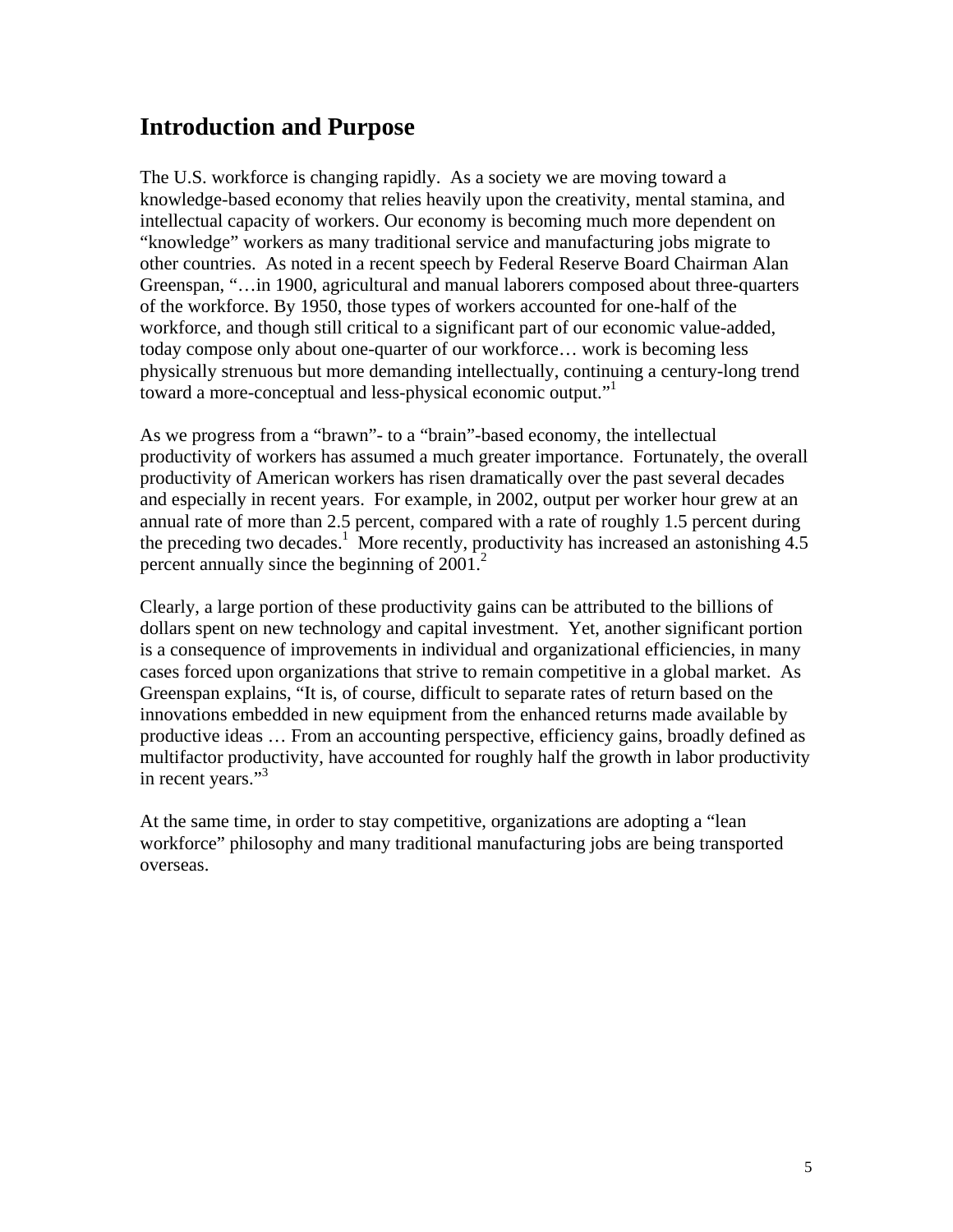## Introduction and Purpose

The U.S. workforce is changing rapidly. As a society we are moving toward a knowledge-based economy that relies heavily upon the creativity, mental stamina, and intellectual capacity of workers. Our economy is becoming much more dependent on "knowledge" workers as many traditional service and manufacturing jobs migrate to other countries. As noted in a recent speech by Federal Reserve Board Chairman Alan Greenspan, "…in 1900, agricultural and manual laborers composed about three-quarters of the workforce. By 1950, those types of workers accounted for one-half of the workforce, and though still critical to a significant part of our economic value-added, today compose only about one-quarter of our workforce… work is becoming less physically strenuous but more demanding intellectually, continuing a century-long trend toward a more-conceptual and less-physical economic output."[1]

As we progress from a "brawn"- to a "brain"-based economy, the intellectual productivity of workers has assumed a much greater importance. Fortunately, the overall productivity of American workers has risen dramatically over the past several decades and especially in recent years. For example, in 2002, output per worker hour grew at an annual rate of more than 2.5 percent, compared with a rate of roughly 1.5 percent during the preceding two decades.[1] More recently, productivity has increased an astonishing 4.5 percent annually since the beginning of 2001.[2]

Clearly, a large portion of these productivity gains can be attributed to the billions of dollars spent on new technology and capital investment. Yet, another significant portion is a consequence of improvements in individual and organizational efficiencies, in many cases forced upon organizations that strive to remain competitive in a global market. As Greenspan explains, "It is, of course, difficult to separate rates of return based on the innovations embedded in new equipment from the enhanced returns made available by productive ideas … From an accounting perspective, efficiency gains, broadly defined as multifactor productivity, have accounted for roughly half the growth in labor productivity in recent years."[3]

At the same time, in order to stay competitive, organizations are adopting a "lean workforce" philosophy and many traditional manufacturing jobs are being transported overseas.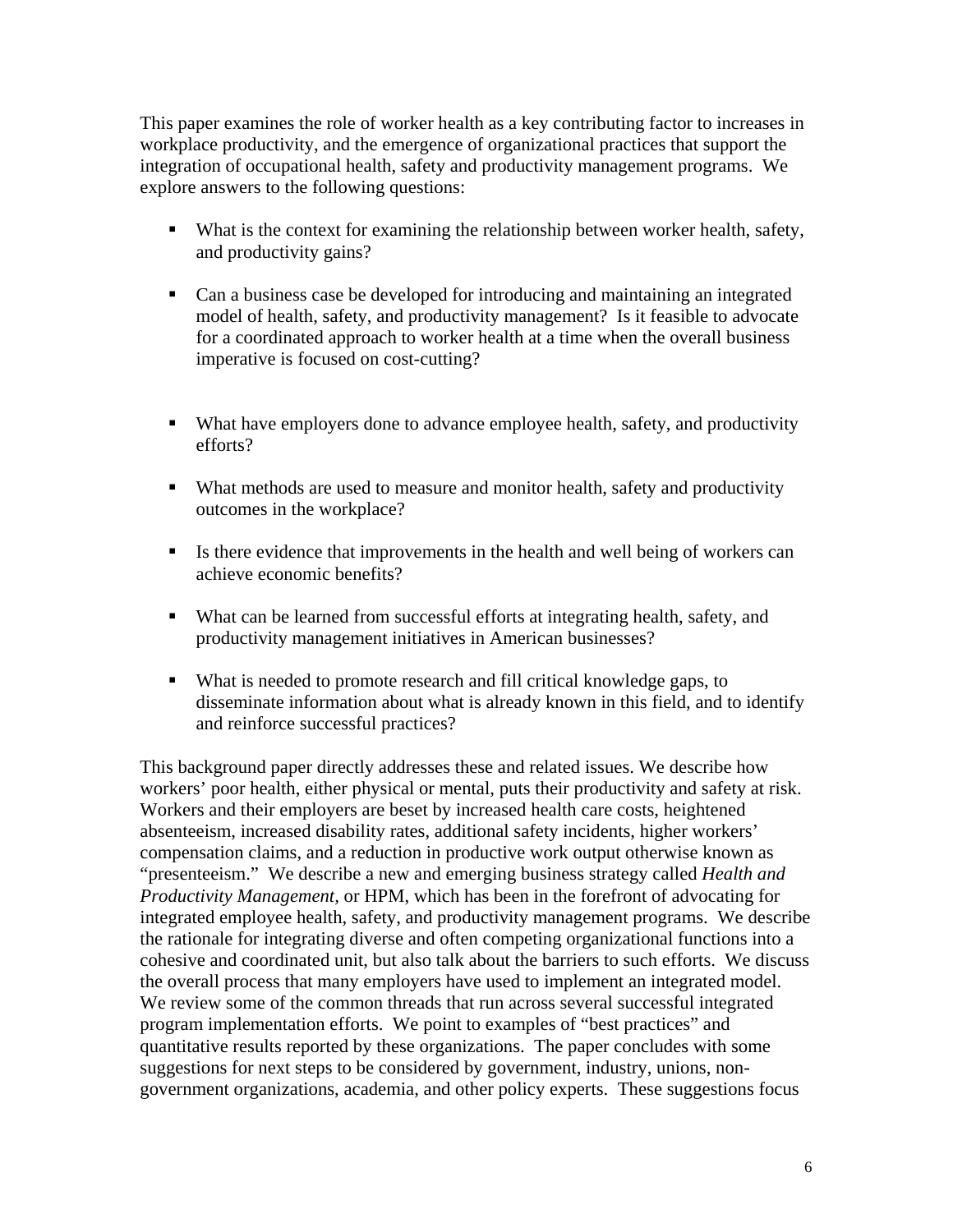This paper examines the role of worker health as a key contributing factor to increases in workplace productivity, and the emergence of organizational practices that support the integration of occupational health, safety and productivity management programs. We explore answers to the following questions:

- What is the context for examining the relationship between worker health, safety, and productivity gains?
- Can a business case be developed for introducing and maintaining an integrated model of health, safety, and productivity management? Is it feasible to advocate for a coordinated approach to worker health at a time when the overall business imperative is focused on cost-cutting?
- What have employers done to advance employee health, safety, and productivity efforts?
- What methods are used to measure and monitor health, safety and productivity outcomes in the workplace?
- Is there evidence that improvements in the health and well being of workers can achieve economic benefits?
- What can be learned from successful efforts at integrating health, safety, and productivity management initiatives in American businesses?
- What is needed to promote research and fill critical knowledge gaps, to disseminate information about what is already known in this field, and to identify and reinforce successful practices?

This background paper directly addresses these and related issues. We describe how workers' poor health, either physical or mental, puts their productivity and safety at risk. Workers and their employers are beset by increased health care costs, heightened absenteeism, increased disability rates, additional safety incidents, higher workers' compensation claims, and a reduction in productive work output otherwise known as "presenteeism." We describe a new and emerging business strategy called *Health and Productivity Management*, or HPM, which has been in the forefront of advocating for integrated employee health, safety, and productivity management programs. We describe the rationale for integrating diverse and often competing organizational functions into a cohesive and coordinated unit, but also talk about the barriers to such efforts. We discuss the overall process that many employers have used to implement an integrated model. We review some of the common threads that run across several successful integrated program implementation efforts. We point to examples of "best practices" and quantitative results reported by these organizations. The paper concludes with some suggestions for next steps to be considered by government, industry, unions, non-government organizations, academia, and other policy experts. These suggestions focus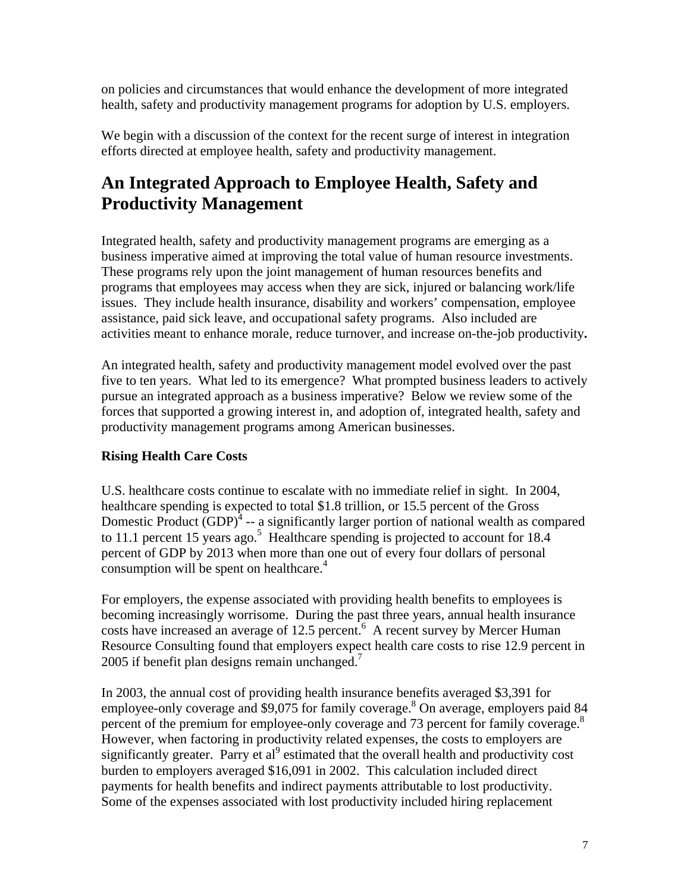on policies and circumstances that would enhance the development of more integrated health, safety and productivity management programs for adoption by U.S. employers.

We begin with a discussion of the context for the recent surge of interest in integration efforts directed at employee health, safety and productivity management.

# An Integrated Approach to Employee Health, Safety and Productivity Management

Integrated health, safety and productivity management programs are emerging as a business imperative aimed at improving the total value of human resource investments. These programs rely upon the joint management of human resources benefits and programs that employees may access when they are sick, injured or balancing work/life issues. They include health insurance, disability and workers' compensation, employee assistance, paid sick leave, and occupational safety programs. Also included are activities meant to enhance morale, reduce turnover, and increase on-the-job productivity**.**

An integrated health, safety and productivity management model evolved over the past five to ten years. What led to its emergence? What prompted business leaders to actively pursue an integrated approach as a business imperative? Below we review some of the forces that supported a growing interest in, and adoption of, integrated health, safety and productivity management programs among American businesses.

### Rising Health Care Costs

U.S. healthcare costs continue to escalate with no immediate relief in sight. In 2004, healthcare spending is expected to total $1.8 trillion, or 15.5 percent of the Gross Domestic Product (GDP)[4] -- a significantly larger portion of national wealth as compared to 11.1 percent 15 years ago.[5] Healthcare spending is projected to account for 18.4 percent of GDP by 2013 when more than one out of every four dollars of personal consumption will be spent on healthcare.[4]

For employers, the expense associated with providing health benefits to employees is becoming increasingly worrisome. During the past three years, annual health insurance costs have increased an average of 12.5 percent.[6] A recent survey by Mercer Human Resource Consulting found that employers expect health care costs to rise 12.9 percent in 2005 if benefit plan designs remain unchanged.[7]

In 2003, the annual cost of providing health insurance benefits averaged $3,391 for employee-only coverage and $9,075 for family coverage.[8] On average, employers paid 84 percent of the premium for employee-only coverage and 73 percent for family coverage.[8] However, when factoring in productivity related expenses, the costs to employers are significantly greater. Parry et al[9] estimated that the overall health and productivity cost burden to employers averaged $16,091 in 2002. This calculation included direct payments for health benefits and indirect payments attributable to lost productivity. Some of the expenses associated with lost productivity included hiring replacement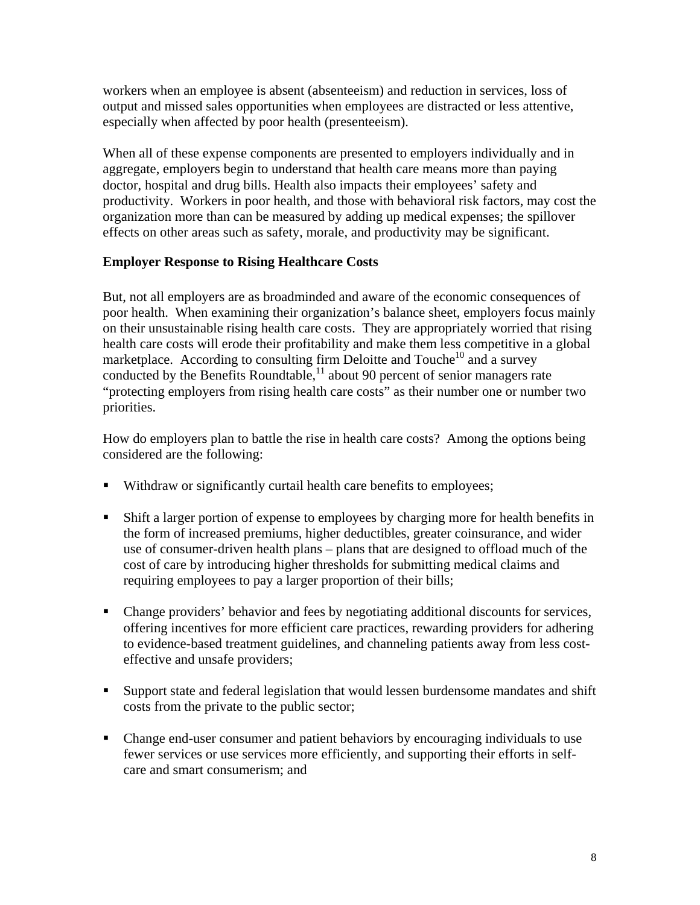workers when an employee is absent (absenteeism) and reduction in services, loss of output and missed sales opportunities when employees are distracted or less attentive, especially when affected by poor health (presenteeism).

When all of these expense components are presented to employers individually and in aggregate, employers begin to understand that health care means more than paying doctor, hospital and drug bills. Health also impacts their employees' safety and productivity. Workers in poor health, and those with behavioral risk factors, may cost the organization more than can be measured by adding up medical expenses; the spillover effects on other areas such as safety, morale, and productivity may be significant.

**Employer Response to Rising Healthcare Costs**

But, not all employers are as broadminded and aware of the economic consequences of poor health. When examining their organization's balance sheet, employers focus mainly on their unsustainable rising health care costs. They are appropriately worried that rising health care costs will erode their profitability and make them less competitive in a global marketplace. According to consulting firm Deloitte and Touche[10] and a survey conducted by the Benefits Roundtable,[11] about 90 percent of senior managers rate "protecting employers from rising health care costs" as their number one or number two priorities.

How do employers plan to battle the rise in health care costs? Among the options being considered are the following:

- Withdraw or significantly curtail health care benefits to employees;
- Shift a larger portion of expense to employees by charging more for health benefits in the form of increased premiums, higher deductibles, greater coinsurance, and wider use of consumer-driven health plans – plans that are designed to offload much of the cost of care by introducing higher thresholds for submitting medical claims and requiring employees to pay a larger proportion of their bills;
- Change providers' behavior and fees by negotiating additional discounts for services, offering incentives for more efficient care practices, rewarding providers for adhering to evidence-based treatment guidelines, and channeling patients away from less cost-effective and unsafe providers;
- Support state and federal legislation that would lessen burdensome mandates and shift costs from the private to the public sector;
- Change end-user consumer and patient behaviors by encouraging individuals to use fewer services or use services more efficiently, and supporting their efforts in self-care and smart consumerism; and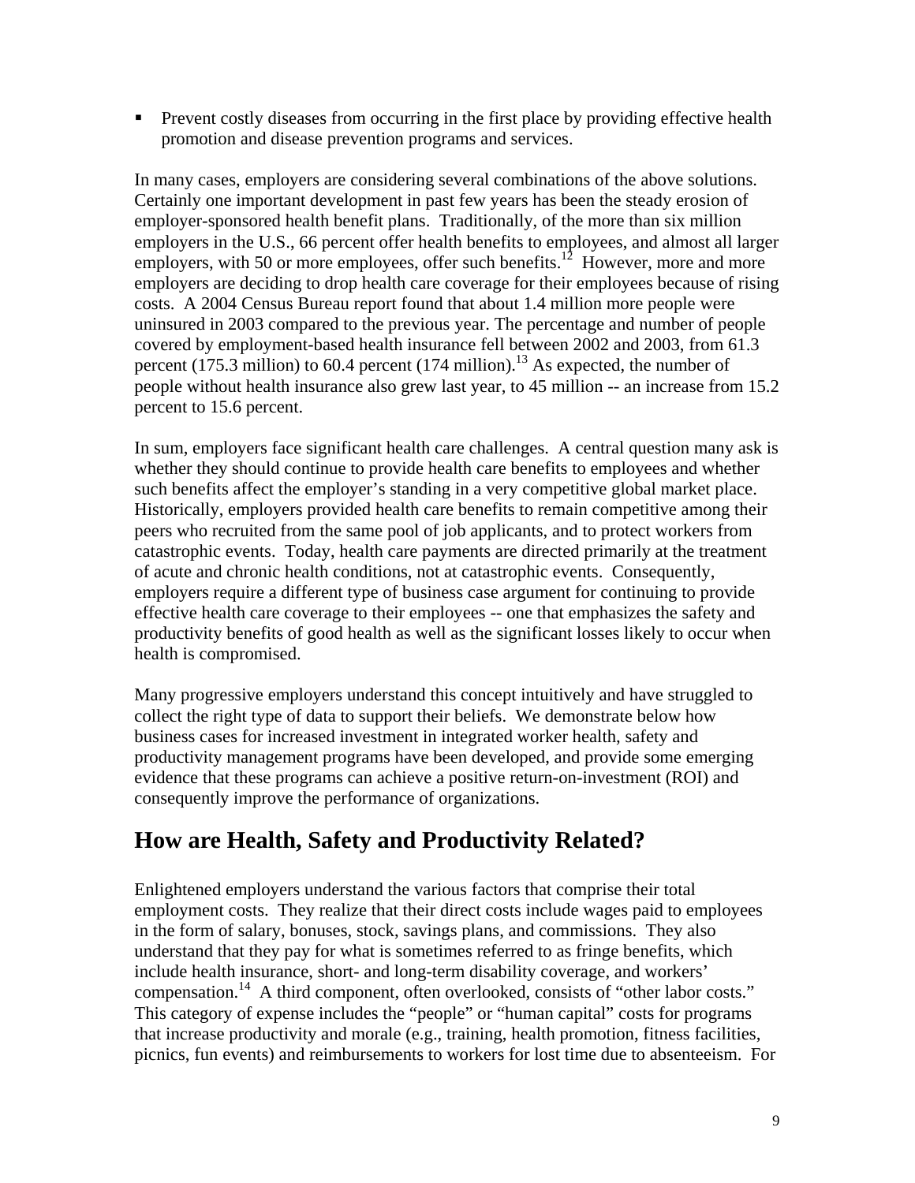- Prevent costly diseases from occurring in the first place by providing effective health promotion and disease prevention programs and services.

In many cases, employers are considering several combinations of the above solutions. Certainly one important development in past few years has been the steady erosion of employer-sponsored health benefit plans. Traditionally, of the more than six million employers in the U.S., 66 percent offer health benefits to employees, and almost all larger employers, with 50 or more employees, offer such benefits.[12] However, more and more employers are deciding to drop health care coverage for their employees because of rising costs. A 2004 Census Bureau report found that about 1.4 million more people were uninsured in 2003 compared to the previous year. The percentage and number of people covered by employment-based health insurance fell between 2002 and 2003, from 61.3 percent (175.3 million) to 60.4 percent (174 million).[13] As expected, the number of people without health insurance also grew last year, to 45 million -- an increase from 15.2 percent to 15.6 percent.

In sum, employers face significant health care challenges. A central question many ask is whether they should continue to provide health care benefits to employees and whether such benefits affect the employer's standing in a very competitive global market place. Historically, employers provided health care benefits to remain competitive among their peers who recruited from the same pool of job applicants, and to protect workers from catastrophic events. Today, health care payments are directed primarily at the treatment of acute and chronic health conditions, not at catastrophic events. Consequently, employers require a different type of business case argument for continuing to provide effective health care coverage to their employees -- one that emphasizes the safety and productivity benefits of good health as well as the significant losses likely to occur when health is compromised.

Many progressive employers understand this concept intuitively and have struggled to collect the right type of data to support their beliefs. We demonstrate below how business cases for increased investment in integrated worker health, safety and productivity management programs have been developed, and provide some emerging evidence that these programs can achieve a positive return-on-investment (ROI) and consequently improve the performance of organizations.

## How are Health, Safety and Productivity Related?

Enlightened employers understand the various factors that comprise their total employment costs. They realize that their direct costs include wages paid to employees in the form of salary, bonuses, stock, savings plans, and commissions. They also understand that they pay for what is sometimes referred to as fringe benefits, which include health insurance, short- and long-term disability coverage, and workers' compensation.[14] A third component, often overlooked, consists of "other labor costs." This category of expense includes the "people" or "human capital" costs for programs that increase productivity and morale (e.g., training, health promotion, fitness facilities, picnics, fun events) and reimbursements to workers for lost time due to absenteeism. For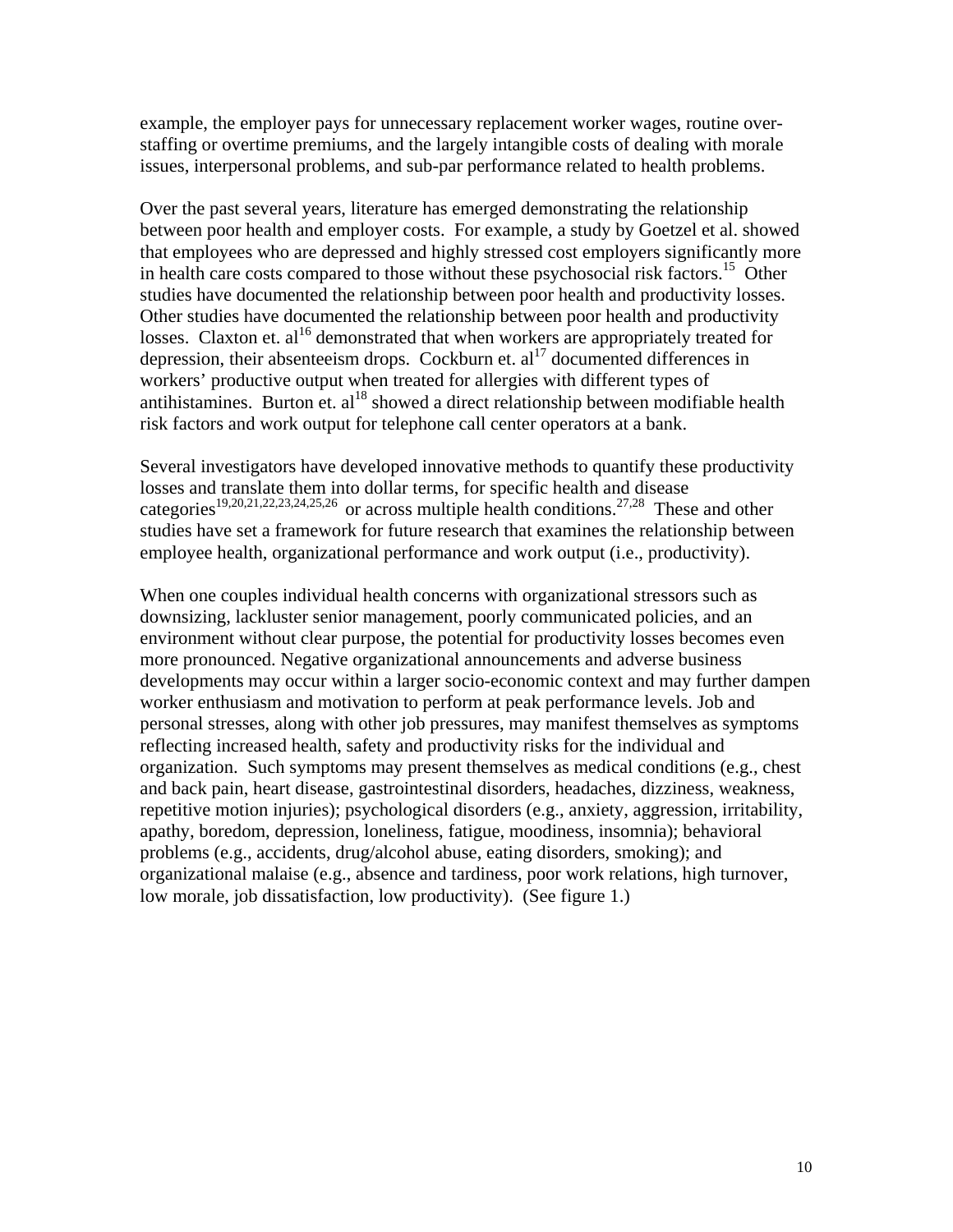example, the employer pays for unnecessary replacement worker wages, routine over-staffing or overtime premiums, and the largely intangible costs of dealing with morale issues, interpersonal problems, and sub-par performance related to health problems.

Over the past several years, literature has emerged demonstrating the relationship between poor health and employer costs. For example, a study by Goetzel et al. showed that employees who are depressed and highly stressed cost employers significantly more in health care costs compared to those without these psychosocial risk factors.[15] Other studies have documented the relationship between poor health and productivity losses. Other studies have documented the relationship between poor health and productivity losses. Claxton et. al[16] demonstrated that when workers are appropriately treated for depression, their absenteeism drops. Cockburn et. al[17] documented differences in workers' productive output when treated for allergies with different types of antihistamines. Burton et. al[18] showed a direct relationship between modifiable health risk factors and work output for telephone call center operators at a bank.

Several investigators have developed innovative methods to quantify these productivity losses and translate them into dollar terms, for specific health and disease categories[19,20,21,22,23,24,25,26] or across multiple health conditions.[27,28] These and other studies have set a framework for future research that examines the relationship between employee health, organizational performance and work output (i.e., productivity).

When one couples individual health concerns with organizational stressors such as downsizing, lackluster senior management, poorly communicated policies, and an environment without clear purpose, the potential for productivity losses becomes even more pronounced. Negative organizational announcements and adverse business developments may occur within a larger socio-economic context and may further dampen worker enthusiasm and motivation to perform at peak performance levels. Job and personal stresses, along with other job pressures, may manifest themselves as symptoms reflecting increased health, safety and productivity risks for the individual and organization. Such symptoms may present themselves as medical conditions (e.g., chest and back pain, heart disease, gastrointestinal disorders, headaches, dizziness, weakness, repetitive motion injuries); psychological disorders (e.g., anxiety, aggression, irritability, apathy, boredom, depression, loneliness, fatigue, moodiness, insomnia); behavioral problems (e.g., accidents, drug/alcohol abuse, eating disorders, smoking); and organizational malaise (e.g., absence and tardiness, poor work relations, high turnover, low morale, job dissatisfaction, low productivity). (See figure 1.)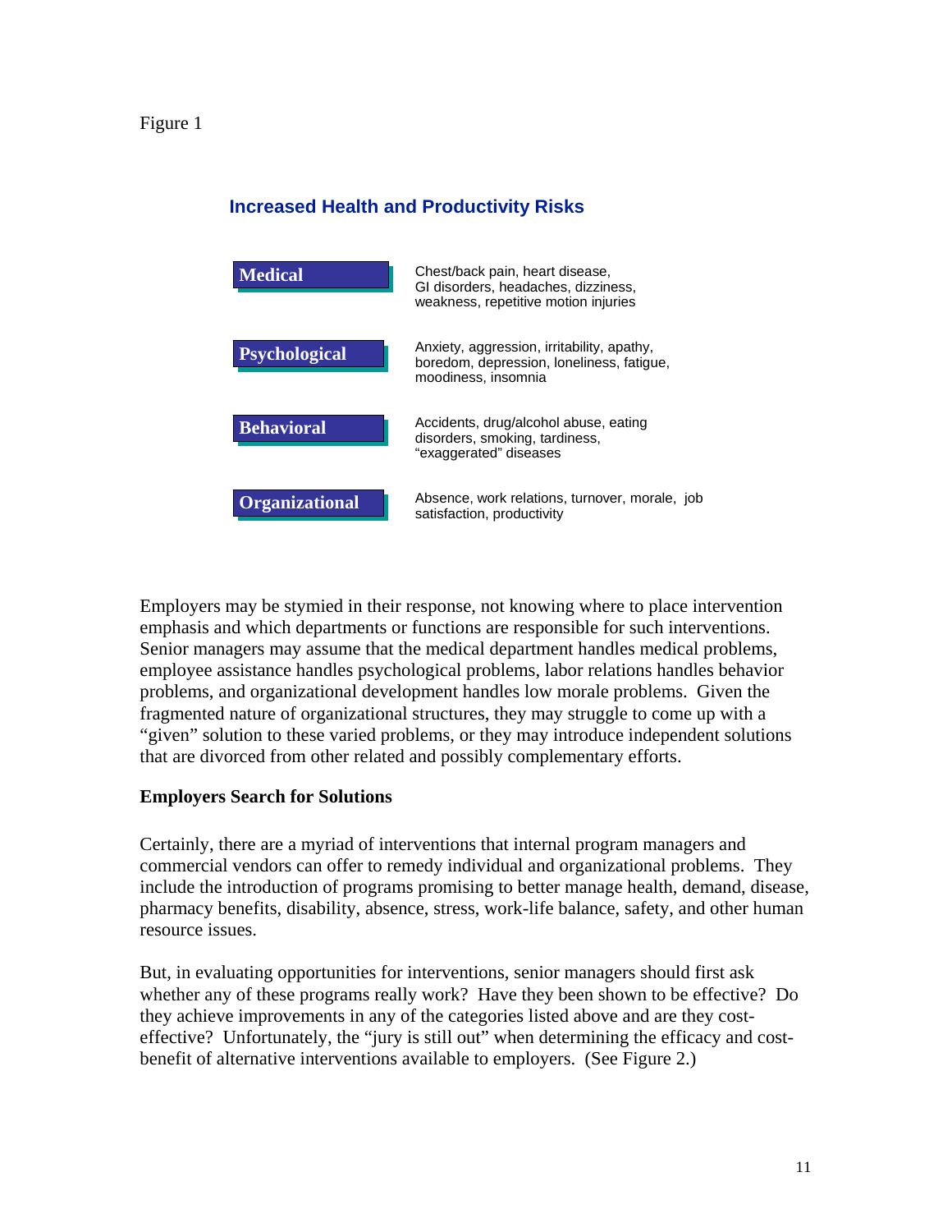Figure 1

**Increased Health and Productivity Risks**

| Category | Risks |
|---|---|
| **Medical** | Chest/back pain, heart disease, GI disorders, headaches, dizziness, weakness, repetitive motion injuries |
| **Psychological** | Anxiety, aggression, irritability, apathy, boredom, depression, loneliness, fatigue, moodiness, insomnia |
| **Behavioral** | Accidents, drug/alcohol abuse, eating disorders, smoking, tardiness, "exaggerated" diseases |
| **Organizational** | Absence, work relations, turnover, morale, job satisfaction, productivity |

Employers may be stymied in their response, not knowing where to place intervention emphasis and which departments or functions are responsible for such interventions. Senior managers may assume that the medical department handles medical problems, employee assistance handles psychological problems, labor relations handles behavior problems, and organizational development handles low morale problems. Given the fragmented nature of organizational structures, they may struggle to come up with a "given" solution to these varied problems, or they may introduce independent solutions that are divorced from other related and possibly complementary efforts.

**Employers Search for Solutions**

Certainly, there are a myriad of interventions that internal program managers and commercial vendors can offer to remedy individual and organizational problems. They include the introduction of programs promising to better manage health, demand, disease, pharmacy benefits, disability, absence, stress, work-life balance, safety, and other human resource issues.

But, in evaluating opportunities for interventions, senior managers should first ask whether any of these programs really work? Have they been shown to be effective? Do they achieve improvements in any of the categories listed above and are they cost-effective? Unfortunately, the "jury is still out" when determining the efficacy and cost-benefit of alternative interventions available to employers. (See Figure 2.)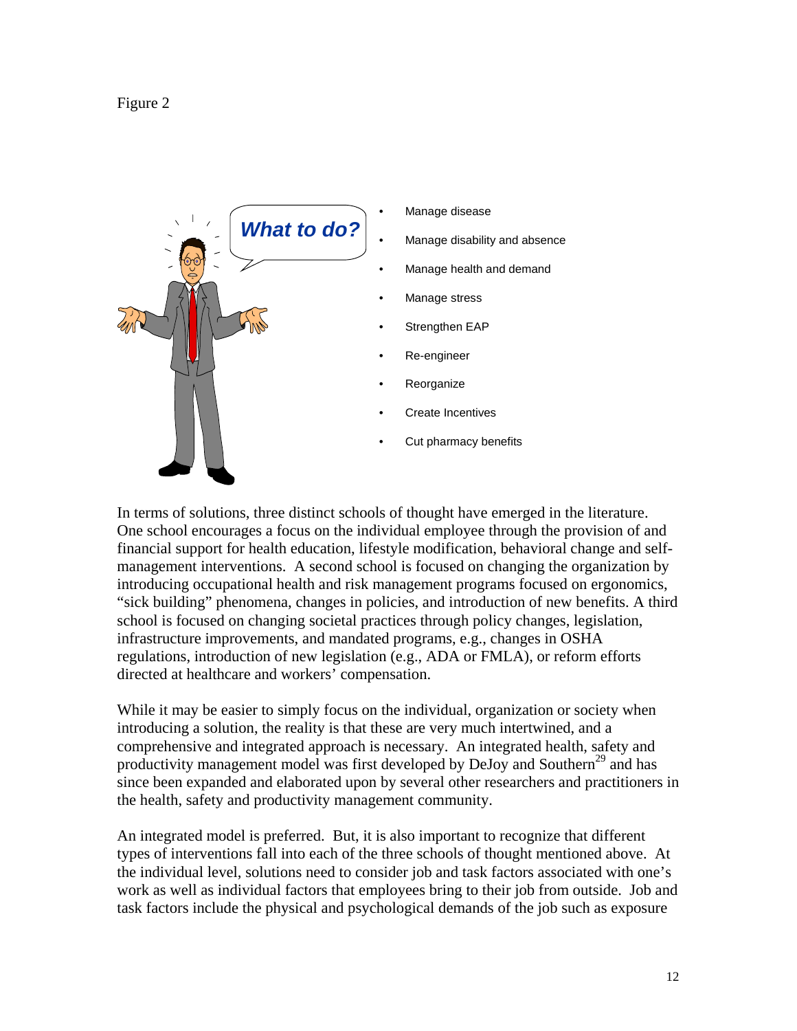Figure 2

- Manage disease
- Manage disability and absence
- Manage health and demand
- Manage stress
- Strengthen EAP
- Re-engineer
- Reorganize
- Create Incentives
- Cut pharmacy benefits

In terms of solutions, three distinct schools of thought have emerged in the literature. One school encourages a focus on the individual employee through the provision of and financial support for health education, lifestyle modification, behavioral change and self-management interventions. A second school is focused on changing the organization by introducing occupational health and risk management programs focused on ergonomics, "sick building" phenomena, changes in policies, and introduction of new benefits. A third school is focused on changing societal practices through policy changes, legislation, infrastructure improvements, and mandated programs, e.g., changes in OSHA regulations, introduction of new legislation (e.g., ADA or FMLA), or reform efforts directed at healthcare and workers' compensation.

While it may be easier to simply focus on the individual, organization or society when introducing a solution, the reality is that these are very much intertwined, and a comprehensive and integrated approach is necessary. An integrated health, safety and productivity management model was first developed by DeJoy and Southern[29] and has since been expanded and elaborated upon by several other researchers and practitioners in the health, safety and productivity management community.

An integrated model is preferred. But, it is also important to recognize that different types of interventions fall into each of the three schools of thought mentioned above. At the individual level, solutions need to consider job and task factors associated with one's work as well as individual factors that employees bring to their job from outside. Job and task factors include the physical and psychological demands of the job such as exposure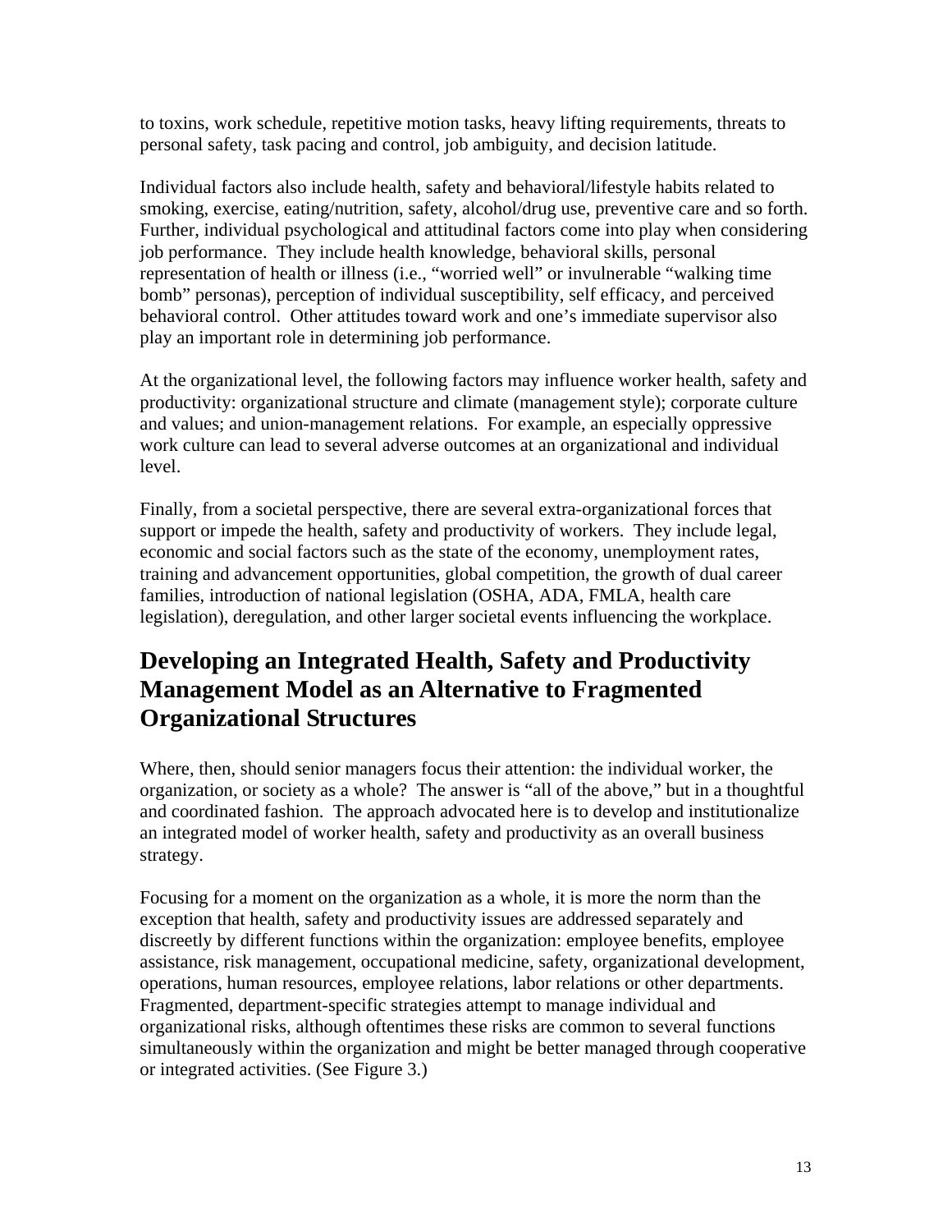to toxins, work schedule, repetitive motion tasks, heavy lifting requirements, threats to personal safety, task pacing and control, job ambiguity, and decision latitude.

Individual factors also include health, safety and behavioral/lifestyle habits related to smoking, exercise, eating/nutrition, safety, alcohol/drug use, preventive care and so forth. Further, individual psychological and attitudinal factors come into play when considering job performance. They include health knowledge, behavioral skills, personal representation of health or illness (i.e., "worried well" or invulnerable "walking time bomb" personas), perception of individual susceptibility, self efficacy, and perceived behavioral control. Other attitudes toward work and one's immediate supervisor also play an important role in determining job performance.

At the organizational level, the following factors may influence worker health, safety and productivity: organizational structure and climate (management style); corporate culture and values; and union-management relations. For example, an especially oppressive work culture can lead to several adverse outcomes at an organizational and individual level.

Finally, from a societal perspective, there are several extra-organizational forces that support or impede the health, safety and productivity of workers. They include legal, economic and social factors such as the state of the economy, unemployment rates, training and advancement opportunities, global competition, the growth of dual career families, introduction of national legislation (OSHA, ADA, FMLA, health care legislation), deregulation, and other larger societal events influencing the workplace.

## Developing an Integrated Health, Safety and Productivity Management Model as an Alternative to Fragmented Organizational Structures

Where, then, should senior managers focus their attention: the individual worker, the organization, or society as a whole? The answer is "all of the above," but in a thoughtful and coordinated fashion. The approach advocated here is to develop and institutionalize an integrated model of worker health, safety and productivity as an overall business strategy.

Focusing for a moment on the organization as a whole, it is more the norm than the exception that health, safety and productivity issues are addressed separately and discreetly by different functions within the organization: employee benefits, employee assistance, risk management, occupational medicine, safety, organizational development, operations, human resources, employee relations, labor relations or other departments. Fragmented, department-specific strategies attempt to manage individual and organizational risks, although oftentimes these risks are common to several functions simultaneously within the organization and might be better managed through cooperative or integrated activities. (See Figure 3.)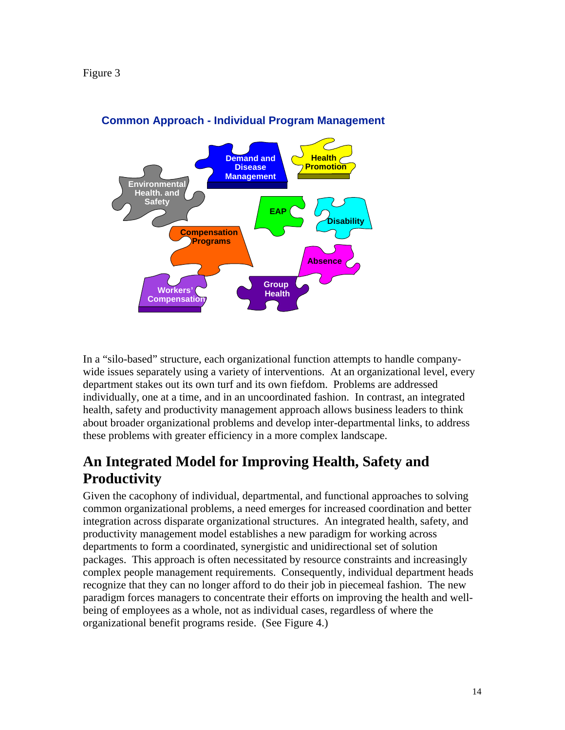Figure 3

**Common Approach - Individual Program Management**

Demand and Disease Management

Health Promotion

Environmental Health. and Safety

EAP

Disability

Compensation Programs

Absence

Group Health

Workers' Compensation

In a "silo-based" structure, each organizational function attempts to handle company-wide issues separately using a variety of interventions. At an organizational level, every department stakes out its own turf and its own fiefdom. Problems are addressed individually, one at a time, and in an uncoordinated fashion. In contrast, an integrated health, safety and productivity management approach allows business leaders to think about broader organizational problems and develop inter-departmental links, to address these problems with greater efficiency in a more complex landscape.

## An Integrated Model for Improving Health, Safety and Productivity

Given the cacophony of individual, departmental, and functional approaches to solving common organizational problems, a need emerges for increased coordination and better integration across disparate organizational structures. An integrated health, safety, and productivity management model establishes a new paradigm for working across departments to form a coordinated, synergistic and unidirectional set of solution packages. This approach is often necessitated by resource constraints and increasingly complex people management requirements. Consequently, individual department heads recognize that they can no longer afford to do their job in piecemeal fashion. The new paradigm forces managers to concentrate their efforts on improving the health and well-being of employees as a whole, not as individual cases, regardless of where the organizational benefit programs reside. (See Figure 4.)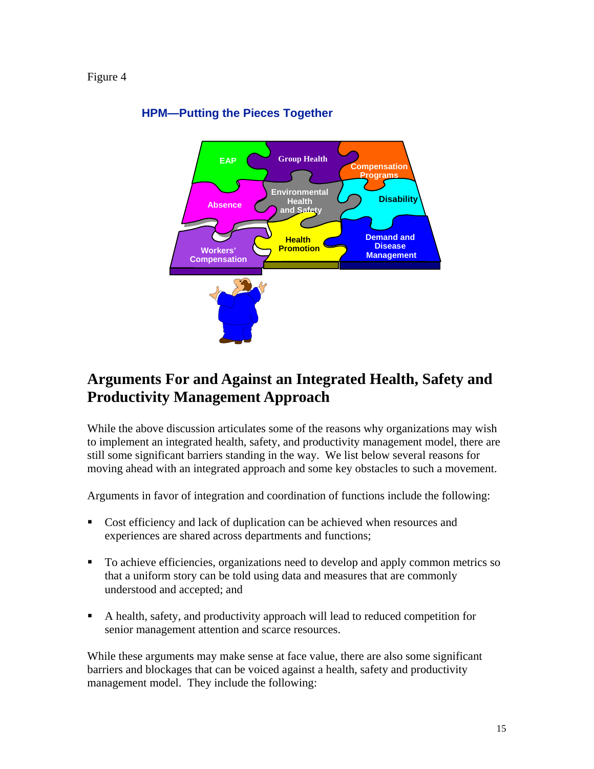Figure 4

**HPM—Putting the Pieces Together**

EAP

Group Health

Compensation Programs

Absence

Environmental Health and Safety

Disability

Workers' Compensation

Health Promotion

Demand and Disease Management

## Arguments For and Against an Integrated Health, Safety and Productivity Management Approach

While the above discussion articulates some of the reasons why organizations may wish to implement an integrated health, safety, and productivity management model, there are still some significant barriers standing in the way. We list below several reasons for moving ahead with an integrated approach and some key obstacles to such a movement.

Arguments in favor of integration and coordination of functions include the following:

- Cost efficiency and lack of duplication can be achieved when resources and experiences are shared across departments and functions;
- To achieve efficiencies, organizations need to develop and apply common metrics so that a uniform story can be told using data and measures that are commonly understood and accepted; and
- A health, safety, and productivity approach will lead to reduced competition for senior management attention and scarce resources.

While these arguments may make sense at face value, there are also some significant barriers and blockages that can be voiced against a health, safety and productivity management model. They include the following: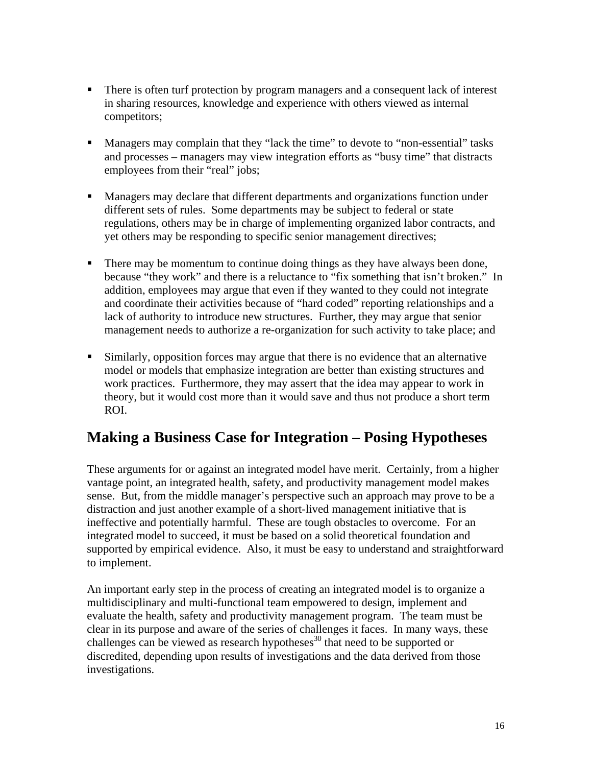- There is often turf protection by program managers and a consequent lack of interest in sharing resources, knowledge and experience with others viewed as internal competitors;

- Managers may complain that they "lack the time" to devote to "non-essential" tasks and processes – managers may view integration efforts as "busy time" that distracts employees from their "real" jobs;

- Managers may declare that different departments and organizations function under different sets of rules. Some departments may be subject to federal or state regulations, others may be in charge of implementing organized labor contracts, and yet others may be responding to specific senior management directives;

- There may be momentum to continue doing things as they have always been done, because "they work" and there is a reluctance to "fix something that isn't broken." In addition, employees may argue that even if they wanted to they could not integrate and coordinate their activities because of "hard coded" reporting relationships and a lack of authority to introduce new structures. Further, they may argue that senior management needs to authorize a re-organization for such activity to take place; and

- Similarly, opposition forces may argue that there is no evidence that an alternative model or models that emphasize integration are better than existing structures and work practices. Furthermore, they may assert that the idea may appear to work in theory, but it would cost more than it would save and thus not produce a short term ROI.

## Making a Business Case for Integration – Posing Hypotheses

These arguments for or against an integrated model have merit. Certainly, from a higher vantage point, an integrated health, safety, and productivity management model makes sense. But, from the middle manager's perspective such an approach may prove to be a distraction and just another example of a short-lived management initiative that is ineffective and potentially harmful. These are tough obstacles to overcome. For an integrated model to succeed, it must be based on a solid theoretical foundation and supported by empirical evidence. Also, it must be easy to understand and straightforward to implement.

An important early step in the process of creating an integrated model is to organize a multidisciplinary and multi-functional team empowered to design, implement and evaluate the health, safety and productivity management program. The team must be clear in its purpose and aware of the series of challenges it faces. In many ways, these challenges can be viewed as research hypotheses[30] that need to be supported or discredited, depending upon results of investigations and the data derived from those investigations.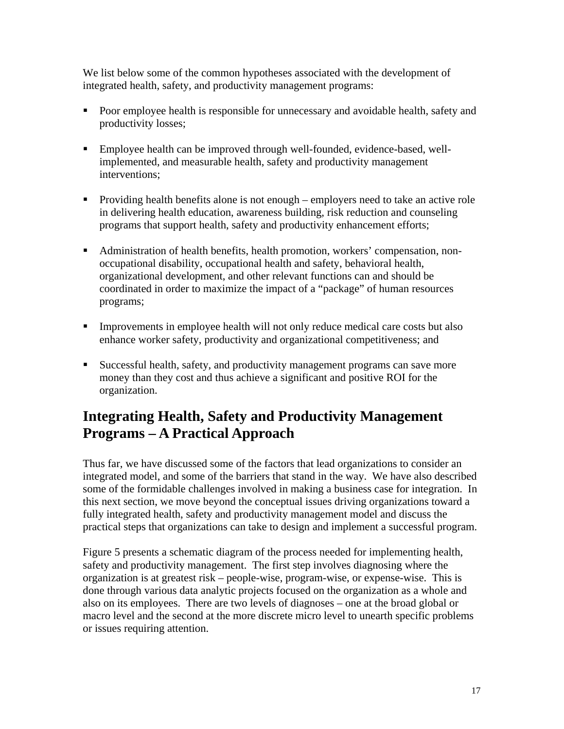We list below some of the common hypotheses associated with the development of integrated health, safety, and productivity management programs:

- Poor employee health is responsible for unnecessary and avoidable health, safety and productivity losses;
- Employee health can be improved through well-founded, evidence-based, well-implemented, and measurable health, safety and productivity management interventions;
- Providing health benefits alone is not enough – employers need to take an active role in delivering health education, awareness building, risk reduction and counseling programs that support health, safety and productivity enhancement efforts;
- Administration of health benefits, health promotion, workers' compensation, non-occupational disability, occupational health and safety, behavioral health, organizational development, and other relevant functions can and should be coordinated in order to maximize the impact of a "package" of human resources programs;
- Improvements in employee health will not only reduce medical care costs but also enhance worker safety, productivity and organizational competitiveness; and
- Successful health, safety, and productivity management programs can save more money than they cost and thus achieve a significant and positive ROI for the organization.

## Integrating Health, Safety and Productivity Management Programs – A Practical Approach

Thus far, we have discussed some of the factors that lead organizations to consider an integrated model, and some of the barriers that stand in the way. We have also described some of the formidable challenges involved in making a business case for integration. In this next section, we move beyond the conceptual issues driving organizations toward a fully integrated health, safety and productivity management model and discuss the practical steps that organizations can take to design and implement a successful program.

Figure 5 presents a schematic diagram of the process needed for implementing health, safety and productivity management. The first step involves diagnosing where the organization is at greatest risk – people-wise, program-wise, or expense-wise. This is done through various data analytic projects focused on the organization as a whole and also on its employees. There are two levels of diagnoses – one at the broad global or macro level and the second at the more discrete micro level to unearth specific problems or issues requiring attention.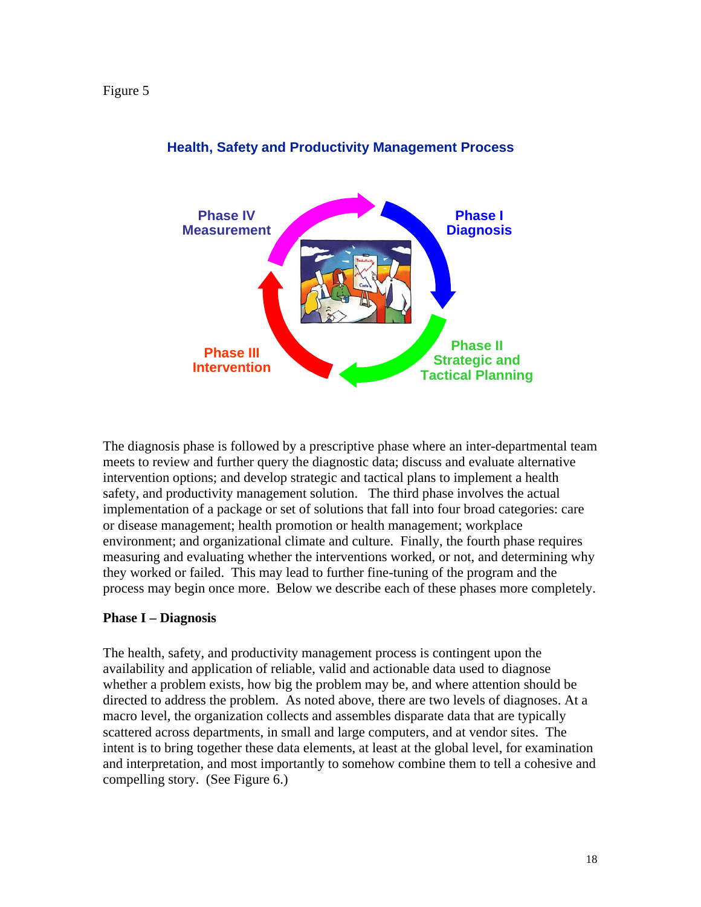Figure 5

**Health, Safety and Productivity Management Process**

Phase I
Diagnosis

Phase II
Strategic and
Tactical Planning

Phase III
Intervention

Phase IV
Measurement

The diagnosis phase is followed by a prescriptive phase where an inter-departmental team meets to review and further query the diagnostic data; discuss and evaluate alternative intervention options; and develop strategic and tactical plans to implement a health safety, and productivity management solution. The third phase involves the actual implementation of a package or set of solutions that fall into four broad categories: care or disease management; health promotion or health management; workplace environment; and organizational climate and culture. Finally, the fourth phase requires measuring and evaluating whether the interventions worked, or not, and determining why they worked or failed. This may lead to further fine-tuning of the program and the process may begin once more. Below we describe each of these phases more completely.

**Phase I – Diagnosis**

The health, safety, and productivity management process is contingent upon the availability and application of reliable, valid and actionable data used to diagnose whether a problem exists, how big the problem may be, and where attention should be directed to address the problem. As noted above, there are two levels of diagnoses. At a macro level, the organization collects and assembles disparate data that are typically scattered across departments, in small and large computers, and at vendor sites. The intent is to bring together these data elements, at least at the global level, for examination and interpretation, and most importantly to somehow combine them to tell a cohesive and compelling story. (See Figure 6.)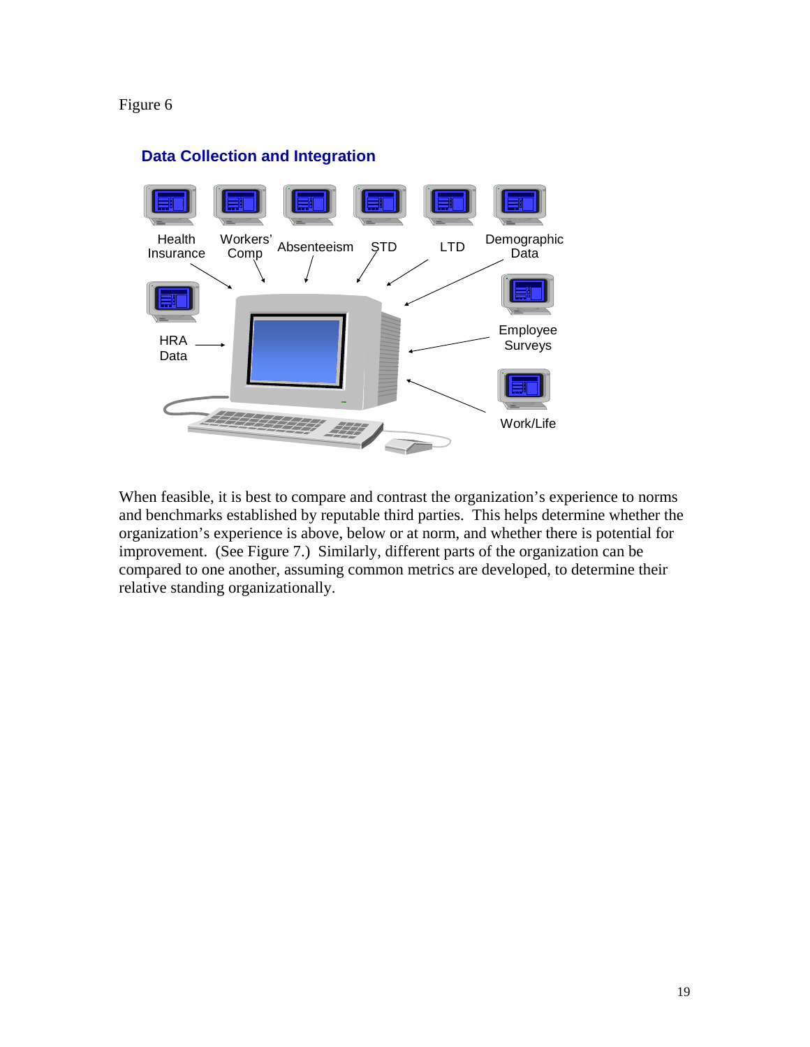Figure 6

**Data Collection and Integration**

Health Insurance

Workers' Comp

Absenteeism

STD

LTD

Demographic Data

HRA Data

Employee Surveys

Work/Life

When feasible, it is best to compare and contrast the organization's experience to norms and benchmarks established by reputable third parties. This helps determine whether the organization's experience is above, below or at norm, and whether there is potential for improvement. (See Figure 7.) Similarly, different parts of the organization can be compared to one another, assuming common metrics are developed, to determine their relative standing organizationally.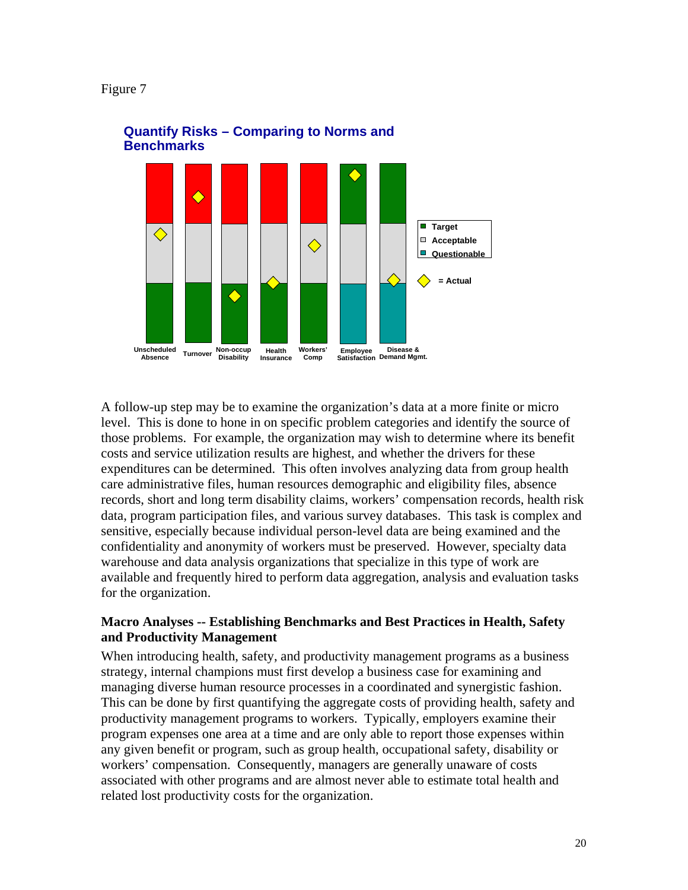Figure 7

A follow-up step may be to examine the organization's data at a more finite or micro level. This is done to hone in on specific problem categories and identify the source of those problems. For example, the organization may wish to determine where its benefit costs and service utilization results are highest, and whether the drivers for these expenditures can be determined. This often involves analyzing data from group health care administrative files, human resources demographic and eligibility files, absence records, short and long term disability claims, workers' compensation records, health risk data, program participation files, and various survey databases. This task is complex and sensitive, especially because individual person-level data are being examined and the confidentiality and anonymity of workers must be preserved. However, specialty data warehouse and data analysis organizations that specialize in this type of work are available and frequently hired to perform data aggregation, analysis and evaluation tasks for the organization.

**Macro Analyses -- Establishing Benchmarks and Best Practices in Health, Safety and Productivity Management**

When introducing health, safety, and productivity management programs as a business strategy, internal champions must first develop a business case for examining and managing diverse human resource processes in a coordinated and synergistic fashion. This can be done by first quantifying the aggregate costs of providing health, safety and productivity management programs to workers. Typically, employers examine their program expenses one area at a time and are only able to report those expenses within any given benefit or program, such as group health, occupational safety, disability or workers' compensation. Consequently, managers are generally unaware of costs associated with other programs and are almost never able to estimate total health and related lost productivity costs for the organization.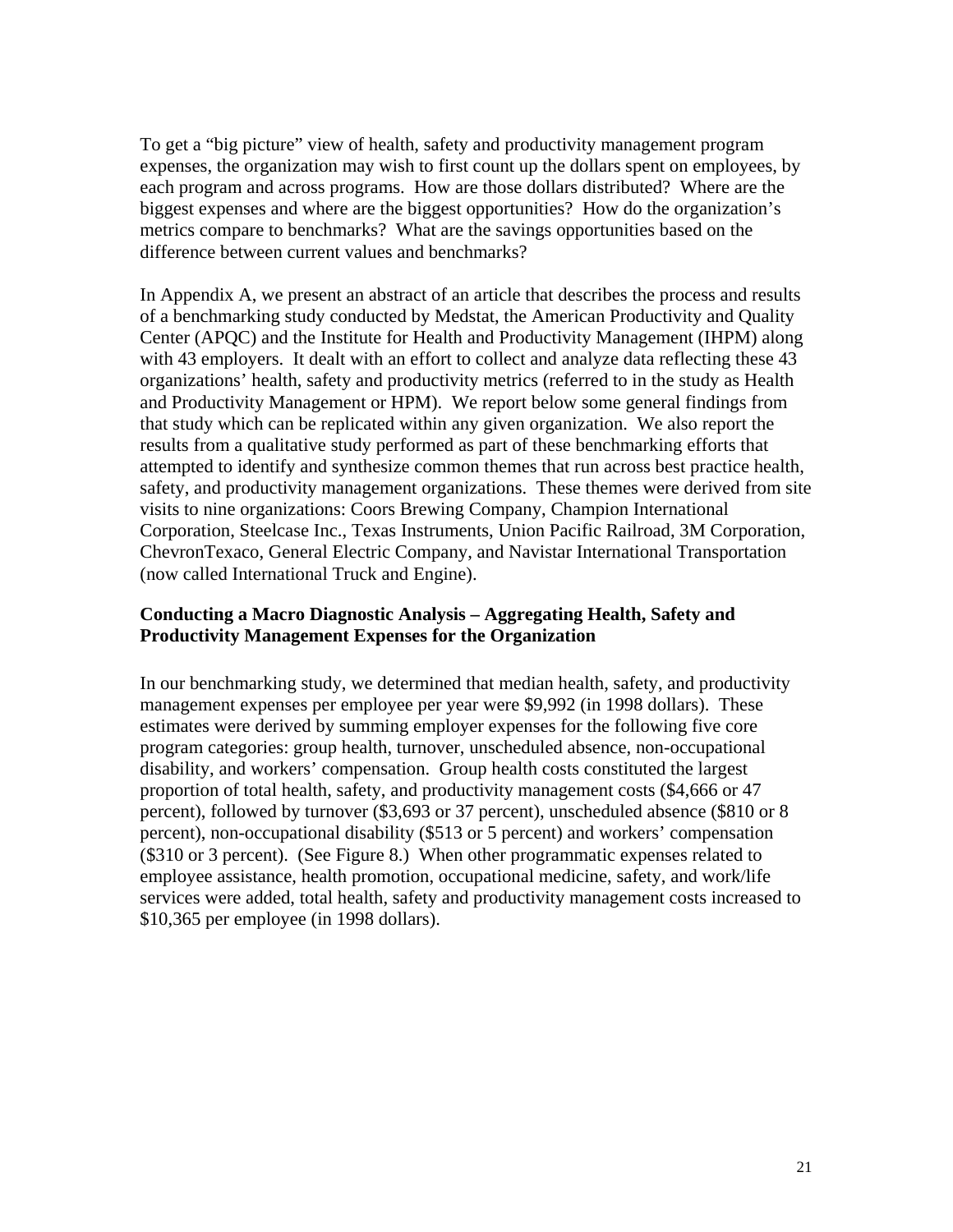To get a "big picture" view of health, safety and productivity management program expenses, the organization may wish to first count up the dollars spent on employees, by each program and across programs. How are those dollars distributed? Where are the biggest expenses and where are the biggest opportunities? How do the organization's metrics compare to benchmarks? What are the savings opportunities based on the difference between current values and benchmarks?

In Appendix A, we present an abstract of an article that describes the process and results of a benchmarking study conducted by Medstat, the American Productivity and Quality Center (APQC) and the Institute for Health and Productivity Management (IHPM) along with 43 employers. It dealt with an effort to collect and analyze data reflecting these 43 organizations' health, safety and productivity metrics (referred to in the study as Health and Productivity Management or HPM). We report below some general findings from that study which can be replicated within any given organization. We also report the results from a qualitative study performed as part of these benchmarking efforts that attempted to identify and synthesize common themes that run across best practice health, safety, and productivity management organizations. These themes were derived from site visits to nine organizations: Coors Brewing Company, Champion International Corporation, Steelcase Inc., Texas Instruments, Union Pacific Railroad, 3M Corporation, ChevronTexaco, General Electric Company, and Navistar International Transportation (now called International Truck and Engine).

**Conducting a Macro Diagnostic Analysis – Aggregating Health, Safety and Productivity Management Expenses for the Organization**

In our benchmarking study, we determined that median health, safety, and productivity management expenses per employee per year were $9,992 (in 1998 dollars). These estimates were derived by summing employer expenses for the following five core program categories: group health, turnover, unscheduled absence, non-occupational disability, and workers' compensation. Group health costs constituted the largest proportion of total health, safety, and productivity management costs ($4,666 or 47 percent), followed by turnover ($3,693 or 37 percent), unscheduled absence ($810 or 8 percent), non-occupational disability ($513 or 5 percent) and workers' compensation ($310 or 3 percent). (See Figure 8.) When other programmatic expenses related to employee assistance, health promotion, occupational medicine, safety, and work/life services were added, total health, safety and productivity management costs increased to $10,365 per employee (in 1998 dollars).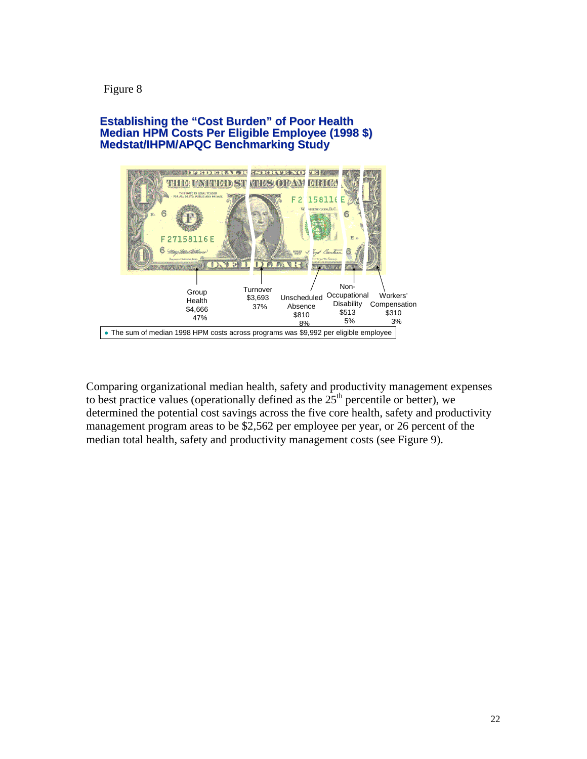Figure 8

**Establishing the "Cost Burden" of Poor Health**
**Median HPM Costs Per Eligible Employee (1998 $)**
**Medstat/IHPM/APQC Benchmarking Study**

Group Health $4,666 47%

Turnover $3,693 37%

Unscheduled Absence $810 8%

Non-Occupational Disability $513 5%

Workers' Compensation $310 3%

- The sum of median 1998 HPM costs across programs was $9,992 per eligible employee

Comparing organizational median health, safety and productivity management expenses to best practice values (operationally defined as the 25th percentile or better), we determined the potential cost savings across the five core health, safety and productivity management program areas to be $2,562 per employee per year, or 26 percent of the median total health, safety and productivity management costs (see Figure 9).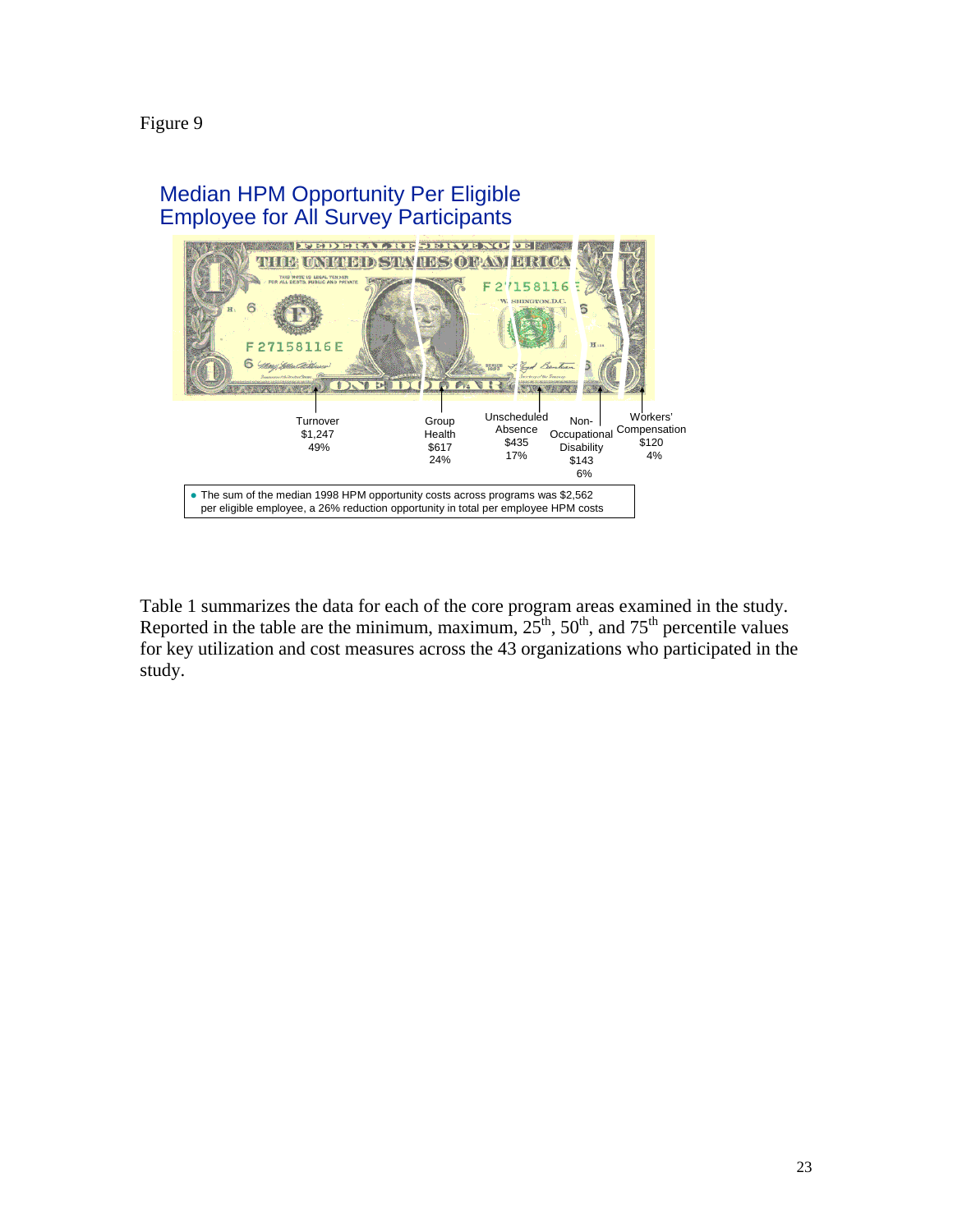Figure 9

## Median HPM Opportunity Per Eligible Employee for All Survey Participants

Turnover
$1,247
49%

Group Health
$617
24%

Unscheduled Absence
$435
17%

Non-Occupational Disability
$143
6%

Workers' Compensation
$120
4%

- The sum of the median 1998 HPM opportunity costs across programs was $2,562 per eligible employee, a 26% reduction opportunity in total per employee HPM costs

Table 1 summarizes the data for each of the core program areas examined in the study. Reported in the table are the minimum, maximum, 25th, 50th, and 75th percentile values for key utilization and cost measures across the 43 organizations who participated in the study.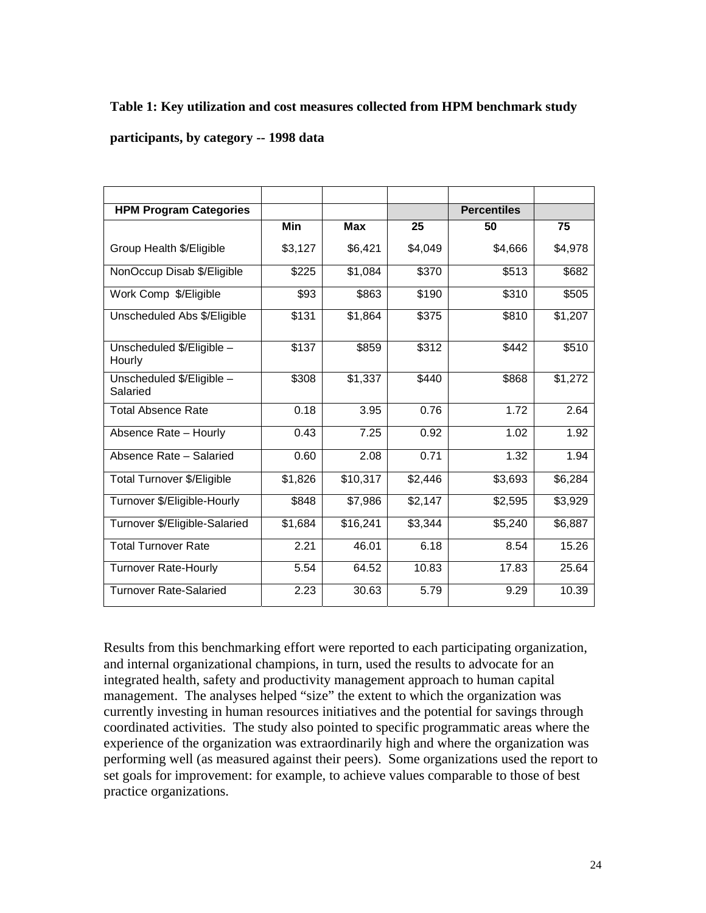**Table 1: Key utilization and cost measures collected from HPM benchmark study participants, by category -- 1998 data**

| HPM Program Categories | | | | Percentiles | |
|---|---|---|---|---|---|
| | Min | Max | 25 | 50 | 75 |
| Group Health $/Eligible | $3,127 | $6,421 | $4,049 | $4,666 | $4,978 |
| NonOccup Disab $/Eligible | $225 | $1,084 | $370 | $513 | $682 |
| Work Comp $/Eligible | $93 | $863 | $190 | $310 | $505 |
| Unscheduled Abs $/Eligible | $131 | $1,864 | $375 | $810 | $1,207 |
| Unscheduled $/Eligible – Hourly | $137 | $859 | $312 | $442 | $510 |
| Unscheduled $/Eligible – Salaried | $308 | $1,337 | $440 | $868 | $1,272 |
| Total Absence Rate | 0.18 | 3.95 | 0.76 | 1.72 | 2.64 |
| Absence Rate – Hourly | 0.43 | 7.25 | 0.92 | 1.02 | 1.92 |
| Absence Rate – Salaried | 0.60 | 2.08 | 0.71 | 1.32 | 1.94 |
| Total Turnover $/Eligible | $1,826 | $10,317 | $2,446 | $3,693 | $6,284 |
| Turnover $/Eligible-Hourly | $848 | $7,986 | $2,147 | $2,595 | $3,929 |
| Turnover $/Eligible-Salaried | $1,684 | $16,241 | $3,344 | $5,240 | $6,887 |
| Total Turnover Rate | 2.21 | 46.01 | 6.18 | 8.54 | 15.26 |
| Turnover Rate-Hourly | 5.54 | 64.52 | 10.83 | 17.83 | 25.64 |
| Turnover Rate-Salaried | 2.23 | 30.63 | 5.79 | 9.29 | 10.39 |

Results from this benchmarking effort were reported to each participating organization, and internal organizational champions, in turn, used the results to advocate for an integrated health, safety and productivity management approach to human capital management. The analyses helped "size" the extent to which the organization was currently investing in human resources initiatives and the potential for savings through coordinated activities. The study also pointed to specific programmatic areas where the experience of the organization was extraordinarily high and where the organization was performing well (as measured against their peers). Some organizations used the report to set goals for improvement: for example, to achieve values comparable to those of best practice organizations.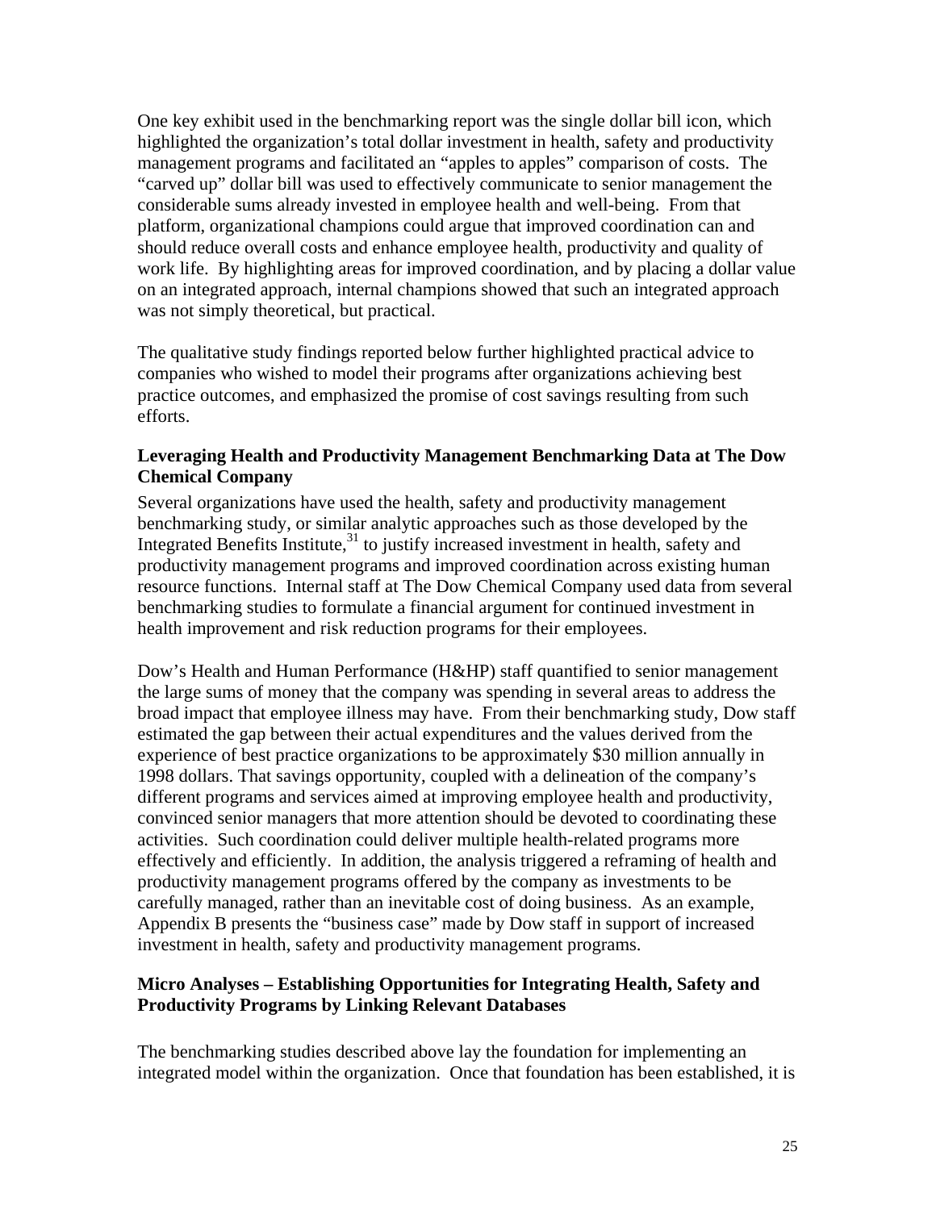One key exhibit used in the benchmarking report was the single dollar bill icon, which highlighted the organization's total dollar investment in health, safety and productivity management programs and facilitated an "apples to apples" comparison of costs. The "carved up" dollar bill was used to effectively communicate to senior management the considerable sums already invested in employee health and well-being. From that platform, organizational champions could argue that improved coordination can and should reduce overall costs and enhance employee health, productivity and quality of work life. By highlighting areas for improved coordination, and by placing a dollar value on an integrated approach, internal champions showed that such an integrated approach was not simply theoretical, but practical.

The qualitative study findings reported below further highlighted practical advice to companies who wished to model their programs after organizations achieving best practice outcomes, and emphasized the promise of cost savings resulting from such efforts.

### Leveraging Health and Productivity Management Benchmarking Data at The Dow Chemical Company

Several organizations have used the health, safety and productivity management benchmarking study, or similar analytic approaches such as those developed by the Integrated Benefits Institute,[31] to justify increased investment in health, safety and productivity management programs and improved coordination across existing human resource functions. Internal staff at The Dow Chemical Company used data from several benchmarking studies to formulate a financial argument for continued investment in health improvement and risk reduction programs for their employees.

Dow's Health and Human Performance (H&HP) staff quantified to senior management the large sums of money that the company was spending in several areas to address the broad impact that employee illness may have. From their benchmarking study, Dow staff estimated the gap between their actual expenditures and the values derived from the experience of best practice organizations to be approximately $30 million annually in 1998 dollars. That savings opportunity, coupled with a delineation of the company's different programs and services aimed at improving employee health and productivity, convinced senior managers that more attention should be devoted to coordinating these activities. Such coordination could deliver multiple health-related programs more effectively and efficiently. In addition, the analysis triggered a reframing of health and productivity management programs offered by the company as investments to be carefully managed, rather than an inevitable cost of doing business. As an example, Appendix B presents the "business case" made by Dow staff in support of increased investment in health, safety and productivity management programs.

### Micro Analyses – Establishing Opportunities for Integrating Health, Safety and Productivity Programs by Linking Relevant Databases

The benchmarking studies described above lay the foundation for implementing an integrated model within the organization. Once that foundation has been established, it is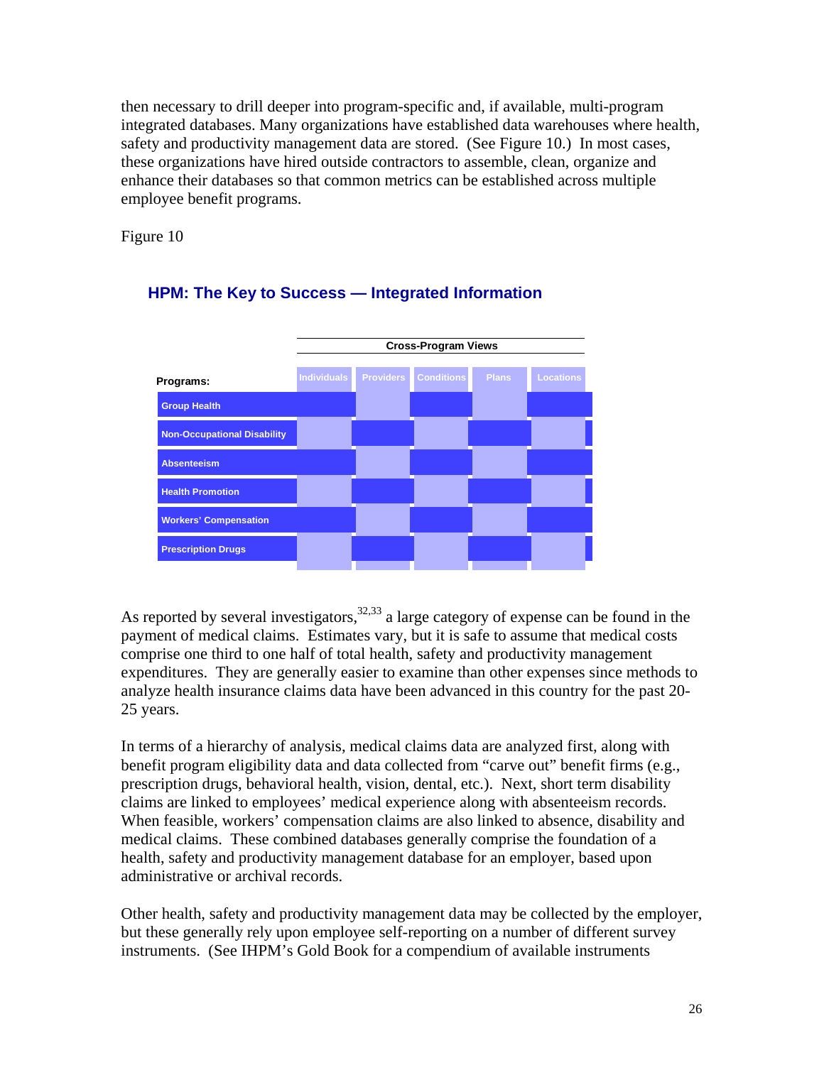then necessary to drill deeper into program-specific and, if available, multi-program integrated databases. Many organizations have established data warehouses where health, safety and productivity management data are stored. (See Figure 10.) In most cases, these organizations have hired outside contractors to assemble, clean, organize and enhance their databases so that common metrics can be established across multiple employee benefit programs.

Figure 10

**HPM: The Key to Success — Integrated Information**

| Programs: | Cross-Program Views | | | | |
|---|---|---|---|---|---|
| | Individuals | Providers | Conditions | Plans | Locations |
| Group Health | | | | | |
| Non-Occupational Disability | | | | | |
| Absenteeism | | | | | |
| Health Promotion | | | | | |
| Workers' Compensation | | | | | |
| Prescription Drugs | | | | | |

As reported by several investigators,[32,33] a large category of expense can be found in the payment of medical claims. Estimates vary, but it is safe to assume that medical costs comprise one third to one half of total health, safety and productivity management expenditures. They are generally easier to examine than other expenses since methods to analyze health insurance claims data have been advanced in this country for the past 20-25 years.

In terms of a hierarchy of analysis, medical claims data are analyzed first, along with benefit program eligibility data and data collected from "carve out" benefit firms (e.g., prescription drugs, behavioral health, vision, dental, etc.). Next, short term disability claims are linked to employees' medical experience along with absenteeism records. When feasible, workers' compensation claims are also linked to absence, disability and medical claims. These combined databases generally comprise the foundation of a health, safety and productivity management database for an employer, based upon administrative or archival records.

Other health, safety and productivity management data may be collected by the employer, but these generally rely upon employee self-reporting on a number of different survey instruments. (See IHPM's Gold Book for a compendium of available instruments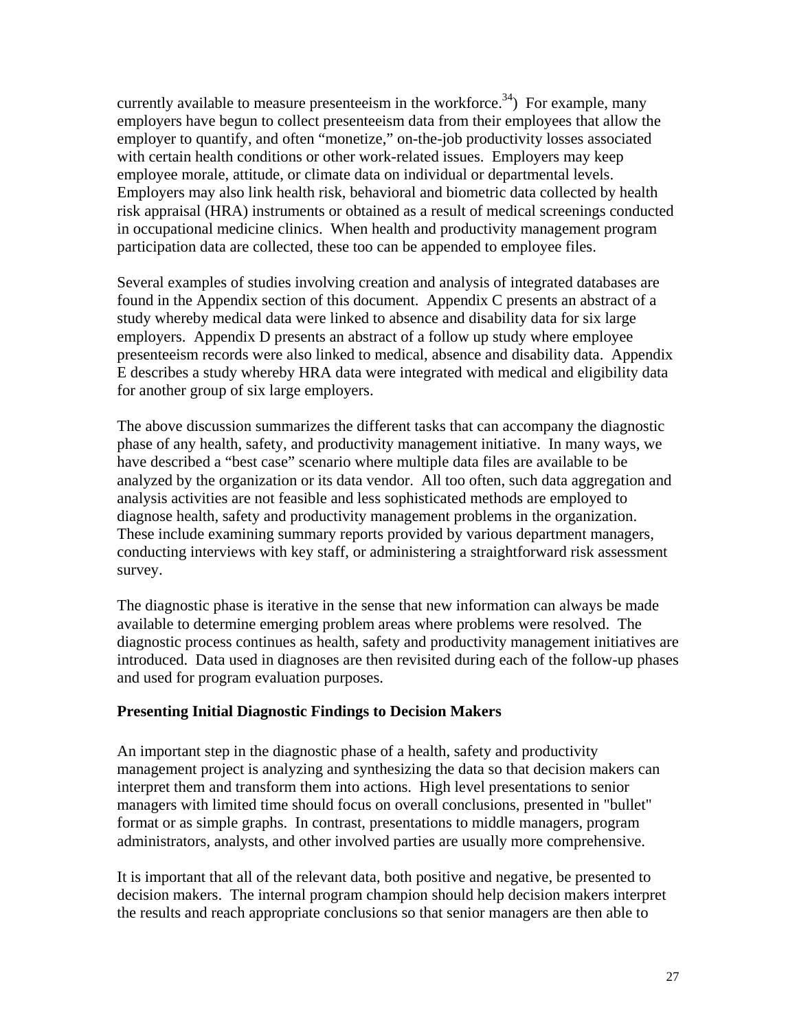currently available to measure presenteeism in the workforce.[34]) For example, many employers have begun to collect presenteeism data from their employees that allow the employer to quantify, and often "monetize," on-the-job productivity losses associated with certain health conditions or other work-related issues. Employers may keep employee morale, attitude, or climate data on individual or departmental levels. Employers may also link health risk, behavioral and biometric data collected by health risk appraisal (HRA) instruments or obtained as a result of medical screenings conducted in occupational medicine clinics. When health and productivity management program participation data are collected, these too can be appended to employee files.

Several examples of studies involving creation and analysis of integrated databases are found in the Appendix section of this document. Appendix C presents an abstract of a study whereby medical data were linked to absence and disability data for six large employers. Appendix D presents an abstract of a follow up study where employee presenteeism records were also linked to medical, absence and disability data. Appendix E describes a study whereby HRA data were integrated with medical and eligibility data for another group of six large employers.

The above discussion summarizes the different tasks that can accompany the diagnostic phase of any health, safety, and productivity management initiative. In many ways, we have described a "best case" scenario where multiple data files are available to be analyzed by the organization or its data vendor. All too often, such data aggregation and analysis activities are not feasible and less sophisticated methods are employed to diagnose health, safety and productivity management problems in the organization. These include examining summary reports provided by various department managers, conducting interviews with key staff, or administering a straightforward risk assessment survey.

The diagnostic phase is iterative in the sense that new information can always be made available to determine emerging problem areas where problems were resolved. The diagnostic process continues as health, safety and productivity management initiatives are introduced. Data used in diagnoses are then revisited during each of the follow-up phases and used for program evaluation purposes.

**Presenting Initial Diagnostic Findings to Decision Makers**

An important step in the diagnostic phase of a health, safety and productivity management project is analyzing and synthesizing the data so that decision makers can interpret them and transform them into actions. High level presentations to senior managers with limited time should focus on overall conclusions, presented in "bullet" format or as simple graphs. In contrast, presentations to middle managers, program administrators, analysts, and other involved parties are usually more comprehensive.

It is important that all of the relevant data, both positive and negative, be presented to decision makers. The internal program champion should help decision makers interpret the results and reach appropriate conclusions so that senior managers are then able to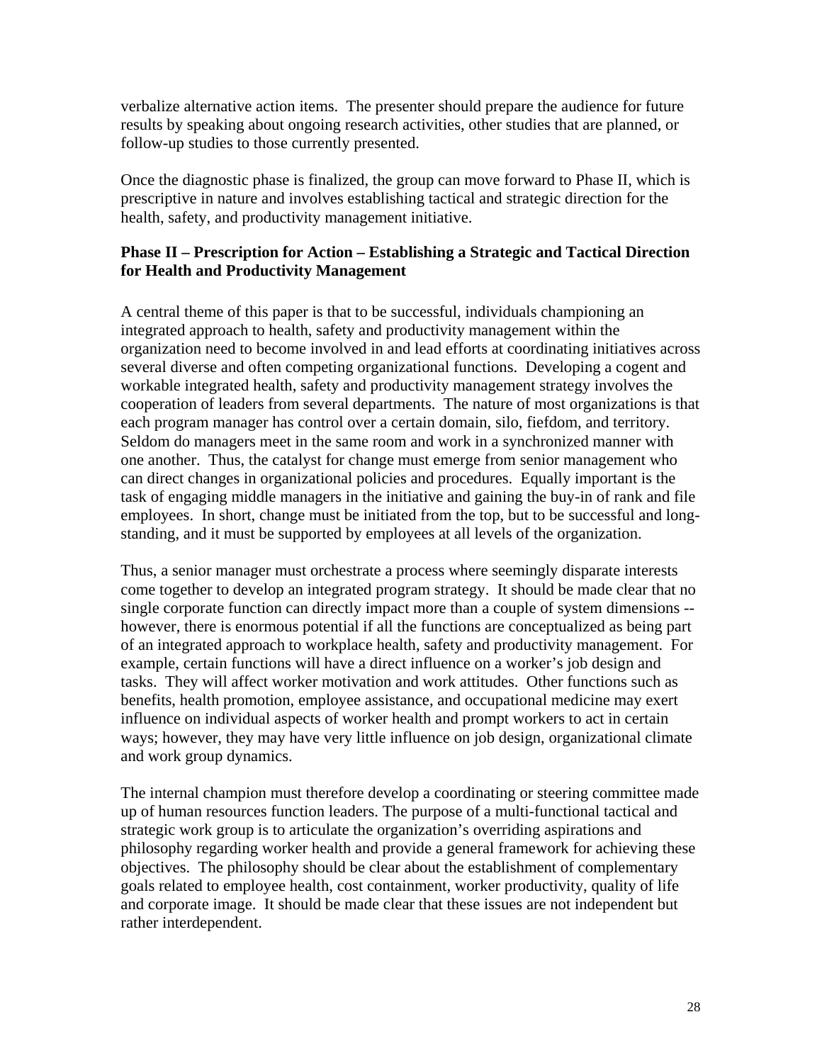verbalize alternative action items. The presenter should prepare the audience for future results by speaking about ongoing research activities, other studies that are planned, or follow-up studies to those currently presented.

Once the diagnostic phase is finalized, the group can move forward to Phase II, which is prescriptive in nature and involves establishing tactical and strategic direction for the health, safety, and productivity management initiative.

### Phase II – Prescription for Action – Establishing a Strategic and Tactical Direction for Health and Productivity Management

A central theme of this paper is that to be successful, individuals championing an integrated approach to health, safety and productivity management within the organization need to become involved in and lead efforts at coordinating initiatives across several diverse and often competing organizational functions. Developing a cogent and workable integrated health, safety and productivity management strategy involves the cooperation of leaders from several departments. The nature of most organizations is that each program manager has control over a certain domain, silo, fiefdom, and territory. Seldom do managers meet in the same room and work in a synchronized manner with one another. Thus, the catalyst for change must emerge from senior management who can direct changes in organizational policies and procedures. Equally important is the task of engaging middle managers in the initiative and gaining the buy-in of rank and file employees. In short, change must be initiated from the top, but to be successful and long-standing, and it must be supported by employees at all levels of the organization.

Thus, a senior manager must orchestrate a process where seemingly disparate interests come together to develop an integrated program strategy. It should be made clear that no single corporate function can directly impact more than a couple of system dimensions -- however, there is enormous potential if all the functions are conceptualized as being part of an integrated approach to workplace health, safety and productivity management. For example, certain functions will have a direct influence on a worker's job design and tasks. They will affect worker motivation and work attitudes. Other functions such as benefits, health promotion, employee assistance, and occupational medicine may exert influence on individual aspects of worker health and prompt workers to act in certain ways; however, they may have very little influence on job design, organizational climate and work group dynamics.

The internal champion must therefore develop a coordinating or steering committee made up of human resources function leaders. The purpose of a multi-functional tactical and strategic work group is to articulate the organization's overriding aspirations and philosophy regarding worker health and provide a general framework for achieving these objectives. The philosophy should be clear about the establishment of complementary goals related to employee health, cost containment, worker productivity, quality of life and corporate image. It should be made clear that these issues are not independent but rather interdependent.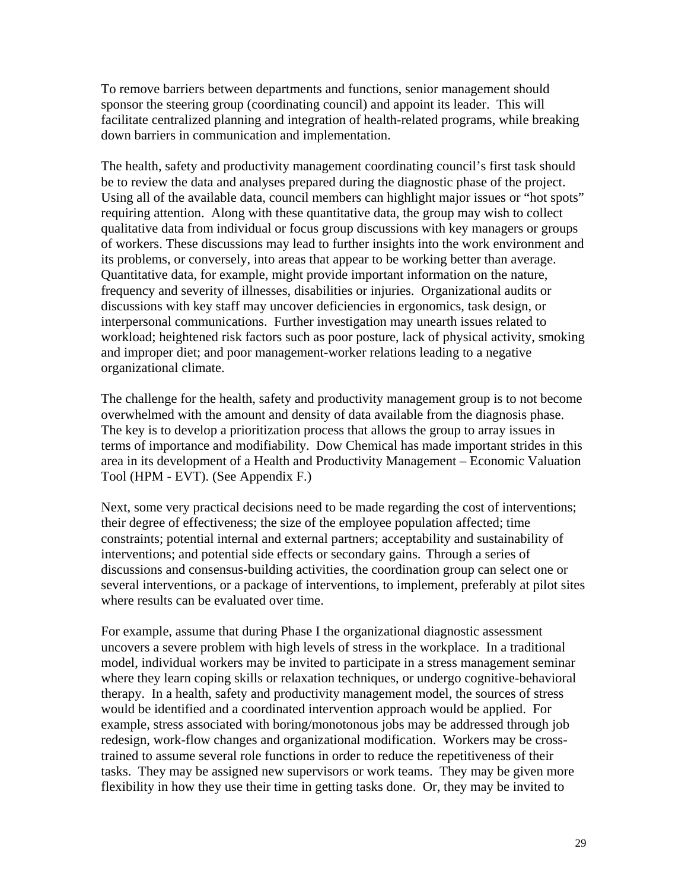To remove barriers between departments and functions, senior management should sponsor the steering group (coordinating council) and appoint its leader. This will facilitate centralized planning and integration of health-related programs, while breaking down barriers in communication and implementation.

The health, safety and productivity management coordinating council's first task should be to review the data and analyses prepared during the diagnostic phase of the project. Using all of the available data, council members can highlight major issues or "hot spots" requiring attention. Along with these quantitative data, the group may wish to collect qualitative data from individual or focus group discussions with key managers or groups of workers. These discussions may lead to further insights into the work environment and its problems, or conversely, into areas that appear to be working better than average. Quantitative data, for example, might provide important information on the nature, frequency and severity of illnesses, disabilities or injuries. Organizational audits or discussions with key staff may uncover deficiencies in ergonomics, task design, or interpersonal communications. Further investigation may unearth issues related to workload; heightened risk factors such as poor posture, lack of physical activity, smoking and improper diet; and poor management-worker relations leading to a negative organizational climate.

The challenge for the health, safety and productivity management group is to not become overwhelmed with the amount and density of data available from the diagnosis phase. The key is to develop a prioritization process that allows the group to array issues in terms of importance and modifiability. Dow Chemical has made important strides in this area in its development of a Health and Productivity Management – Economic Valuation Tool (HPM - EVT). (See Appendix F.)

Next, some very practical decisions need to be made regarding the cost of interventions; their degree of effectiveness; the size of the employee population affected; time constraints; potential internal and external partners; acceptability and sustainability of interventions; and potential side effects or secondary gains. Through a series of discussions and consensus-building activities, the coordination group can select one or several interventions, or a package of interventions, to implement, preferably at pilot sites where results can be evaluated over time.

For example, assume that during Phase I the organizational diagnostic assessment uncovers a severe problem with high levels of stress in the workplace. In a traditional model, individual workers may be invited to participate in a stress management seminar where they learn coping skills or relaxation techniques, or undergo cognitive-behavioral therapy. In a health, safety and productivity management model, the sources of stress would be identified and a coordinated intervention approach would be applied. For example, stress associated with boring/monotonous jobs may be addressed through job redesign, work-flow changes and organizational modification. Workers may be cross-trained to assume several role functions in order to reduce the repetitiveness of their tasks. They may be assigned new supervisors or work teams. They may be given more flexibility in how they use their time in getting tasks done. Or, they may be invited to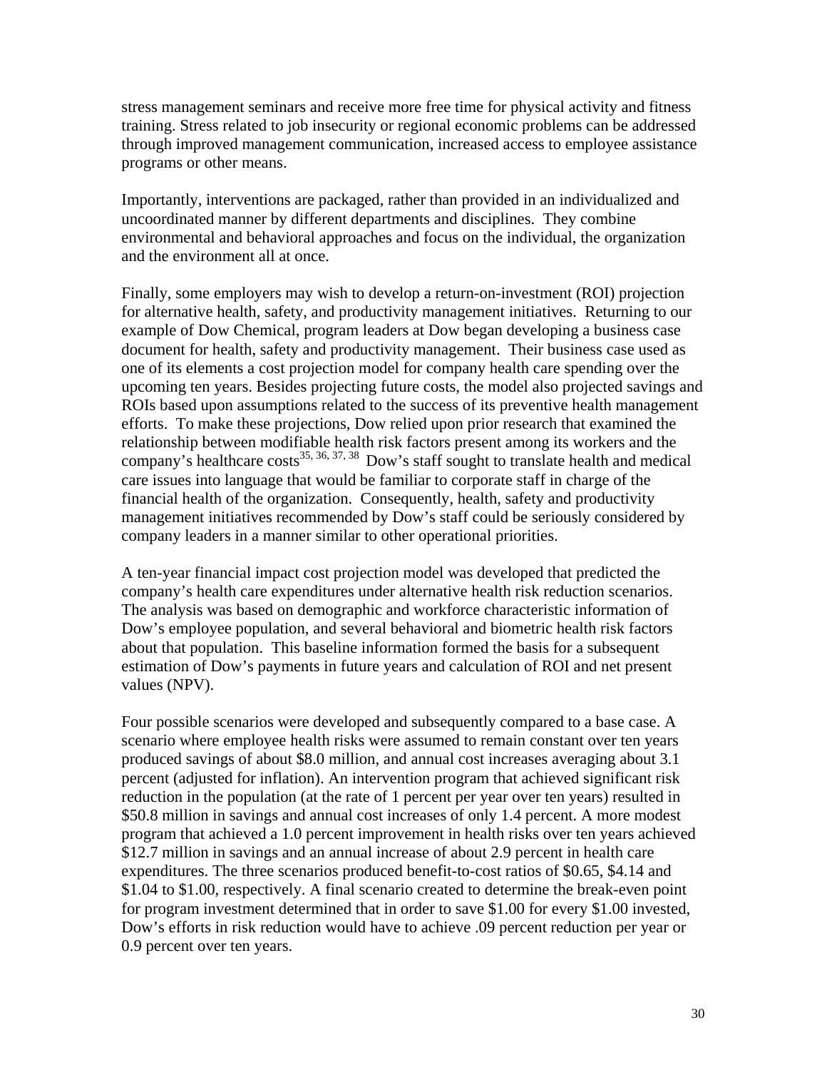stress management seminars and receive more free time for physical activity and fitness training. Stress related to job insecurity or regional economic problems can be addressed through improved management communication, increased access to employee assistance programs or other means.

Importantly, interventions are packaged, rather than provided in an individualized and uncoordinated manner by different departments and disciplines. They combine environmental and behavioral approaches and focus on the individual, the organization and the environment all at once.

Finally, some employers may wish to develop a return-on-investment (ROI) projection for alternative health, safety, and productivity management initiatives. Returning to our example of Dow Chemical, program leaders at Dow began developing a business case document for health, safety and productivity management. Their business case used as one of its elements a cost projection model for company health care spending over the upcoming ten years. Besides projecting future costs, the model also projected savings and ROIs based upon assumptions related to the success of its preventive health management efforts. To make these projections, Dow relied upon prior research that examined the relationship between modifiable health risk factors present among its workers and the company's healthcare costs[35, 36, 37, 38] Dow's staff sought to translate health and medical care issues into language that would be familiar to corporate staff in charge of the financial health of the organization. Consequently, health, safety and productivity management initiatives recommended by Dow's staff could be seriously considered by company leaders in a manner similar to other operational priorities.

A ten-year financial impact cost projection model was developed that predicted the company's health care expenditures under alternative health risk reduction scenarios. The analysis was based on demographic and workforce characteristic information of Dow's employee population, and several behavioral and biometric health risk factors about that population. This baseline information formed the basis for a subsequent estimation of Dow's payments in future years and calculation of ROI and net present values (NPV).

Four possible scenarios were developed and subsequently compared to a base case. A scenario where employee health risks were assumed to remain constant over ten years produced savings of about \$8.0 million, and annual cost increases averaging about 3.1 percent (adjusted for inflation). An intervention program that achieved significant risk reduction in the population (at the rate of 1 percent per year over ten years) resulted in \$50.8 million in savings and annual cost increases of only 1.4 percent. A more modest program that achieved a 1.0 percent improvement in health risks over ten years achieved \$12.7 million in savings and an annual increase of about 2.9 percent in health care expenditures. The three scenarios produced benefit-to-cost ratios of \$0.65, \$4.14 and \$1.04 to \$1.00, respectively. A final scenario created to determine the break-even point for program investment determined that in order to save \$1.00 for every \$1.00 invested, Dow's efforts in risk reduction would have to achieve .09 percent reduction per year or 0.9 percent over ten years.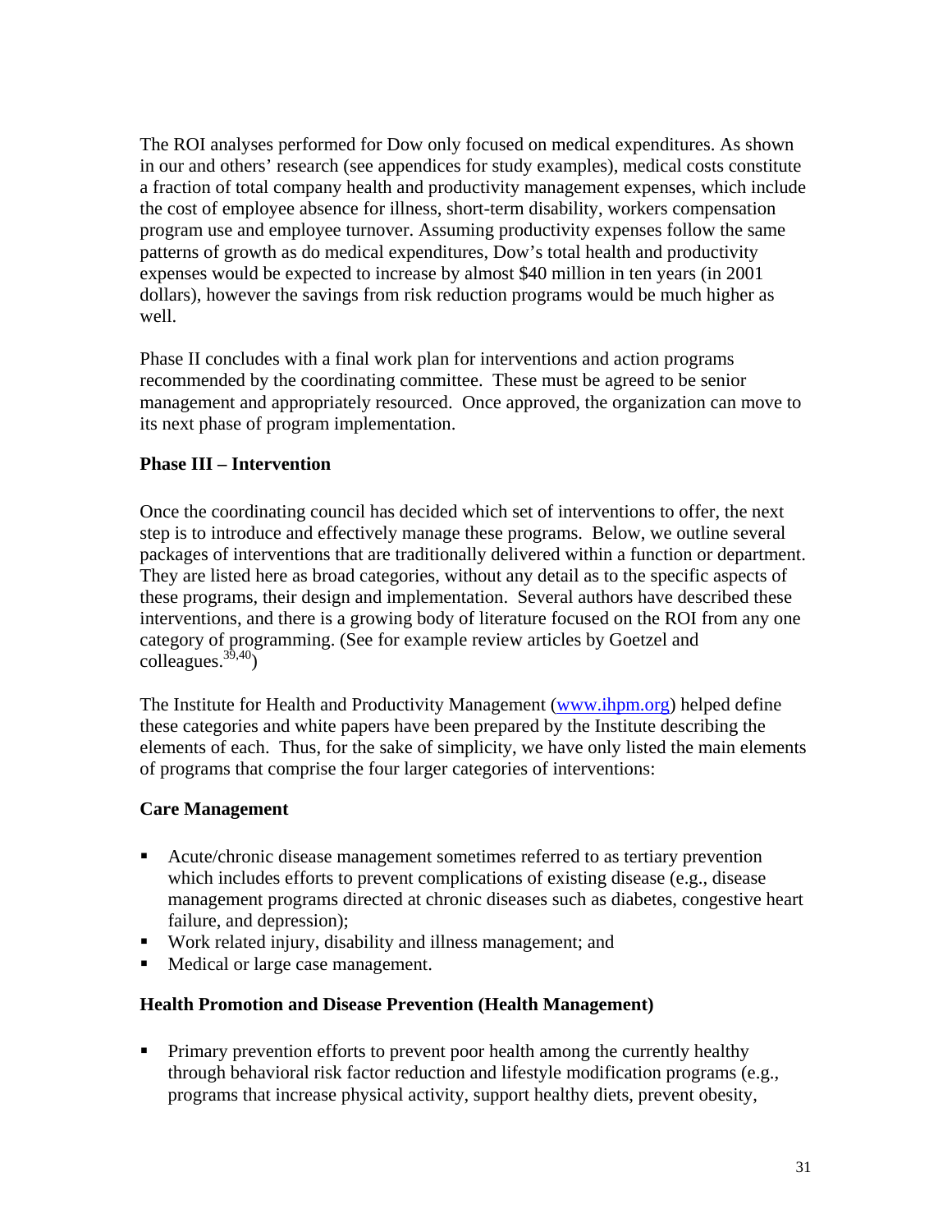The ROI analyses performed for Dow only focused on medical expenditures. As shown in our and others' research (see appendices for study examples), medical costs constitute a fraction of total company health and productivity management expenses, which include the cost of employee absence for illness, short-term disability, workers compensation program use and employee turnover. Assuming productivity expenses follow the same patterns of growth as do medical expenditures, Dow's total health and productivity expenses would be expected to increase by almost $40 million in ten years (in 2001 dollars), however the savings from risk reduction programs would be much higher as well.

Phase II concludes with a final work plan for interventions and action programs recommended by the coordinating committee. These must be agreed to be senior management and appropriately resourced. Once approved, the organization can move to its next phase of program implementation.

### Phase III – Intervention

Once the coordinating council has decided which set of interventions to offer, the next step is to introduce and effectively manage these programs. Below, we outline several packages of interventions that are traditionally delivered within a function or department. They are listed here as broad categories, without any detail as to the specific aspects of these programs, their design and implementation. Several authors have described these interventions, and there is a growing body of literature focused on the ROI from any one category of programming. (See for example review articles by Goetzel and colleagues.[39,40])

The Institute for Health and Productivity Management (www.ihpm.org) helped define these categories and white papers have been prepared by the Institute describing the elements of each. Thus, for the sake of simplicity, we have only listed the main elements of programs that comprise the four larger categories of interventions:

### Care Management

- Acute/chronic disease management sometimes referred to as tertiary prevention which includes efforts to prevent complications of existing disease (e.g., disease management programs directed at chronic diseases such as diabetes, congestive heart failure, and depression);
- Work related injury, disability and illness management; and
- Medical or large case management.

### Health Promotion and Disease Prevention (Health Management)

- Primary prevention efforts to prevent poor health among the currently healthy through behavioral risk factor reduction and lifestyle modification programs (e.g., programs that increase physical activity, support healthy diets, prevent obesity,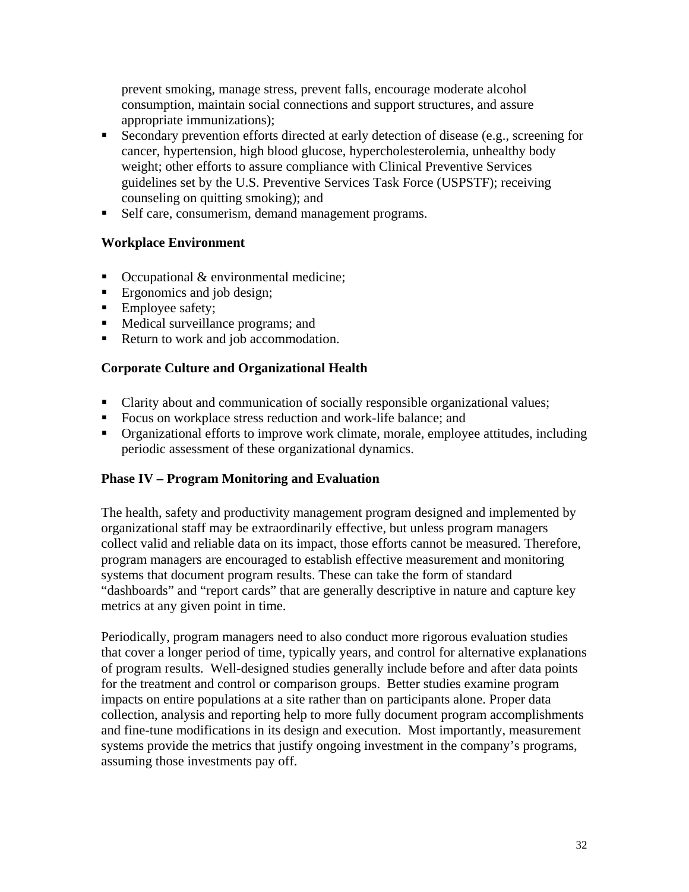prevent smoking, manage stress, prevent falls, encourage moderate alcohol consumption, maintain social connections and support structures, and assure appropriate immunizations);

- Secondary prevention efforts directed at early detection of disease (e.g., screening for cancer, hypertension, high blood glucose, hypercholesterolemia, unhealthy body weight; other efforts to assure compliance with Clinical Preventive Services guidelines set by the U.S. Preventive Services Task Force (USPSTF); receiving counseling on quitting smoking); and
- Self care, consumerism, demand management programs.

**Workplace Environment**

- Occupational & environmental medicine;
- Ergonomics and job design;
- Employee safety;
- Medical surveillance programs; and
- Return to work and job accommodation.

**Corporate Culture and Organizational Health**

- Clarity about and communication of socially responsible organizational values;
- Focus on workplace stress reduction and work-life balance; and
- Organizational efforts to improve work climate, morale, employee attitudes, including periodic assessment of these organizational dynamics.

**Phase IV – Program Monitoring and Evaluation**

The health, safety and productivity management program designed and implemented by organizational staff may be extraordinarily effective, but unless program managers collect valid and reliable data on its impact, those efforts cannot be measured. Therefore, program managers are encouraged to establish effective measurement and monitoring systems that document program results. These can take the form of standard "dashboards" and "report cards" that are generally descriptive in nature and capture key metrics at any given point in time.

Periodically, program managers need to also conduct more rigorous evaluation studies that cover a longer period of time, typically years, and control for alternative explanations of program results. Well-designed studies generally include before and after data points for the treatment and control or comparison groups. Better studies examine program impacts on entire populations at a site rather than on participants alone. Proper data collection, analysis and reporting help to more fully document program accomplishments and fine-tune modifications in its design and execution. Most importantly, measurement systems provide the metrics that justify ongoing investment in the company's programs, assuming those investments pay off.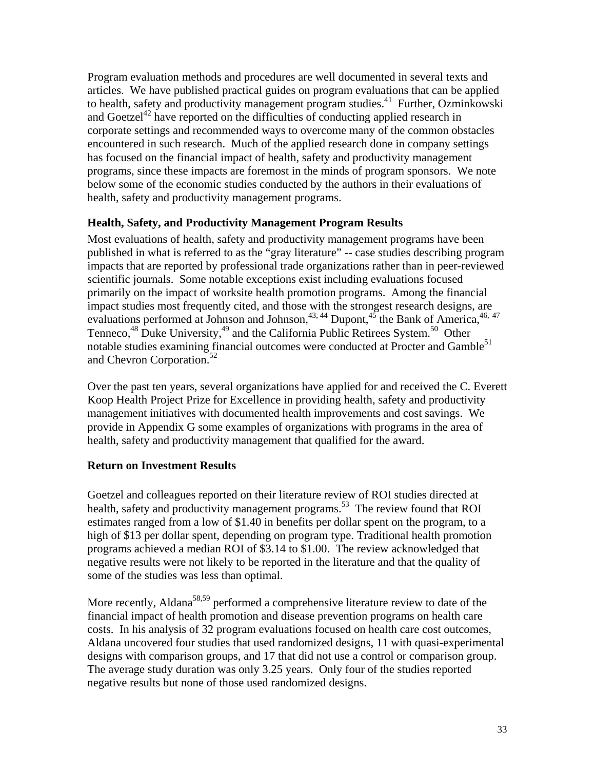Program evaluation methods and procedures are well documented in several texts and articles. We have published practical guides on program evaluations that can be applied to health, safety and productivity management program studies.[41] Further, Ozminkowski and Goetzel[42] have reported on the difficulties of conducting applied research in corporate settings and recommended ways to overcome many of the common obstacles encountered in such research. Much of the applied research done in company settings has focused on the financial impact of health, safety and productivity management programs, since these impacts are foremost in the minds of program sponsors. We note below some of the economic studies conducted by the authors in their evaluations of health, safety and productivity management programs.

### Health, Safety, and Productivity Management Program Results

Most evaluations of health, safety and productivity management programs have been published in what is referred to as the "gray literature" -- case studies describing program impacts that are reported by professional trade organizations rather than in peer-reviewed scientific journals. Some notable exceptions exist including evaluations focused primarily on the impact of worksite health promotion programs. Among the financial impact studies most frequently cited, and those with the strongest research designs, are evaluations performed at Johnson and Johnson,[43, 44] Dupont,[45] the Bank of America,[46, 47] Tenneco,[48] Duke University,[49] and the California Public Retirees System.[50] Other notable studies examining financial outcomes were conducted at Procter and Gamble[51] and Chevron Corporation.[52]

Over the past ten years, several organizations have applied for and received the C. Everett Koop Health Project Prize for Excellence in providing health, safety and productivity management initiatives with documented health improvements and cost savings. We provide in Appendix G some examples of organizations with programs in the area of health, safety and productivity management that qualified for the award.

### Return on Investment Results

Goetzel and colleagues reported on their literature review of ROI studies directed at health, safety and productivity management programs.[53] The review found that ROI estimates ranged from a low of $1.40 in benefits per dollar spent on the program, to a high of $13 per dollar spent, depending on program type. Traditional health promotion programs achieved a median ROI of $3.14 to $1.00. The review acknowledged that negative results were not likely to be reported in the literature and that the quality of some of the studies was less than optimal.

More recently, Aldana[58,59] performed a comprehensive literature review to date of the financial impact of health promotion and disease prevention programs on health care costs. In his analysis of 32 program evaluations focused on health care cost outcomes, Aldana uncovered four studies that used randomized designs, 11 with quasi-experimental designs with comparison groups, and 17 that did not use a control or comparison group. The average study duration was only 3.25 years. Only four of the studies reported negative results but none of those used randomized designs.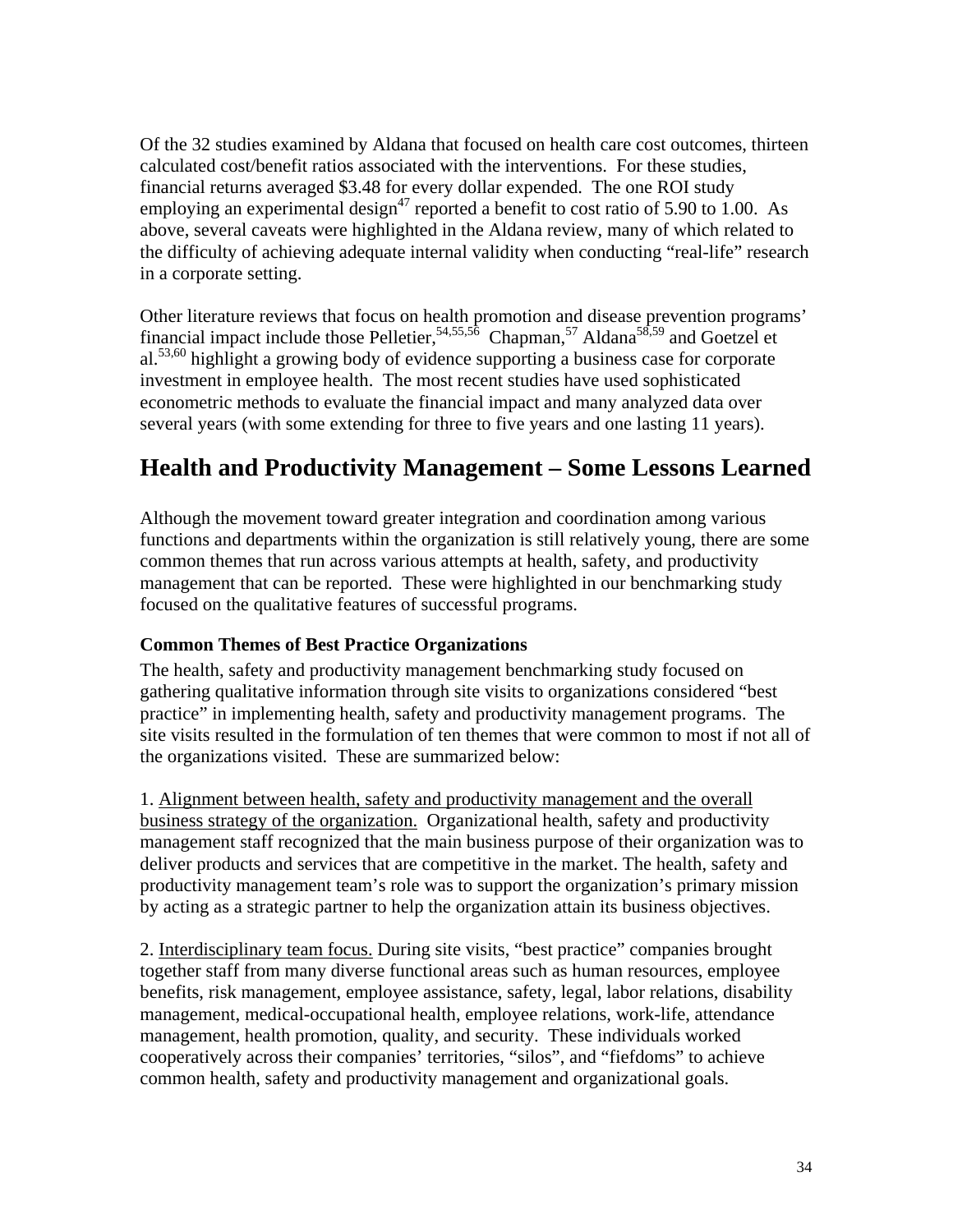Of the 32 studies examined by Aldana that focused on health care cost outcomes, thirteen calculated cost/benefit ratios associated with the interventions. For these studies, financial returns averaged $3.48 for every dollar expended. The one ROI study employing an experimental design[47] reported a benefit to cost ratio of 5.90 to 1.00. As above, several caveats were highlighted in the Aldana review, many of which related to the difficulty of achieving adequate internal validity when conducting "real-life" research in a corporate setting.

Other literature reviews that focus on health promotion and disease prevention programs' financial impact include those Pelletier,[54,55,56] Chapman,[57] Aldana[58,59] and Goetzel et al.[53,60] highlight a growing body of evidence supporting a business case for corporate investment in employee health. The most recent studies have used sophisticated econometric methods to evaluate the financial impact and many analyzed data over several years (with some extending for three to five years and one lasting 11 years).

## Health and Productivity Management – Some Lessons Learned

Although the movement toward greater integration and coordination among various functions and departments within the organization is still relatively young, there are some common themes that run across various attempts at health, safety, and productivity management that can be reported. These were highlighted in our benchmarking study focused on the qualitative features of successful programs.

### Common Themes of Best Practice Organizations

The health, safety and productivity management benchmarking study focused on gathering qualitative information through site visits to organizations considered "best practice" in implementing health, safety and productivity management programs. The site visits resulted in the formulation of ten themes that were common to most if not all of the organizations visited. These are summarized below:

1. <u>Alignment between health, safety and productivity management and the overall business strategy of the organization.</u> Organizational health, safety and productivity management staff recognized that the main business purpose of their organization was to deliver products and services that are competitive in the market. The health, safety and productivity management team's role was to support the organization's primary mission by acting as a strategic partner to help the organization attain its business objectives.

2. <u>Interdisciplinary team focus.</u> During site visits, "best practice" companies brought together staff from many diverse functional areas such as human resources, employee benefits, risk management, employee assistance, safety, legal, labor relations, disability management, medical-occupational health, employee relations, work-life, attendance management, health promotion, quality, and security. These individuals worked cooperatively across their companies' territories, "silos", and "fiefdoms" to achieve common health, safety and productivity management and organizational goals.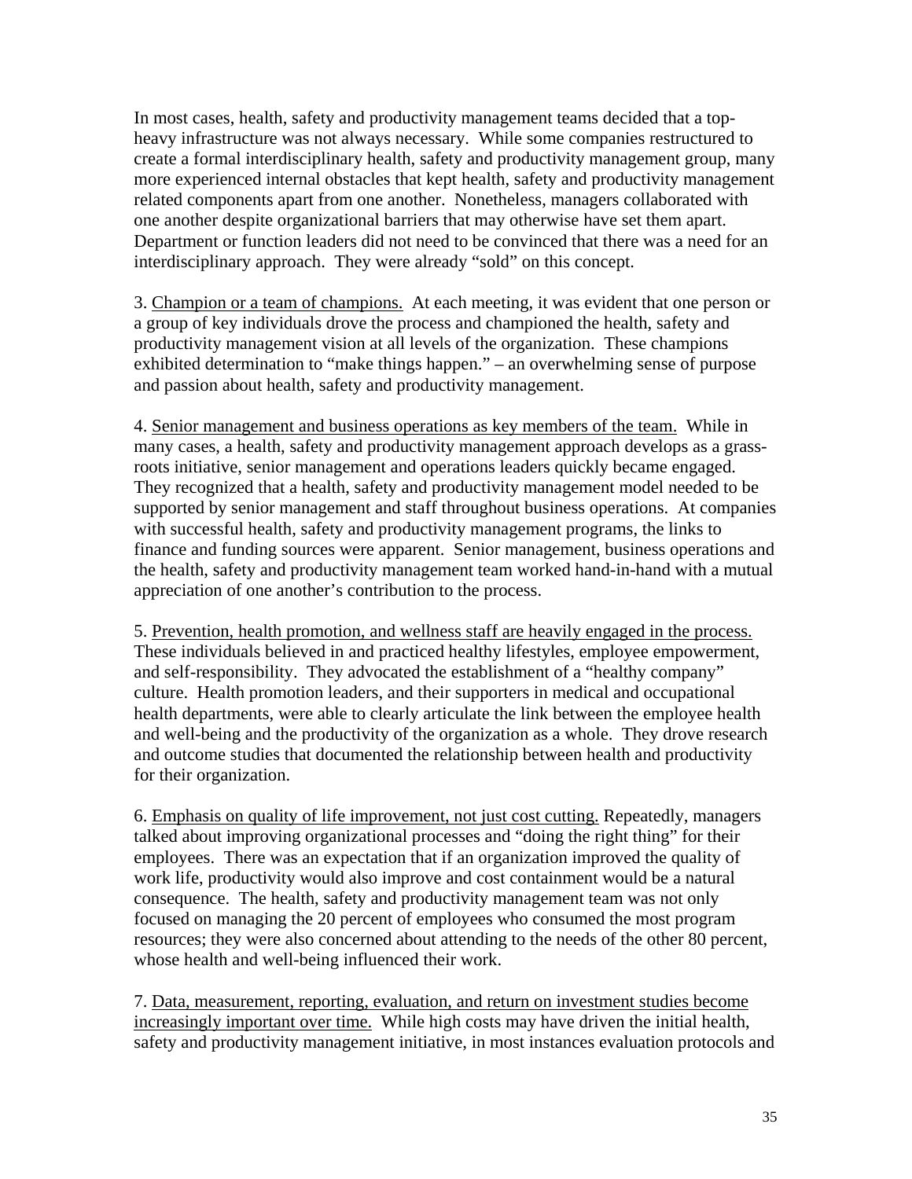In most cases, health, safety and productivity management teams decided that a top-heavy infrastructure was not always necessary. While some companies restructured to create a formal interdisciplinary health, safety and productivity management group, many more experienced internal obstacles that kept health, safety and productivity management related components apart from one another. Nonetheless, managers collaborated with one another despite organizational barriers that may otherwise have set them apart. Department or function leaders did not need to be convinced that there was a need for an interdisciplinary approach. They were already "sold" on this concept.

3. <u>Champion or a team of champions.</u> At each meeting, it was evident that one person or a group of key individuals drove the process and championed the health, safety and productivity management vision at all levels of the organization. These champions exhibited determination to "make things happen." – an overwhelming sense of purpose and passion about health, safety and productivity management.

4. <u>Senior management and business operations as key members of the team.</u> While in many cases, a health, safety and productivity management approach develops as a grass-roots initiative, senior management and operations leaders quickly became engaged. They recognized that a health, safety and productivity management model needed to be supported by senior management and staff throughout business operations. At companies with successful health, safety and productivity management programs, the links to finance and funding sources were apparent. Senior management, business operations and the health, safety and productivity management team worked hand-in-hand with a mutual appreciation of one another's contribution to the process.

5. <u>Prevention, health promotion, and wellness staff are heavily engaged in the process.</u> These individuals believed in and practiced healthy lifestyles, employee empowerment, and self-responsibility. They advocated the establishment of a "healthy company" culture. Health promotion leaders, and their supporters in medical and occupational health departments, were able to clearly articulate the link between the employee health and well-being and the productivity of the organization as a whole. They drove research and outcome studies that documented the relationship between health and productivity for their organization.

6. <u>Emphasis on quality of life improvement, not just cost cutting.</u> Repeatedly, managers talked about improving organizational processes and "doing the right thing" for their employees. There was an expectation that if an organization improved the quality of work life, productivity would also improve and cost containment would be a natural consequence. The health, safety and productivity management team was not only focused on managing the 20 percent of employees who consumed the most program resources; they were also concerned about attending to the needs of the other 80 percent, whose health and well-being influenced their work.

7. <u>Data, measurement, reporting, evaluation, and return on investment studies become increasingly important over time.</u> While high costs may have driven the initial health, safety and productivity management initiative, in most instances evaluation protocols and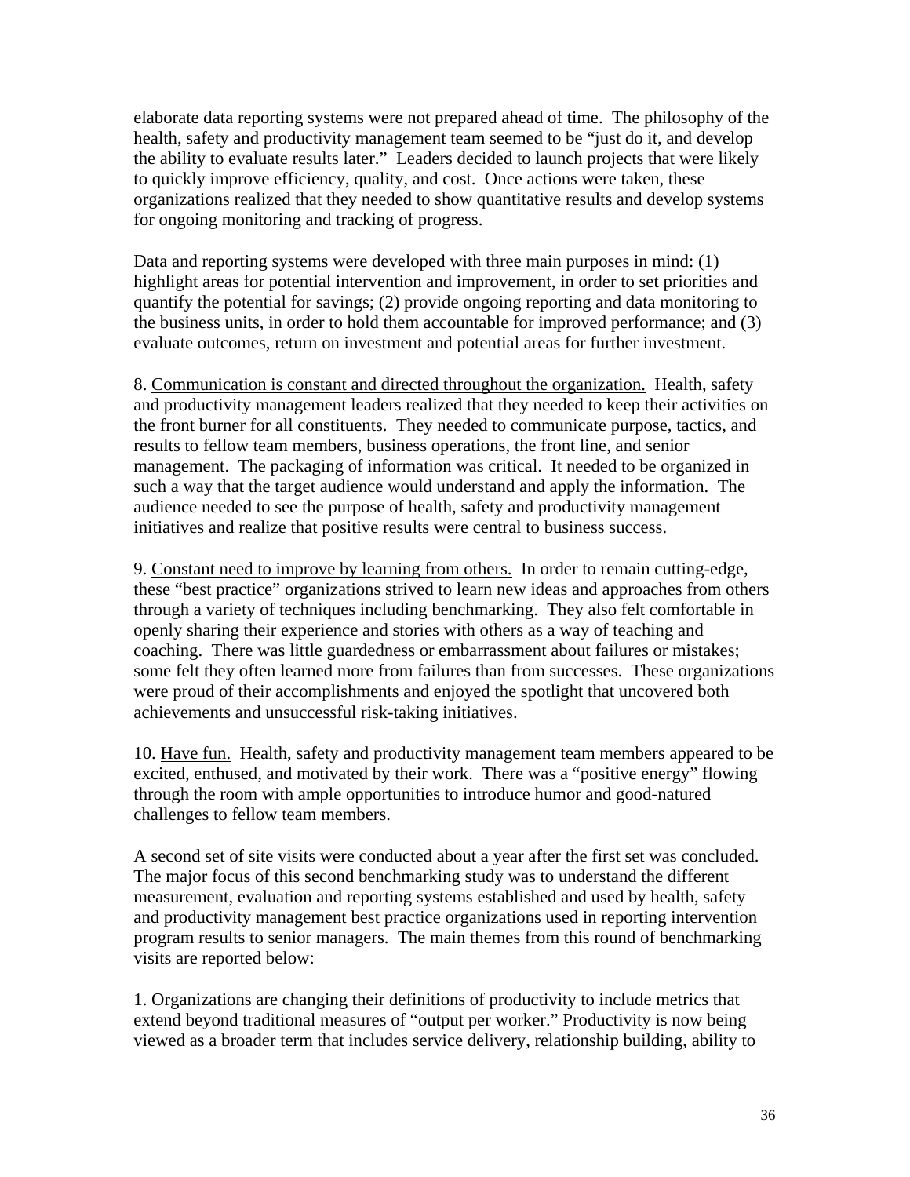elaborate data reporting systems were not prepared ahead of time. The philosophy of the health, safety and productivity management team seemed to be "just do it, and develop the ability to evaluate results later." Leaders decided to launch projects that were likely to quickly improve efficiency, quality, and cost. Once actions were taken, these organizations realized that they needed to show quantitative results and develop systems for ongoing monitoring and tracking of progress.

Data and reporting systems were developed with three main purposes in mind: (1) highlight areas for potential intervention and improvement, in order to set priorities and quantify the potential for savings; (2) provide ongoing reporting and data monitoring to the business units, in order to hold them accountable for improved performance; and (3) evaluate outcomes, return on investment and potential areas for further investment.

8. <u>Communication is constant and directed throughout the organization.</u> Health, safety and productivity management leaders realized that they needed to keep their activities on the front burner for all constituents. They needed to communicate purpose, tactics, and results to fellow team members, business operations, the front line, and senior management. The packaging of information was critical. It needed to be organized in such a way that the target audience would understand and apply the information. The audience needed to see the purpose of health, safety and productivity management initiatives and realize that positive results were central to business success.

9. <u>Constant need to improve by learning from others.</u> In order to remain cutting-edge, these "best practice" organizations strived to learn new ideas and approaches from others through a variety of techniques including benchmarking. They also felt comfortable in openly sharing their experience and stories with others as a way of teaching and coaching. There was little guardedness or embarrassment about failures or mistakes; some felt they often learned more from failures than from successes. These organizations were proud of their accomplishments and enjoyed the spotlight that uncovered both achievements and unsuccessful risk-taking initiatives.

10. <u>Have fun.</u> Health, safety and productivity management team members appeared to be excited, enthused, and motivated by their work. There was a "positive energy" flowing through the room with ample opportunities to introduce humor and good-natured challenges to fellow team members.

A second set of site visits were conducted about a year after the first set was concluded. The major focus of this second benchmarking study was to understand the different measurement, evaluation and reporting systems established and used by health, safety and productivity management best practice organizations used in reporting intervention program results to senior managers. The main themes from this round of benchmarking visits are reported below:

1. <u>Organizations are changing their definitions of productivity</u> to include metrics that extend beyond traditional measures of "output per worker." Productivity is now being viewed as a broader term that includes service delivery, relationship building, ability to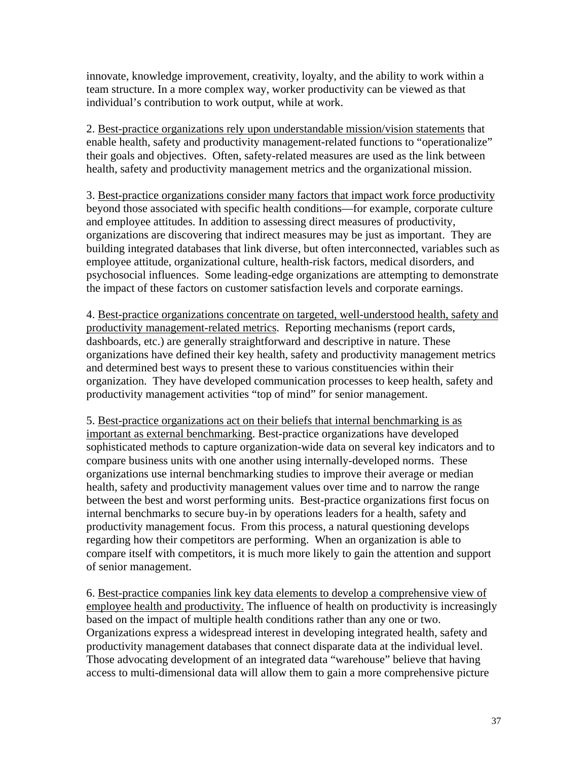innovate, knowledge improvement, creativity, loyalty, and the ability to work within a team structure. In a more complex way, worker productivity can be viewed as that individual's contribution to work output, while at work.

2. <u>Best-practice organizations rely upon understandable mission/vision statements</u> that enable health, safety and productivity management-related functions to "operationalize" their goals and objectives. Often, safety-related measures are used as the link between health, safety and productivity management metrics and the organizational mission.

3. <u>Best-practice organizations consider many factors that impact work force productivity</u> beyond those associated with specific health conditions—for example, corporate culture and employee attitudes. In addition to assessing direct measures of productivity, organizations are discovering that indirect measures may be just as important. They are building integrated databases that link diverse, but often interconnected, variables such as employee attitude, organizational culture, health-risk factors, medical disorders, and psychosocial influences. Some leading-edge organizations are attempting to demonstrate the impact of these factors on customer satisfaction levels and corporate earnings.

4. <u>Best-practice organizations concentrate on targeted, well-understood health, safety and productivity management-related metrics</u>. Reporting mechanisms (report cards, dashboards, etc.) are generally straightforward and descriptive in nature. These organizations have defined their key health, safety and productivity management metrics and determined best ways to present these to various constituencies within their organization. They have developed communication processes to keep health, safety and productivity management activities "top of mind" for senior management.

5. <u>Best-practice organizations act on their beliefs that internal benchmarking is as important as external benchmarking</u>. Best-practice organizations have developed sophisticated methods to capture organization-wide data on several key indicators and to compare business units with one another using internally-developed norms. These organizations use internal benchmarking studies to improve their average or median health, safety and productivity management values over time and to narrow the range between the best and worst performing units. Best-practice organizations first focus on internal benchmarks to secure buy-in by operations leaders for a health, safety and productivity management focus. From this process, a natural questioning develops regarding how their competitors are performing. When an organization is able to compare itself with competitors, it is much more likely to gain the attention and support of senior management.

6. <u>Best-practice companies link key data elements to develop a comprehensive view of employee health and productivity.</u> The influence of health on productivity is increasingly based on the impact of multiple health conditions rather than any one or two. Organizations express a widespread interest in developing integrated health, safety and productivity management databases that connect disparate data at the individual level. Those advocating development of an integrated data "warehouse" believe that having access to multi-dimensional data will allow them to gain a more comprehensive picture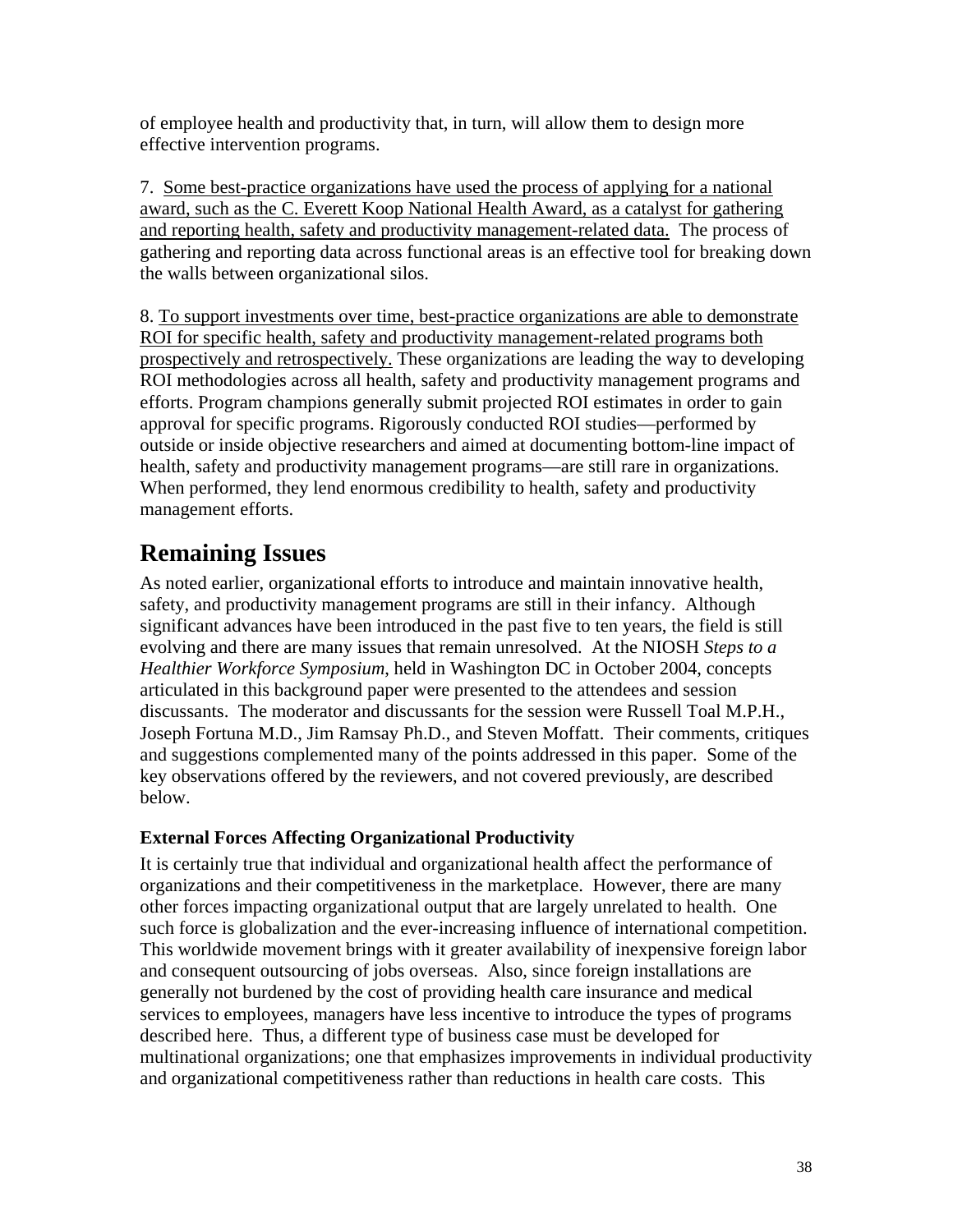of employee health and productivity that, in turn, will allow them to design more effective intervention programs.

7. <u>Some best-practice organizations have used the process of applying for a national award, such as the C. Everett Koop National Health Award, as a catalyst for gathering and reporting health, safety and productivity management-related data.</u> The process of gathering and reporting data across functional areas is an effective tool for breaking down the walls between organizational silos.

8. <u>To support investments over time, best-practice organizations are able to demonstrate ROI for specific health, safety and productivity management-related programs both prospectively and retrospectively.</u> These organizations are leading the way to developing ROI methodologies across all health, safety and productivity management programs and efforts. Program champions generally submit projected ROI estimates in order to gain approval for specific programs. Rigorously conducted ROI studies—performed by outside or inside objective researchers and aimed at documenting bottom-line impact of health, safety and productivity management programs—are still rare in organizations. When performed, they lend enormous credibility to health, safety and productivity management efforts.

## Remaining Issues

As noted earlier, organizational efforts to introduce and maintain innovative health, safety, and productivity management programs are still in their infancy. Although significant advances have been introduced in the past five to ten years, the field is still evolving and there are many issues that remain unresolved. At the NIOSH *Steps to a Healthier Workforce Symposium*, held in Washington DC in October 2004, concepts articulated in this background paper were presented to the attendees and session discussants. The moderator and discussants for the session were Russell Toal M.P.H., Joseph Fortuna M.D., Jim Ramsay Ph.D., and Steven Moffatt. Their comments, critiques and suggestions complemented many of the points addressed in this paper. Some of the key observations offered by the reviewers, and not covered previously, are described below.

### External Forces Affecting Organizational Productivity

It is certainly true that individual and organizational health affect the performance of organizations and their competitiveness in the marketplace. However, there are many other forces impacting organizational output that are largely unrelated to health. One such force is globalization and the ever-increasing influence of international competition. This worldwide movement brings with it greater availability of inexpensive foreign labor and consequent outsourcing of jobs overseas. Also, since foreign installations are generally not burdened by the cost of providing health care insurance and medical services to employees, managers have less incentive to introduce the types of programs described here. Thus, a different type of business case must be developed for multinational organizations; one that emphasizes improvements in individual productivity and organizational competitiveness rather than reductions in health care costs. This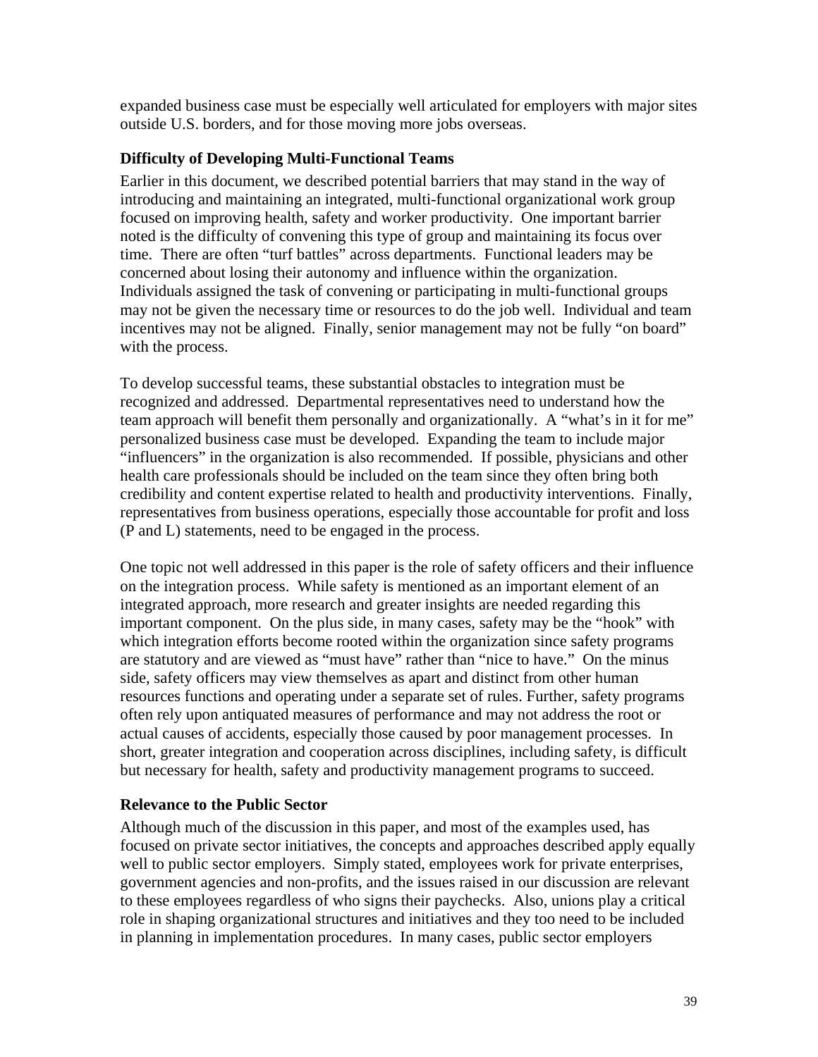expanded business case must be especially well articulated for employers with major sites outside U.S. borders, and for those moving more jobs overseas.

### Difficulty of Developing Multi-Functional Teams

Earlier in this document, we described potential barriers that may stand in the way of introducing and maintaining an integrated, multi-functional organizational work group focused on improving health, safety and worker productivity. One important barrier noted is the difficulty of convening this type of group and maintaining its focus over time. There are often "turf battles" across departments. Functional leaders may be concerned about losing their autonomy and influence within the organization. Individuals assigned the task of convening or participating in multi-functional groups may not be given the necessary time or resources to do the job well. Individual and team incentives may not be aligned. Finally, senior management may not be fully "on board" with the process.

To develop successful teams, these substantial obstacles to integration must be recognized and addressed. Departmental representatives need to understand how the team approach will benefit them personally and organizationally. A "what's in it for me" personalized business case must be developed. Expanding the team to include major "influencers" in the organization is also recommended. If possible, physicians and other health care professionals should be included on the team since they often bring both credibility and content expertise related to health and productivity interventions. Finally, representatives from business operations, especially those accountable for profit and loss (P and L) statements, need to be engaged in the process.

One topic not well addressed in this paper is the role of safety officers and their influence on the integration process. While safety is mentioned as an important element of an integrated approach, more research and greater insights are needed regarding this important component. On the plus side, in many cases, safety may be the "hook" with which integration efforts become rooted within the organization since safety programs are statutory and are viewed as "must have" rather than "nice to have." On the minus side, safety officers may view themselves as apart and distinct from other human resources functions and operating under a separate set of rules. Further, safety programs often rely upon antiquated measures of performance and may not address the root or actual causes of accidents, especially those caused by poor management processes. In short, greater integration and cooperation across disciplines, including safety, is difficult but necessary for health, safety and productivity management programs to succeed.

### Relevance to the Public Sector

Although much of the discussion in this paper, and most of the examples used, has focused on private sector initiatives, the concepts and approaches described apply equally well to public sector employers. Simply stated, employees work for private enterprises, government agencies and non-profits, and the issues raised in our discussion are relevant to these employees regardless of who signs their paychecks. Also, unions play a critical role in shaping organizational structures and initiatives and they too need to be included in planning in implementation procedures. In many cases, public sector employers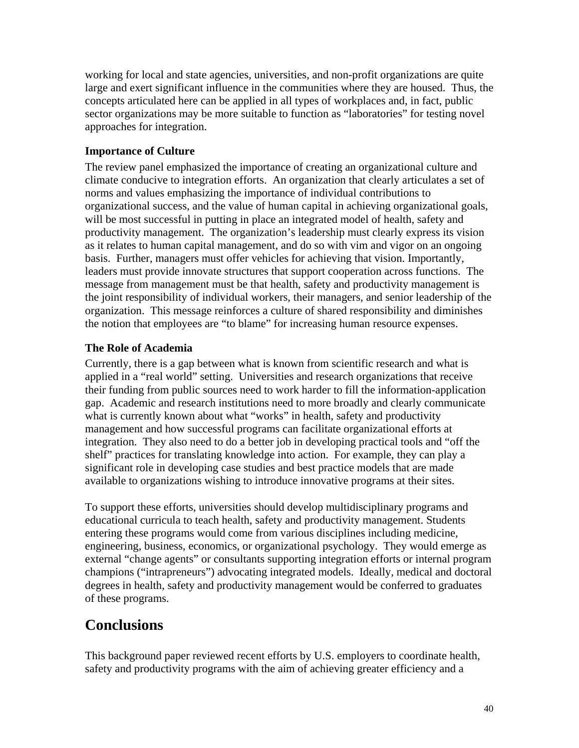working for local and state agencies, universities, and non-profit organizations are quite large and exert significant influence in the communities where they are housed. Thus, the concepts articulated here can be applied in all types of workplaces and, in fact, public sector organizations may be more suitable to function as "laboratories" for testing novel approaches for integration.

### Importance of Culture

The review panel emphasized the importance of creating an organizational culture and climate conducive to integration efforts. An organization that clearly articulates a set of norms and values emphasizing the importance of individual contributions to organizational success, and the value of human capital in achieving organizational goals, will be most successful in putting in place an integrated model of health, safety and productivity management. The organization's leadership must clearly express its vision as it relates to human capital management, and do so with vim and vigor on an ongoing basis. Further, managers must offer vehicles for achieving that vision. Importantly, leaders must provide innovate structures that support cooperation across functions. The message from management must be that health, safety and productivity management is the joint responsibility of individual workers, their managers, and senior leadership of the organization. This message reinforces a culture of shared responsibility and diminishes the notion that employees are "to blame" for increasing human resource expenses.

### The Role of Academia

Currently, there is a gap between what is known from scientific research and what is applied in a "real world" setting. Universities and research organizations that receive their funding from public sources need to work harder to fill the information-application gap. Academic and research institutions need to more broadly and clearly communicate what is currently known about what "works" in health, safety and productivity management and how successful programs can facilitate organizational efforts at integration. They also need to do a better job in developing practical tools and "off the shelf" practices for translating knowledge into action. For example, they can play a significant role in developing case studies and best practice models that are made available to organizations wishing to introduce innovative programs at their sites.

To support these efforts, universities should develop multidisciplinary programs and educational curricula to teach health, safety and productivity management. Students entering these programs would come from various disciplines including medicine, engineering, business, economics, or organizational psychology. They would emerge as external "change agents" or consultants supporting integration efforts or internal program champions ("intrapreneurs") advocating integrated models. Ideally, medical and doctoral degrees in health, safety and productivity management would be conferred to graduates of these programs.

## Conclusions

This background paper reviewed recent efforts by U.S. employers to coordinate health, safety and productivity programs with the aim of achieving greater efficiency and a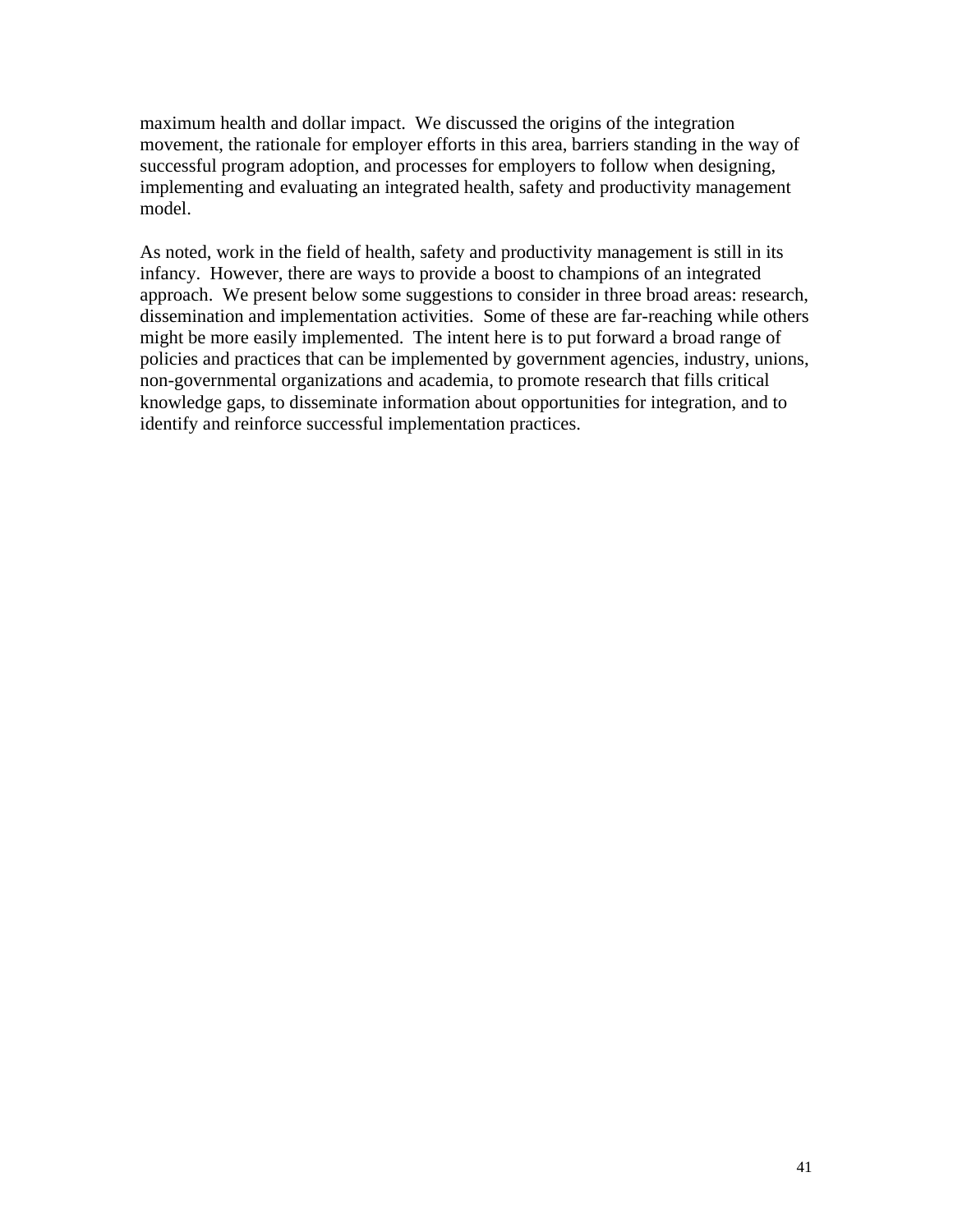maximum health and dollar impact. We discussed the origins of the integration movement, the rationale for employer efforts in this area, barriers standing in the way of successful program adoption, and processes for employers to follow when designing, implementing and evaluating an integrated health, safety and productivity management model.

As noted, work in the field of health, safety and productivity management is still in its infancy. However, there are ways to provide a boost to champions of an integrated approach. We present below some suggestions to consider in three broad areas: research, dissemination and implementation activities. Some of these are far-reaching while others might be more easily implemented. The intent here is to put forward a broad range of policies and practices that can be implemented by government agencies, industry, unions, non-governmental organizations and academia, to promote research that fills critical knowledge gaps, to disseminate information about opportunities for integration, and to identify and reinforce successful implementation practices.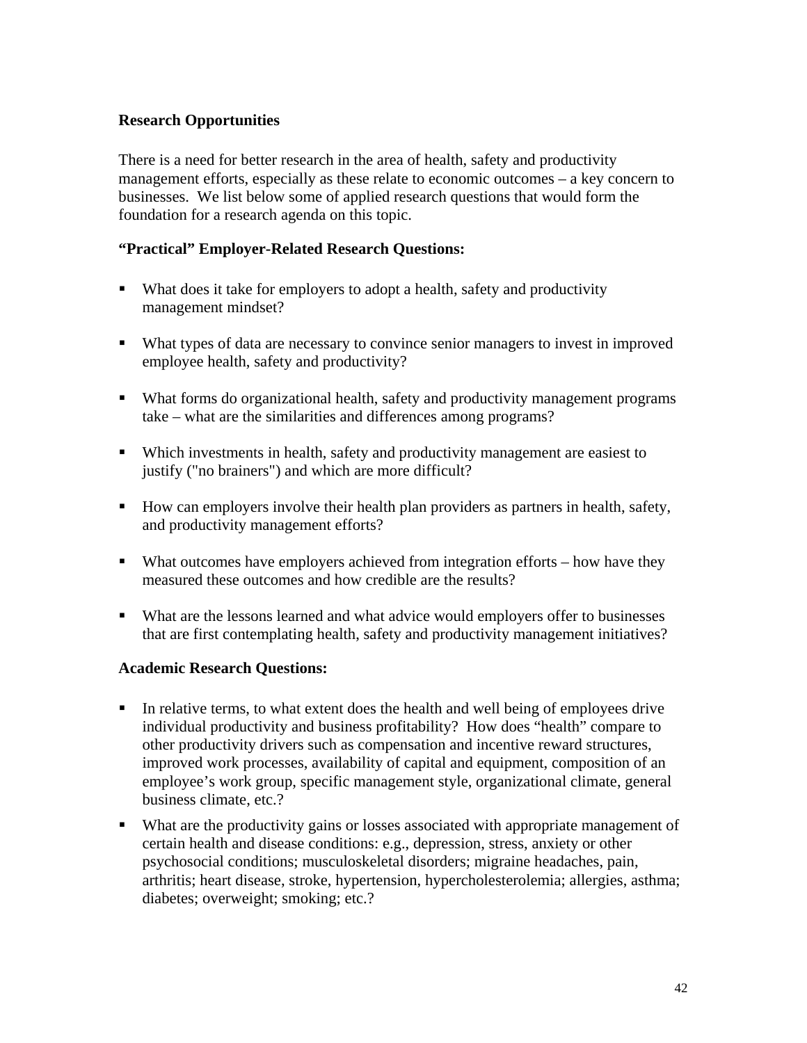## Research Opportunities

There is a need for better research in the area of health, safety and productivity management efforts, especially as these relate to economic outcomes – a key concern to businesses. We list below some of applied research questions that would form the foundation for a research agenda on this topic.

### "Practical" Employer-Related Research Questions:

- What does it take for employers to adopt a health, safety and productivity management mindset?
- What types of data are necessary to convince senior managers to invest in improved employee health, safety and productivity?
- What forms do organizational health, safety and productivity management programs take – what are the similarities and differences among programs?
- Which investments in health, safety and productivity management are easiest to justify ("no brainers") and which are more difficult?
- How can employers involve their health plan providers as partners in health, safety, and productivity management efforts?
- What outcomes have employers achieved from integration efforts – how have they measured these outcomes and how credible are the results?
- What are the lessons learned and what advice would employers offer to businesses that are first contemplating health, safety and productivity management initiatives?

### Academic Research Questions:

- In relative terms, to what extent does the health and well being of employees drive individual productivity and business profitability? How does "health" compare to other productivity drivers such as compensation and incentive reward structures, improved work processes, availability of capital and equipment, composition of an employee's work group, specific management style, organizational climate, general business climate, etc.?
- What are the productivity gains or losses associated with appropriate management of certain health and disease conditions: e.g., depression, stress, anxiety or other psychosocial conditions; musculoskeletal disorders; migraine headaches, pain, arthritis; heart disease, stroke, hypertension, hypercholesterolemia; allergies, asthma; diabetes; overweight; smoking; etc.?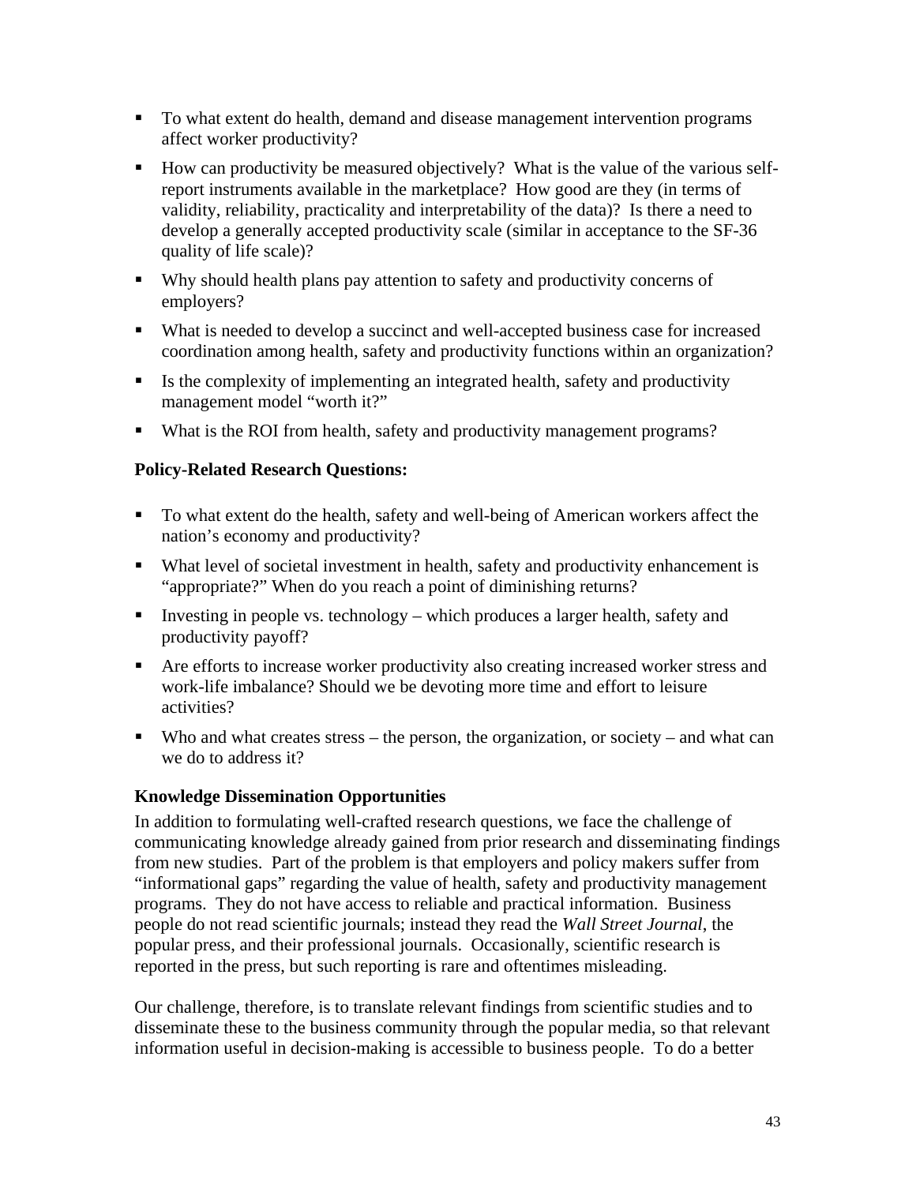- To what extent do health, demand and disease management intervention programs affect worker productivity?
- How can productivity be measured objectively? What is the value of the various self-report instruments available in the marketplace? How good are they (in terms of validity, reliability, practicality and interpretability of the data)? Is there a need to develop a generally accepted productivity scale (similar in acceptance to the SF-36 quality of life scale)?
- Why should health plans pay attention to safety and productivity concerns of employers?
- What is needed to develop a succinct and well-accepted business case for increased coordination among health, safety and productivity functions within an organization?
- Is the complexity of implementing an integrated health, safety and productivity management model "worth it?"
- What is the ROI from health, safety and productivity management programs?

**Policy-Related Research Questions:**

- To what extent do the health, safety and well-being of American workers affect the nation's economy and productivity?
- What level of societal investment in health, safety and productivity enhancement is "appropriate?" When do you reach a point of diminishing returns?
- Investing in people vs. technology – which produces a larger health, safety and productivity payoff?
- Are efforts to increase worker productivity also creating increased worker stress and work-life imbalance? Should we be devoting more time and effort to leisure activities?
- Who and what creates stress – the person, the organization, or society – and what can we do to address it?

**Knowledge Dissemination Opportunities**

In addition to formulating well-crafted research questions, we face the challenge of communicating knowledge already gained from prior research and disseminating findings from new studies. Part of the problem is that employers and policy makers suffer from "informational gaps" regarding the value of health, safety and productivity management programs. They do not have access to reliable and practical information. Business people do not read scientific journals; instead they read the *Wall Street Journal*, the popular press, and their professional journals. Occasionally, scientific research is reported in the press, but such reporting is rare and oftentimes misleading.

Our challenge, therefore, is to translate relevant findings from scientific studies and to disseminate these to the business community through the popular media, so that relevant information useful in decision-making is accessible to business people. To do a better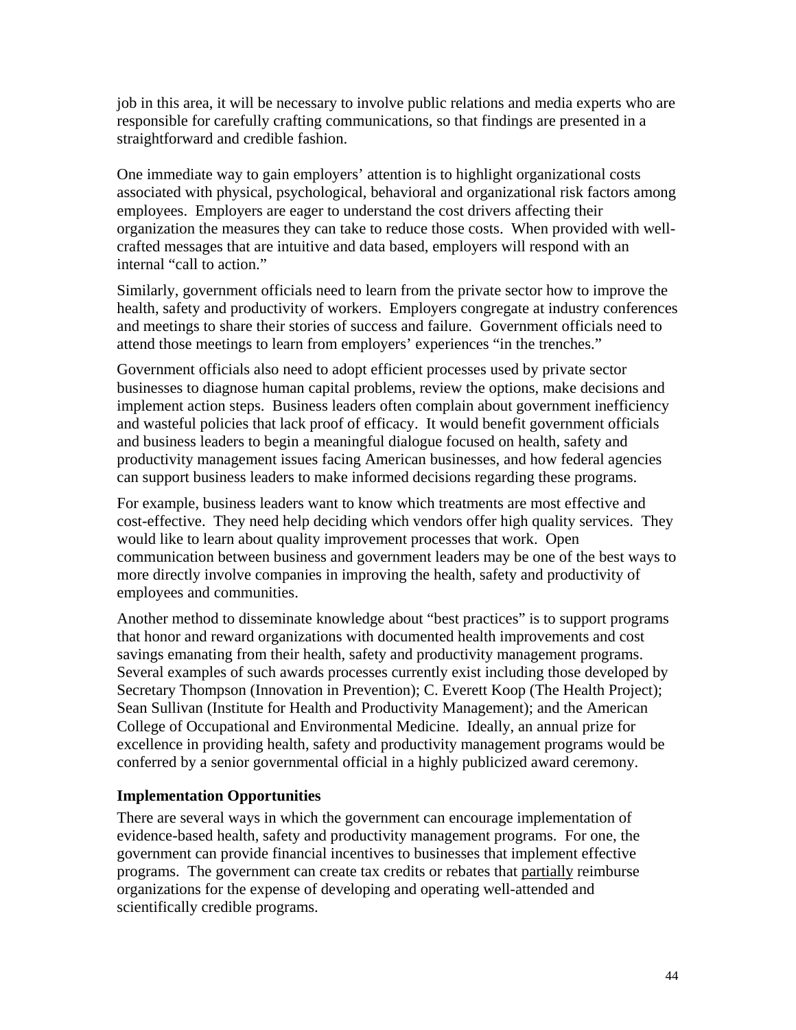job in this area, it will be necessary to involve public relations and media experts who are responsible for carefully crafting communications, so that findings are presented in a straightforward and credible fashion.

One immediate way to gain employers' attention is to highlight organizational costs associated with physical, psychological, behavioral and organizational risk factors among employees. Employers are eager to understand the cost drivers affecting their organization the measures they can take to reduce those costs. When provided with well-crafted messages that are intuitive and data based, employers will respond with an internal "call to action."

Similarly, government officials need to learn from the private sector how to improve the health, safety and productivity of workers. Employers congregate at industry conferences and meetings to share their stories of success and failure. Government officials need to attend those meetings to learn from employers' experiences "in the trenches."

Government officials also need to adopt efficient processes used by private sector businesses to diagnose human capital problems, review the options, make decisions and implement action steps. Business leaders often complain about government inefficiency and wasteful policies that lack proof of efficacy. It would benefit government officials and business leaders to begin a meaningful dialogue focused on health, safety and productivity management issues facing American businesses, and how federal agencies can support business leaders to make informed decisions regarding these programs.

For example, business leaders want to know which treatments are most effective and cost-effective. They need help deciding which vendors offer high quality services. They would like to learn about quality improvement processes that work. Open communication between business and government leaders may be one of the best ways to more directly involve companies in improving the health, safety and productivity of employees and communities.

Another method to disseminate knowledge about "best practices" is to support programs that honor and reward organizations with documented health improvements and cost savings emanating from their health, safety and productivity management programs. Several examples of such awards processes currently exist including those developed by Secretary Thompson (Innovation in Prevention); C. Everett Koop (The Health Project); Sean Sullivan (Institute for Health and Productivity Management); and the American College of Occupational and Environmental Medicine. Ideally, an annual prize for excellence in providing health, safety and productivity management programs would be conferred by a senior governmental official in a highly publicized award ceremony.

**Implementation Opportunities**

There are several ways in which the government can encourage implementation of evidence-based health, safety and productivity management programs. For one, the government can provide financial incentives to businesses that implement effective programs. The government can create tax credits or rebates that <u>partially</u> reimburse organizations for the expense of developing and operating well-attended and scientifically credible programs.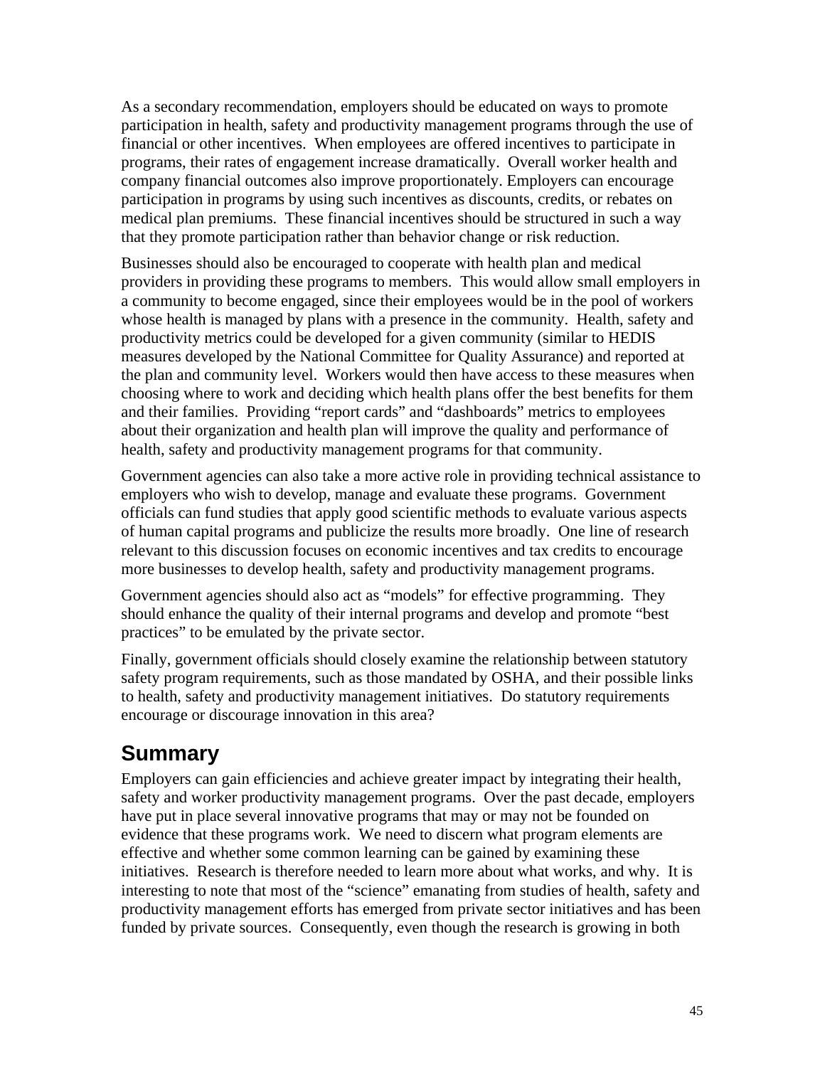As a secondary recommendation, employers should be educated on ways to promote participation in health, safety and productivity management programs through the use of financial or other incentives. When employees are offered incentives to participate in programs, their rates of engagement increase dramatically. Overall worker health and company financial outcomes also improve proportionately. Employers can encourage participation in programs by using such incentives as discounts, credits, or rebates on medical plan premiums. These financial incentives should be structured in such a way that they promote participation rather than behavior change or risk reduction.

Businesses should also be encouraged to cooperate with health plan and medical providers in providing these programs to members. This would allow small employers in a community to become engaged, since their employees would be in the pool of workers whose health is managed by plans with a presence in the community. Health, safety and productivity metrics could be developed for a given community (similar to HEDIS measures developed by the National Committee for Quality Assurance) and reported at the plan and community level. Workers would then have access to these measures when choosing where to work and deciding which health plans offer the best benefits for them and their families. Providing "report cards" and "dashboards" metrics to employees about their organization and health plan will improve the quality and performance of health, safety and productivity management programs for that community.

Government agencies can also take a more active role in providing technical assistance to employers who wish to develop, manage and evaluate these programs. Government officials can fund studies that apply good scientific methods to evaluate various aspects of human capital programs and publicize the results more broadly. One line of research relevant to this discussion focuses on economic incentives and tax credits to encourage more businesses to develop health, safety and productivity management programs.

Government agencies should also act as "models" for effective programming. They should enhance the quality of their internal programs and develop and promote "best practices" to be emulated by the private sector.

Finally, government officials should closely examine the relationship between statutory safety program requirements, such as those mandated by OSHA, and their possible links to health, safety and productivity management initiatives. Do statutory requirements encourage or discourage innovation in this area?

## Summary

Employers can gain efficiencies and achieve greater impact by integrating their health, safety and worker productivity management programs. Over the past decade, employers have put in place several innovative programs that may or may not be founded on evidence that these programs work. We need to discern what program elements are effective and whether some common learning can be gained by examining these initiatives. Research is therefore needed to learn more about what works, and why. It is interesting to note that most of the "science" emanating from studies of health, safety and productivity management efforts has emerged from private sector initiatives and has been funded by private sources. Consequently, even though the research is growing in both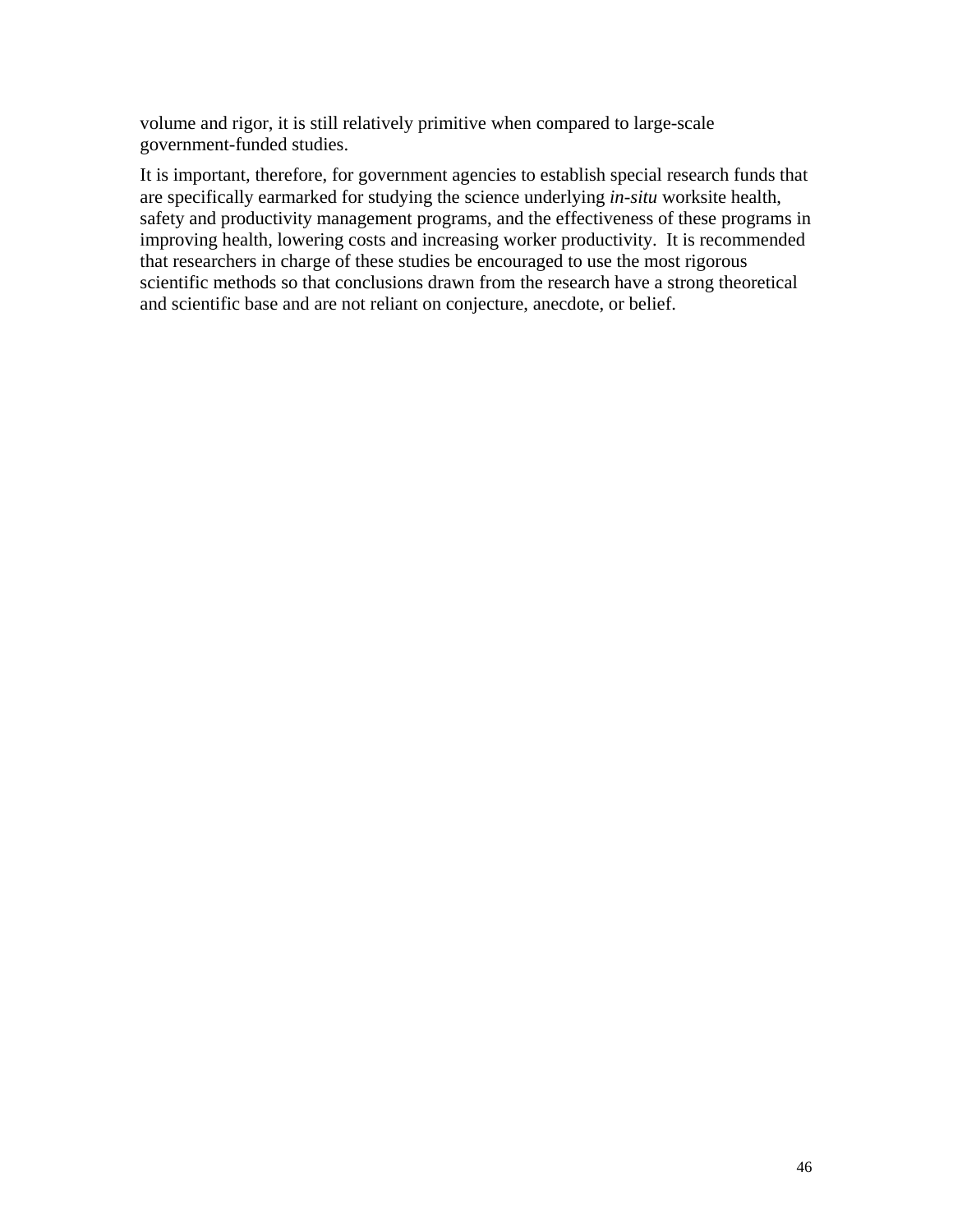volume and rigor, it is still relatively primitive when compared to large-scale government-funded studies.

It is important, therefore, for government agencies to establish special research funds that are specifically earmarked for studying the science underlying *in-situ* worksite health, safety and productivity management programs, and the effectiveness of these programs in improving health, lowering costs and increasing worker productivity. It is recommended that researchers in charge of these studies be encouraged to use the most rigorous scientific methods so that conclusions drawn from the research have a strong theoretical and scientific base and are not reliant on conjecture, anecdote, or belief.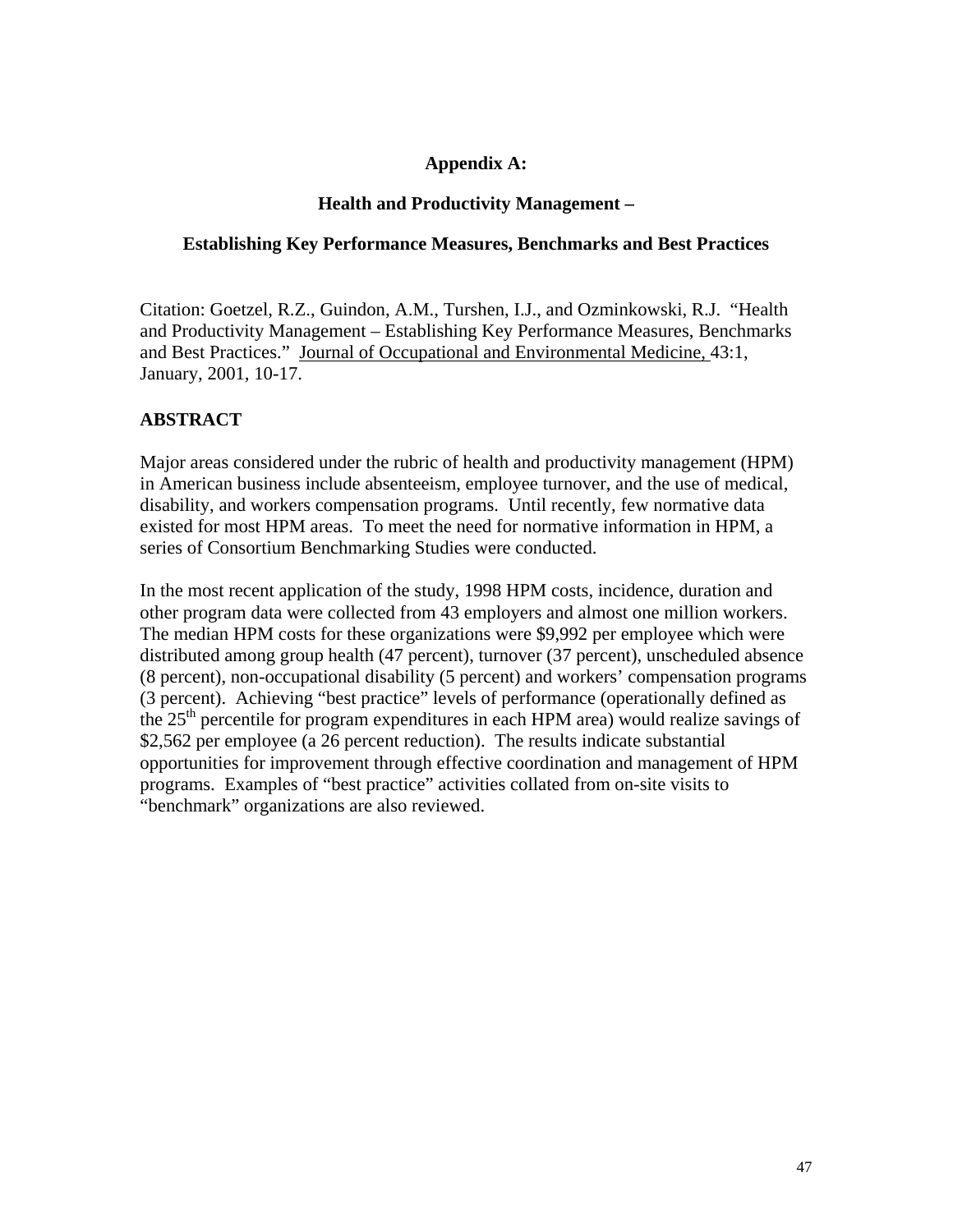**Appendix A:**

**Health and Productivity Management –**

**Establishing Key Performance Measures, Benchmarks and Best Practices**

Citation: Goetzel, R.Z., Guindon, A.M., Turshen, I.J., and Ozminkowski, R.J. "Health and Productivity Management – Establishing Key Performance Measures, Benchmarks and Best Practices." Journal of Occupational and Environmental Medicine, 43:1, January, 2001, 10-17.

## ABSTRACT

Major areas considered under the rubric of health and productivity management (HPM) in American business include absenteeism, employee turnover, and the use of medical, disability, and workers compensation programs. Until recently, few normative data existed for most HPM areas. To meet the need for normative information in HPM, a series of Consortium Benchmarking Studies were conducted.

In the most recent application of the study, 1998 HPM costs, incidence, duration and other program data were collected from 43 employers and almost one million workers. The median HPM costs for these organizations were $9,992 per employee which were distributed among group health (47 percent), turnover (37 percent), unscheduled absence (8 percent), non-occupational disability (5 percent) and workers' compensation programs (3 percent). Achieving "best practice" levels of performance (operationally defined as the 25$^{th}$ percentile for program expenditures in each HPM area) would realize savings of $2,562 per employee (a 26 percent reduction). The results indicate substantial opportunities for improvement through effective coordination and management of HPM programs. Examples of "best practice" activities collated from on-site visits to "benchmark" organizations are also reviewed.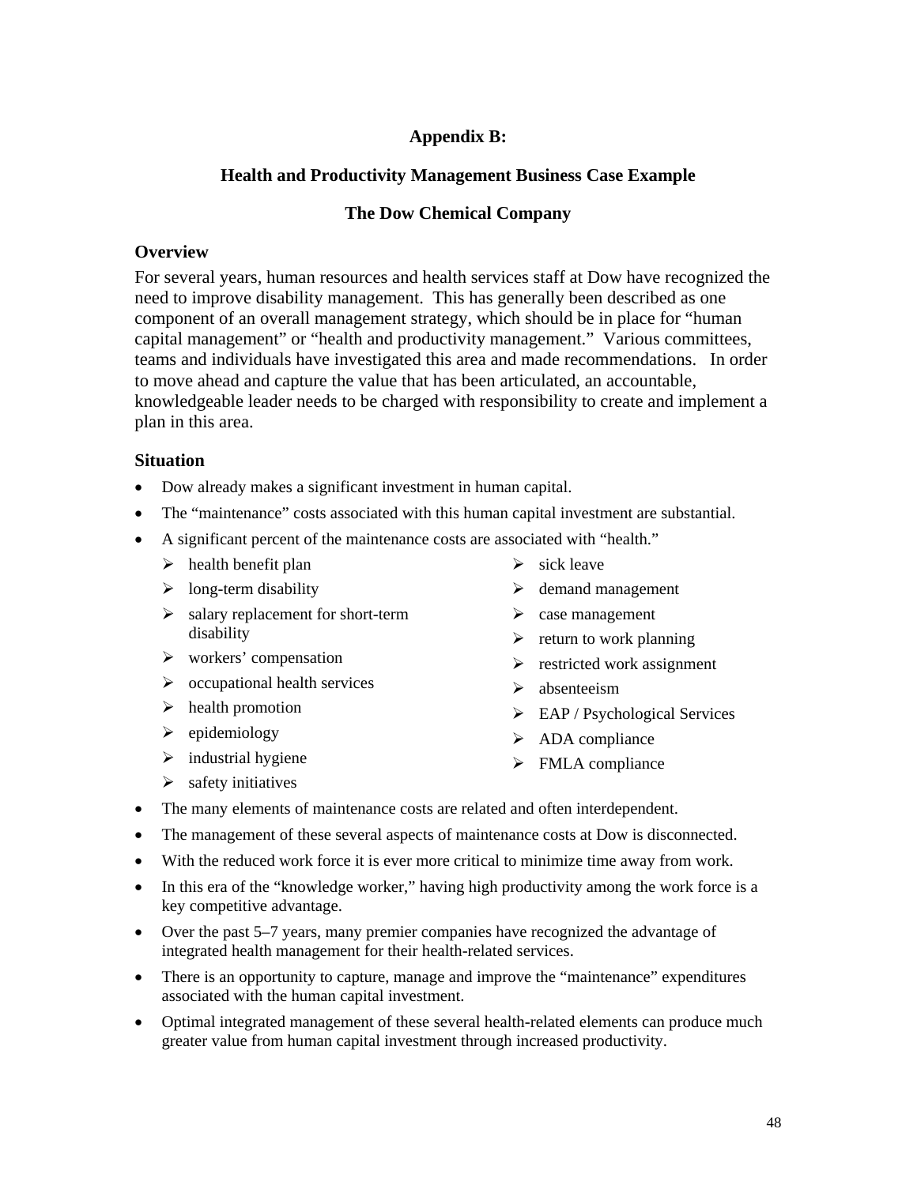## Appendix B:

## Health and Productivity Management Business Case Example

## The Dow Chemical Company

### Overview

For several years, human resources and health services staff at Dow have recognized the need to improve disability management. This has generally been described as one component of an overall management strategy, which should be in place for "human capital management" or "health and productivity management." Various committees, teams and individuals have investigated this area and made recommendations. In order to move ahead and capture the value that has been articulated, an accountable, knowledgeable leader needs to be charged with responsibility to create and implement a plan in this area.

### Situation

- Dow already makes a significant investment in human capital.
- The "maintenance" costs associated with this human capital investment are substantial.
- A significant percent of the maintenance costs are associated with "health."
  - health benefit plan
  - long-term disability
  - salary replacement for short-term disability
  - workers' compensation
  - occupational health services
  - health promotion
  - epidemiology
  - industrial hygiene
  - safety initiatives
  - sick leave
  - demand management
  - case management
  - return to work planning
  - restricted work assignment
  - absenteeism
  - EAP / Psychological Services
  - ADA compliance
  - FMLA compliance
- The many elements of maintenance costs are related and often interdependent.
- The management of these several aspects of maintenance costs at Dow is disconnected.
- With the reduced work force it is ever more critical to minimize time away from work.
- In this era of the "knowledge worker," having high productivity among the work force is a key competitive advantage.
- Over the past 5–7 years, many premier companies have recognized the advantage of integrated health management for their health-related services.
- There is an opportunity to capture, manage and improve the "maintenance" expenditures associated with the human capital investment.
- Optimal integrated management of these several health-related elements can produce much greater value from human capital investment through increased productivity.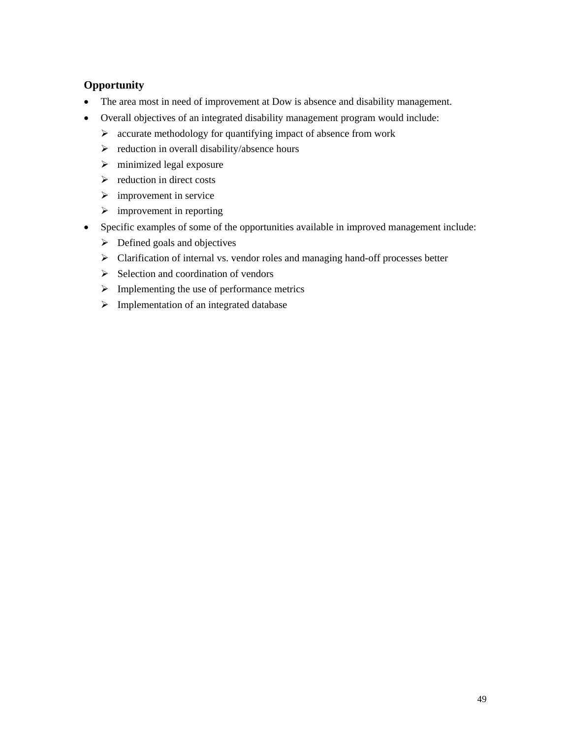**Opportunity**

- The area most in need of improvement at Dow is absence and disability management.
- Overall objectives of an integrated disability management program would include:
  - accurate methodology for quantifying impact of absence from work
  - reduction in overall disability/absence hours
  - minimized legal exposure
  - reduction in direct costs
  - improvement in service
  - improvement in reporting
- Specific examples of some of the opportunities available in improved management include:
  - Defined goals and objectives
  - Clarification of internal vs. vendor roles and managing hand-off processes better
  - Selection and coordination of vendors
  - Implementing the use of performance metrics
  - Implementation of an integrated database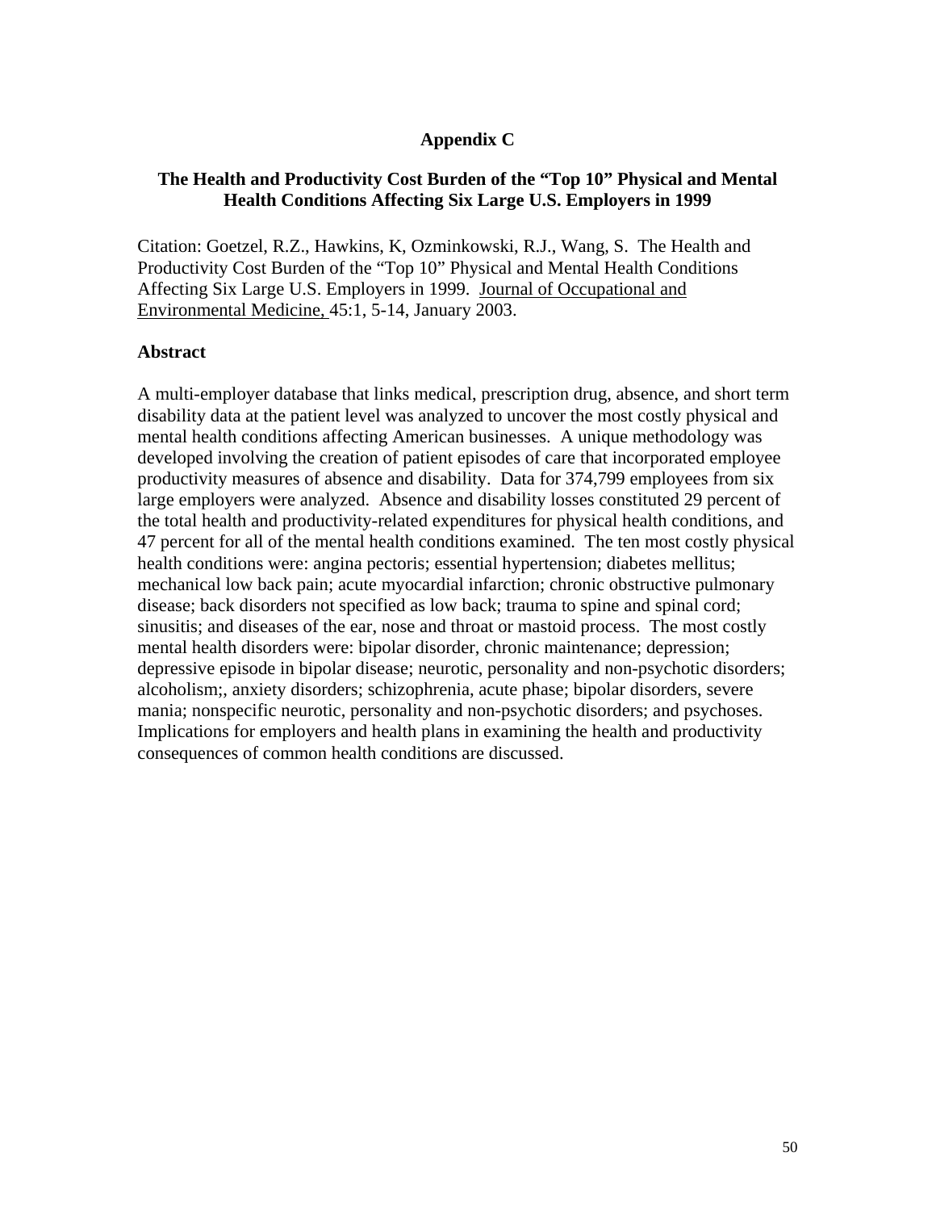## Appendix C

### The Health and Productivity Cost Burden of the "Top 10" Physical and Mental Health Conditions Affecting Six Large U.S. Employers in 1999

Citation: Goetzel, R.Z., Hawkins, K, Ozminkowski, R.J., Wang, S. The Health and Productivity Cost Burden of the "Top 10" Physical and Mental Health Conditions Affecting Six Large U.S. Employers in 1999. Journal of Occupational and Environmental Medicine, 45:1, 5-14, January 2003.

**Abstract**

A multi-employer database that links medical, prescription drug, absence, and short term disability data at the patient level was analyzed to uncover the most costly physical and mental health conditions affecting American businesses. A unique methodology was developed involving the creation of patient episodes of care that incorporated employee productivity measures of absence and disability. Data for 374,799 employees from six large employers were analyzed. Absence and disability losses constituted 29 percent of the total health and productivity-related expenditures for physical health conditions, and 47 percent for all of the mental health conditions examined. The ten most costly physical health conditions were: angina pectoris; essential hypertension; diabetes mellitus; mechanical low back pain; acute myocardial infarction; chronic obstructive pulmonary disease; back disorders not specified as low back; trauma to spine and spinal cord; sinusitis; and diseases of the ear, nose and throat or mastoid process. The most costly mental health disorders were: bipolar disorder, chronic maintenance; depression; depressive episode in bipolar disease; neurotic, personality and non-psychotic disorders; alcoholism;, anxiety disorders; schizophrenia, acute phase; bipolar disorders, severe mania; nonspecific neurotic, personality and non-psychotic disorders; and psychoses. Implications for employers and health plans in examining the health and productivity consequences of common health conditions are discussed.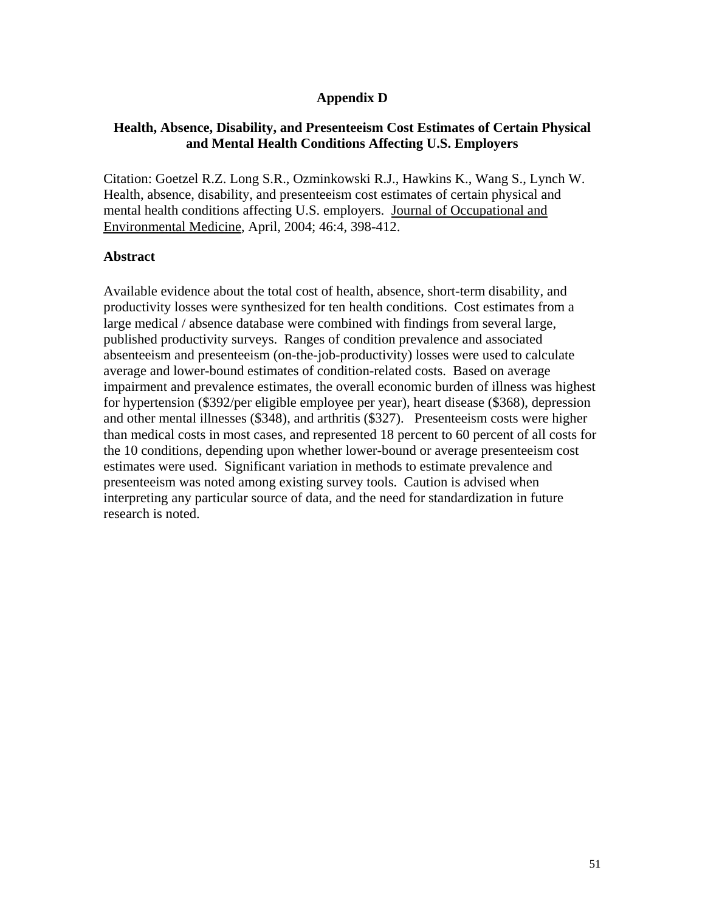# Appendix D

## Health, Absence, Disability, and Presenteeism Cost Estimates of Certain Physical and Mental Health Conditions Affecting U.S. Employers

Citation: Goetzel R.Z. Long S.R., Ozminkowski R.J., Hawkins K., Wang S., Lynch W. Health, absence, disability, and presenteeism cost estimates of certain physical and mental health conditions affecting U.S. employers. Journal of Occupational and Environmental Medicine, April, 2004; 46:4, 398-412.

### Abstract

Available evidence about the total cost of health, absence, short-term disability, and productivity losses were synthesized for ten health conditions. Cost estimates from a large medical / absence database were combined with findings from several large, published productivity surveys. Ranges of condition prevalence and associated absenteeism and presenteeism (on-the-job-productivity) losses were used to calculate average and lower-bound estimates of condition-related costs. Based on average impairment and prevalence estimates, the overall economic burden of illness was highest for hypertension ($392/per eligible employee per year), heart disease ($368), depression and other mental illnesses ($348), and arthritis ($327). Presenteeism costs were higher than medical costs in most cases, and represented 18 percent to 60 percent of all costs for the 10 conditions, depending upon whether lower-bound or average presenteeism cost estimates were used. Significant variation in methods to estimate prevalence and presenteeism was noted among existing survey tools. Caution is advised when interpreting any particular source of data, and the need for standardization in future research is noted.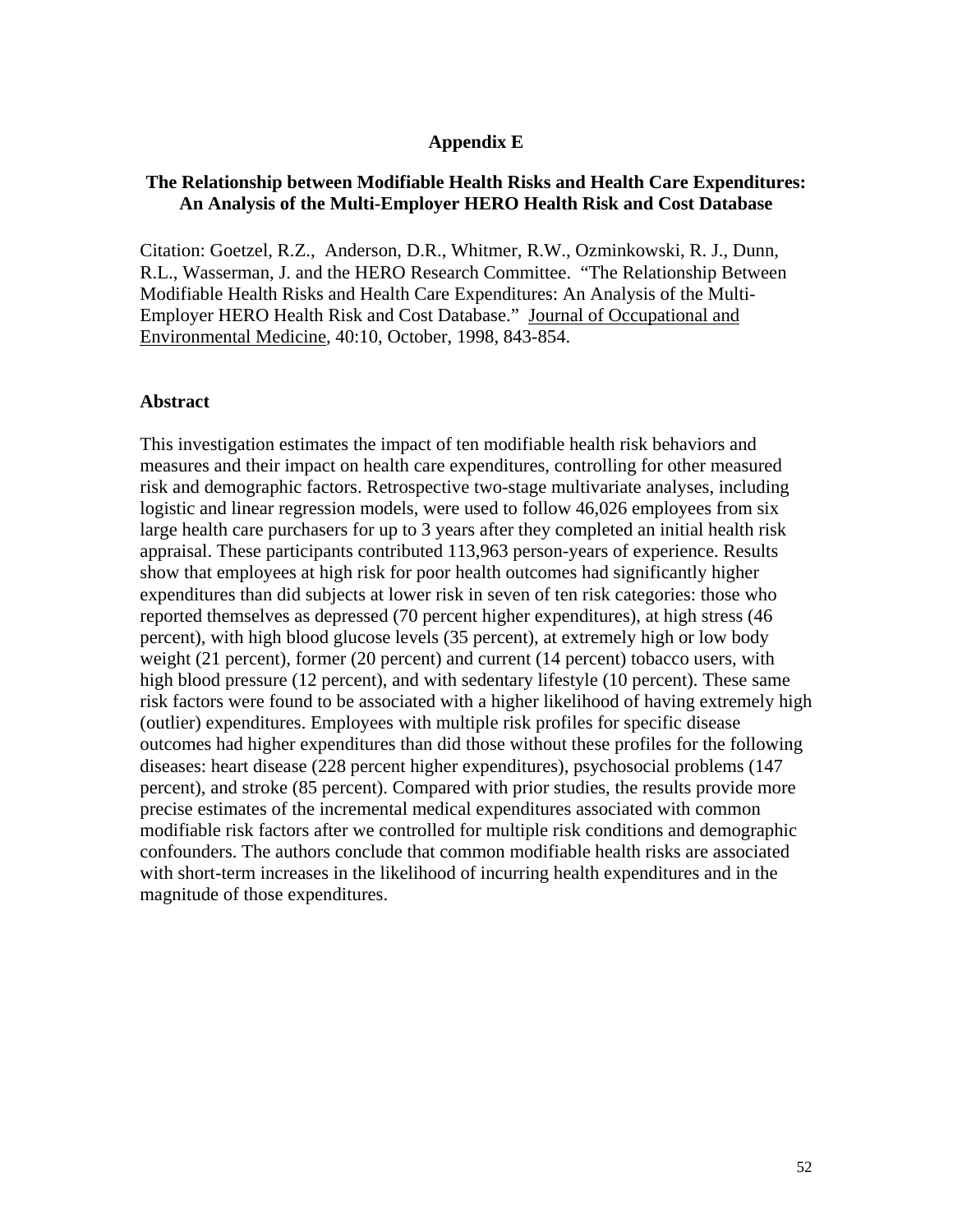# Appendix E

## The Relationship between Modifiable Health Risks and Health Care Expenditures: An Analysis of the Multi-Employer HERO Health Risk and Cost Database

Citation: Goetzel, R.Z., Anderson, D.R., Whitmer, R.W., Ozminkowski, R. J., Dunn, R.L., Wasserman, J. and the HERO Research Committee. "The Relationship Between Modifiable Health Risks and Health Care Expenditures: An Analysis of the Multi-Employer HERO Health Risk and Cost Database." Journal of Occupational and Environmental Medicine, 40:10, October, 1998, 843-854.

### Abstract

This investigation estimates the impact of ten modifiable health risk behaviors and measures and their impact on health care expenditures, controlling for other measured risk and demographic factors. Retrospective two-stage multivariate analyses, including logistic and linear regression models, were used to follow 46,026 employees from six large health care purchasers for up to 3 years after they completed an initial health risk appraisal. These participants contributed 113,963 person-years of experience. Results show that employees at high risk for poor health outcomes had significantly higher expenditures than did subjects at lower risk in seven of ten risk categories: those who reported themselves as depressed (70 percent higher expenditures), at high stress (46 percent), with high blood glucose levels (35 percent), at extremely high or low body weight (21 percent), former (20 percent) and current (14 percent) tobacco users, with high blood pressure (12 percent), and with sedentary lifestyle (10 percent). These same risk factors were found to be associated with a higher likelihood of having extremely high (outlier) expenditures. Employees with multiple risk profiles for specific disease outcomes had higher expenditures than did those without these profiles for the following diseases: heart disease (228 percent higher expenditures), psychosocial problems (147 percent), and stroke (85 percent). Compared with prior studies, the results provide more precise estimates of the incremental medical expenditures associated with common modifiable risk factors after we controlled for multiple risk conditions and demographic confounders. The authors conclude that common modifiable health risks are associated with short-term increases in the likelihood of incurring health expenditures and in the magnitude of those expenditures.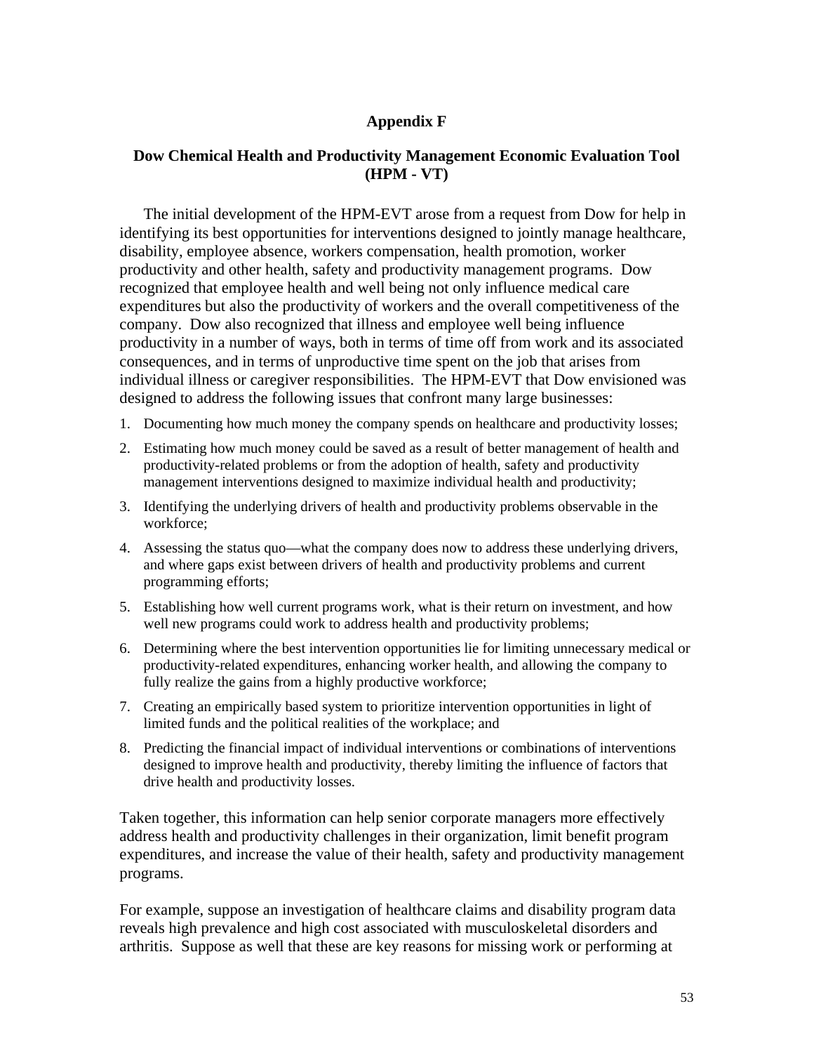# Appendix F

## Dow Chemical Health and Productivity Management Economic Evaluation Tool (HPM - VT)

The initial development of the HPM-EVT arose from a request from Dow for help in identifying its best opportunities for interventions designed to jointly manage healthcare, disability, employee absence, workers compensation, health promotion, worker productivity and other health, safety and productivity management programs. Dow recognized that employee health and well being not only influence medical care expenditures but also the productivity of workers and the overall competitiveness of the company. Dow also recognized that illness and employee well being influence productivity in a number of ways, both in terms of time off from work and its associated consequences, and in terms of unproductive time spent on the job that arises from individual illness or caregiver responsibilities. The HPM-EVT that Dow envisioned was designed to address the following issues that confront many large businesses:

1. Documenting how much money the company spends on healthcare and productivity losses;
2. Estimating how much money could be saved as a result of better management of health and productivity-related problems or from the adoption of health, safety and productivity management interventions designed to maximize individual health and productivity;
3. Identifying the underlying drivers of health and productivity problems observable in the workforce;
4. Assessing the status quo—what the company does now to address these underlying drivers, and where gaps exist between drivers of health and productivity problems and current programming efforts;
5. Establishing how well current programs work, what is their return on investment, and how well new programs could work to address health and productivity problems;
6. Determining where the best intervention opportunities lie for limiting unnecessary medical or productivity-related expenditures, enhancing worker health, and allowing the company to fully realize the gains from a highly productive workforce;
7. Creating an empirically based system to prioritize intervention opportunities in light of limited funds and the political realities of the workplace; and
8. Predicting the financial impact of individual interventions or combinations of interventions designed to improve health and productivity, thereby limiting the influence of factors that drive health and productivity losses.

Taken together, this information can help senior corporate managers more effectively address health and productivity challenges in their organization, limit benefit program expenditures, and increase the value of their health, safety and productivity management programs.

For example, suppose an investigation of healthcare claims and disability program data reveals high prevalence and high cost associated with musculoskeletal disorders and arthritis. Suppose as well that these are key reasons for missing work or performing at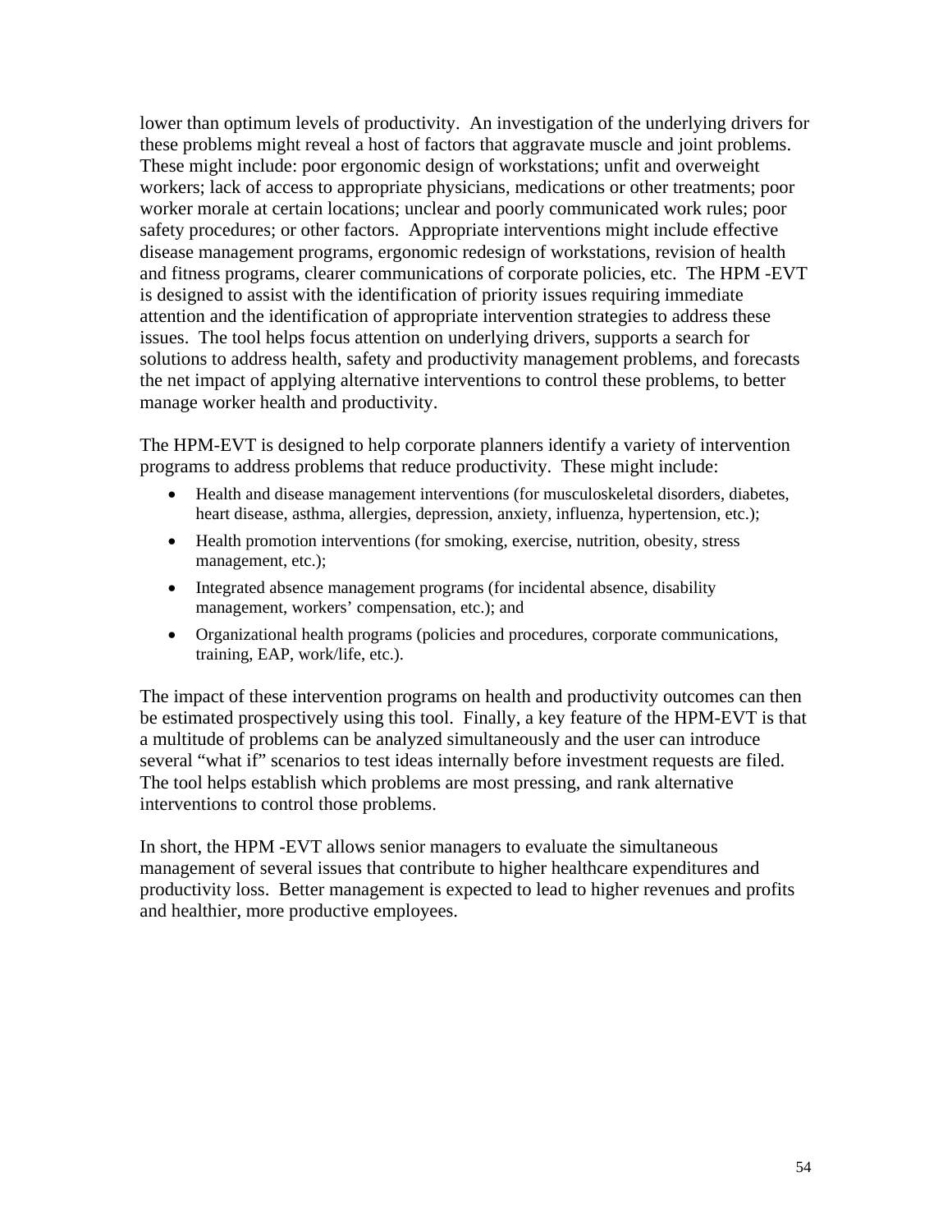lower than optimum levels of productivity. An investigation of the underlying drivers for these problems might reveal a host of factors that aggravate muscle and joint problems. These might include: poor ergonomic design of workstations; unfit and overweight workers; lack of access to appropriate physicians, medications or other treatments; poor worker morale at certain locations; unclear and poorly communicated work rules; poor safety procedures; or other factors. Appropriate interventions might include effective disease management programs, ergonomic redesign of workstations, revision of health and fitness programs, clearer communications of corporate policies, etc. The HPM -EVT is designed to assist with the identification of priority issues requiring immediate attention and the identification of appropriate intervention strategies to address these issues. The tool helps focus attention on underlying drivers, supports a search for solutions to address health, safety and productivity management problems, and forecasts the net impact of applying alternative interventions to control these problems, to better manage worker health and productivity.

The HPM-EVT is designed to help corporate planners identify a variety of intervention programs to address problems that reduce productivity. These might include:

- Health and disease management interventions (for musculoskeletal disorders, diabetes, heart disease, asthma, allergies, depression, anxiety, influenza, hypertension, etc.);
- Health promotion interventions (for smoking, exercise, nutrition, obesity, stress management, etc.);
- Integrated absence management programs (for incidental absence, disability management, workers' compensation, etc.); and
- Organizational health programs (policies and procedures, corporate communications, training, EAP, work/life, etc.).

The impact of these intervention programs on health and productivity outcomes can then be estimated prospectively using this tool. Finally, a key feature of the HPM-EVT is that a multitude of problems can be analyzed simultaneously and the user can introduce several "what if" scenarios to test ideas internally before investment requests are filed. The tool helps establish which problems are most pressing, and rank alternative interventions to control those problems.

In short, the HPM -EVT allows senior managers to evaluate the simultaneous management of several issues that contribute to higher healthcare expenditures and productivity loss. Better management is expected to lead to higher revenues and profits and healthier, more productive employees.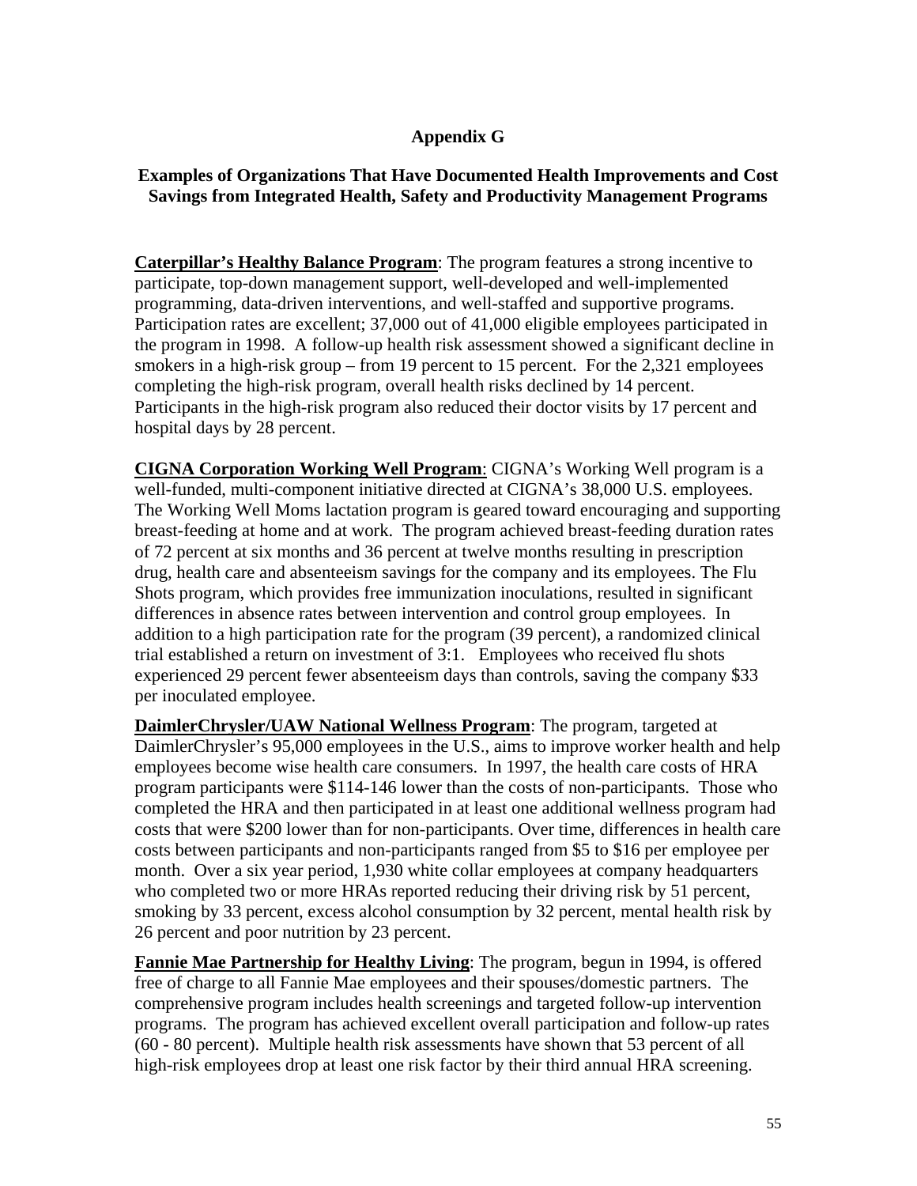## Appendix G

### Examples of Organizations That Have Documented Health Improvements and Cost Savings from Integrated Health, Safety and Productivity Management Programs

**Caterpillar's Healthy Balance Program**: The program features a strong incentive to participate, top-down management support, well-developed and well-implemented programming, data-driven interventions, and well-staffed and supportive programs. Participation rates are excellent; 37,000 out of 41,000 eligible employees participated in the program in 1998. A follow-up health risk assessment showed a significant decline in smokers in a high-risk group – from 19 percent to 15 percent. For the 2,321 employees completing the high-risk program, overall health risks declined by 14 percent. Participants in the high-risk program also reduced their doctor visits by 17 percent and hospital days by 28 percent.

**CIGNA Corporation Working Well Program**: CIGNA's Working Well program is a well-funded, multi-component initiative directed at CIGNA's 38,000 U.S. employees. The Working Well Moms lactation program is geared toward encouraging and supporting breast-feeding at home and at work. The program achieved breast-feeding duration rates of 72 percent at six months and 36 percent at twelve months resulting in prescription drug, health care and absenteeism savings for the company and its employees. The Flu Shots program, which provides free immunization inoculations, resulted in significant differences in absence rates between intervention and control group employees. In addition to a high participation rate for the program (39 percent), a randomized clinical trial established a return on investment of 3:1. Employees who received flu shots experienced 29 percent fewer absenteeism days than controls, saving the company $33 per inoculated employee.

**DaimlerChrysler/UAW National Wellness Program**: The program, targeted at DaimlerChrysler's 95,000 employees in the U.S., aims to improve worker health and help employees become wise health care consumers. In 1997, the health care costs of HRA program participants were $114-146 lower than the costs of non-participants. Those who completed the HRA and then participated in at least one additional wellness program had costs that were $200 lower than for non-participants. Over time, differences in health care costs between participants and non-participants ranged from $5 to $16 per employee per month. Over a six year period, 1,930 white collar employees at company headquarters who completed two or more HRAs reported reducing their driving risk by 51 percent, smoking by 33 percent, excess alcohol consumption by 32 percent, mental health risk by 26 percent and poor nutrition by 23 percent.

**Fannie Mae Partnership for Healthy Living**: The program, begun in 1994, is offered free of charge to all Fannie Mae employees and their spouses/domestic partners. The comprehensive program includes health screenings and targeted follow-up intervention programs. The program has achieved excellent overall participation and follow-up rates (60 - 80 percent). Multiple health risk assessments have shown that 53 percent of all high-risk employees drop at least one risk factor by their third annual HRA screening.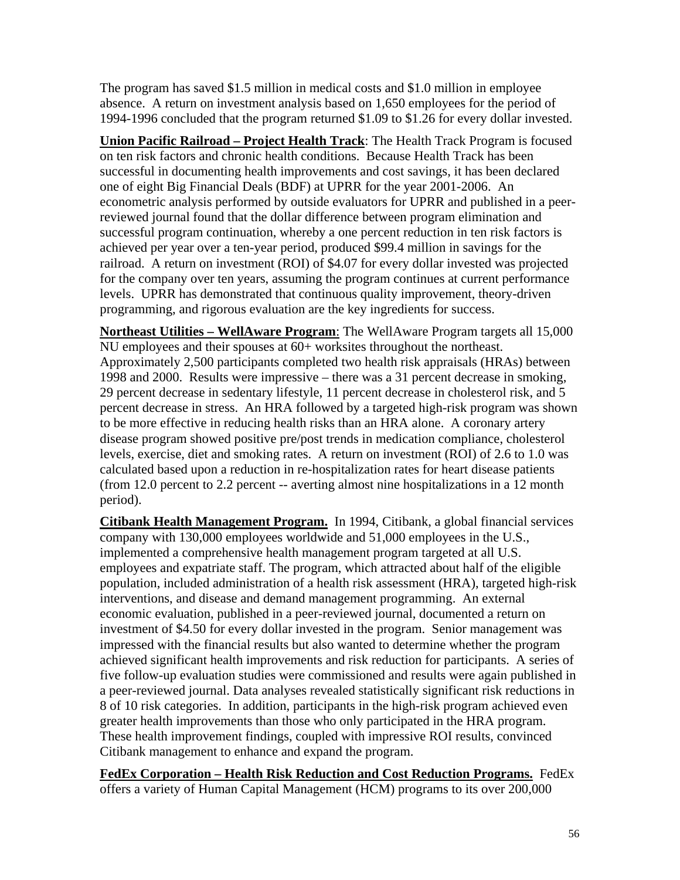The program has saved $1.5 million in medical costs and $1.0 million in employee absence. A return on investment analysis based on 1,650 employees for the period of 1994-1996 concluded that the program returned $1.09 to $1.26 for every dollar invested.

**Union Pacific Railroad – Project Health Track**: The Health Track Program is focused on ten risk factors and chronic health conditions. Because Health Track has been successful in documenting health improvements and cost savings, it has been declared one of eight Big Financial Deals (BDF) at UPRR for the year 2001-2006. An econometric analysis performed by outside evaluators for UPRR and published in a peer-reviewed journal found that the dollar difference between program elimination and successful program continuation, whereby a one percent reduction in ten risk factors is achieved per year over a ten-year period, produced $99.4 million in savings for the railroad. A return on investment (ROI) of $4.07 for every dollar invested was projected for the company over ten years, assuming the program continues at current performance levels. UPRR has demonstrated that continuous quality improvement, theory-driven programming, and rigorous evaluation are the key ingredients for success.

**Northeast Utilities – WellAware Program**: The WellAware Program targets all 15,000 NU employees and their spouses at 60+ worksites throughout the northeast. Approximately 2,500 participants completed two health risk appraisals (HRAs) between 1998 and 2000. Results were impressive – there was a 31 percent decrease in smoking, 29 percent decrease in sedentary lifestyle, 11 percent decrease in cholesterol risk, and 5 percent decrease in stress. An HRA followed by a targeted high-risk program was shown to be more effective in reducing health risks than an HRA alone. A coronary artery disease program showed positive pre/post trends in medication compliance, cholesterol levels, exercise, diet and smoking rates. A return on investment (ROI) of 2.6 to 1.0 was calculated based upon a reduction in re-hospitalization rates for heart disease patients (from 12.0 percent to 2.2 percent -- averting almost nine hospitalizations in a 12 month period).

**Citibank Health Management Program.** In 1994, Citibank, a global financial services company with 130,000 employees worldwide and 51,000 employees in the U.S., implemented a comprehensive health management program targeted at all U.S. employees and expatriate staff. The program, which attracted about half of the eligible population, included administration of a health risk assessment (HRA), targeted high-risk interventions, and disease and demand management programming. An external economic evaluation, published in a peer-reviewed journal, documented a return on investment of $4.50 for every dollar invested in the program. Senior management was impressed with the financial results but also wanted to determine whether the program achieved significant health improvements and risk reduction for participants. A series of five follow-up evaluation studies were commissioned and results were again published in a peer-reviewed journal. Data analyses revealed statistically significant risk reductions in 8 of 10 risk categories. In addition, participants in the high-risk program achieved even greater health improvements than those who only participated in the HRA program. These health improvement findings, coupled with impressive ROI results, convinced Citibank management to enhance and expand the program.

**FedEx Corporation – Health Risk Reduction and Cost Reduction Programs.** FedEx offers a variety of Human Capital Management (HCM) programs to its over 200,000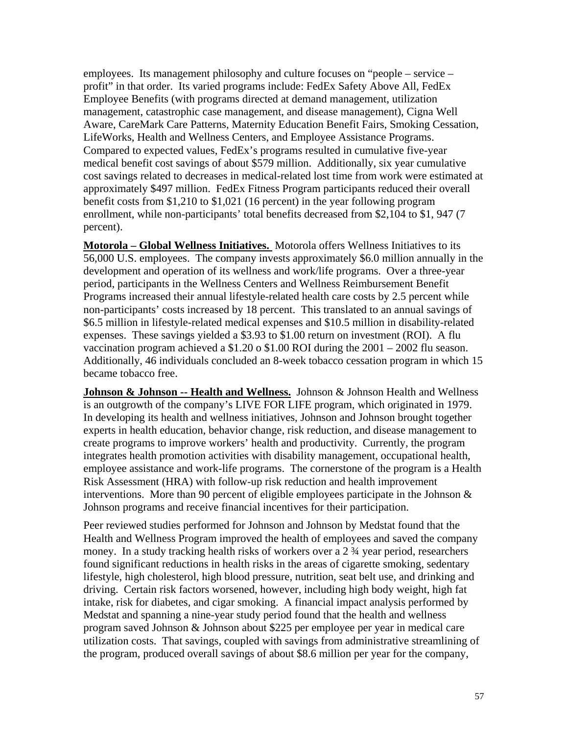employees. Its management philosophy and culture focuses on "people – service – profit" in that order. Its varied programs include: FedEx Safety Above All, FedEx Employee Benefits (with programs directed at demand management, utilization management, catastrophic case management, and disease management), Cigna Well Aware, CareMark Care Patterns, Maternity Education Benefit Fairs, Smoking Cessation, LifeWorks, Health and Wellness Centers, and Employee Assistance Programs. Compared to expected values, FedEx's programs resulted in cumulative five-year medical benefit cost savings of about $579 million. Additionally, six year cumulative cost savings related to decreases in medical-related lost time from work were estimated at approximately $497 million. FedEx Fitness Program participants reduced their overall benefit costs from $1,210 to $1,021 (16 percent) in the year following program enrollment, while non-participants' total benefits decreased from $2,104 to $1, 947 (7 percent).

**<u>Motorola – Global Wellness Initiatives.</u>** Motorola offers Wellness Initiatives to its 56,000 U.S. employees. The company invests approximately $6.0 million annually in the development and operation of its wellness and work/life programs. Over a three-year period, participants in the Wellness Centers and Wellness Reimbursement Benefit Programs increased their annual lifestyle-related health care costs by 2.5 percent while non-participants' costs increased by 18 percent. This translated to an annual savings of $6.5 million in lifestyle-related medical expenses and $10.5 million in disability-related expenses. These savings yielded a $3.93 to $1.00 return on investment (ROI). A flu vaccination program achieved a $1.20 o $1.00 ROI during the 2001 – 2002 flu season. Additionally, 46 individuals concluded an 8-week tobacco cessation program in which 15 became tobacco free.

**<u>Johnson & Johnson -- Health and Wellness.</u>** Johnson & Johnson Health and Wellness is an outgrowth of the company's LIVE FOR LIFE program, which originated in 1979. In developing its health and wellness initiatives, Johnson and Johnson brought together experts in health education, behavior change, risk reduction, and disease management to create programs to improve workers' health and productivity. Currently, the program integrates health promotion activities with disability management, occupational health, employee assistance and work-life programs. The cornerstone of the program is a Health Risk Assessment (HRA) with follow-up risk reduction and health improvement interventions. More than 90 percent of eligible employees participate in the Johnson & Johnson programs and receive financial incentives for their participation.

Peer reviewed studies performed for Johnson and Johnson by Medstat found that the Health and Wellness Program improved the health of employees and saved the company money. In a study tracking health risks of workers over a 2 ¾ year period, researchers found significant reductions in health risks in the areas of cigarette smoking, sedentary lifestyle, high cholesterol, high blood pressure, nutrition, seat belt use, and drinking and driving. Certain risk factors worsened, however, including high body weight, high fat intake, risk for diabetes, and cigar smoking. A financial impact analysis performed by Medstat and spanning a nine-year study period found that the health and wellness program saved Johnson & Johnson about $225 per employee per year in medical care utilization costs. That savings, coupled with savings from administrative streamlining of the program, produced overall savings of about $8.6 million per year for the company,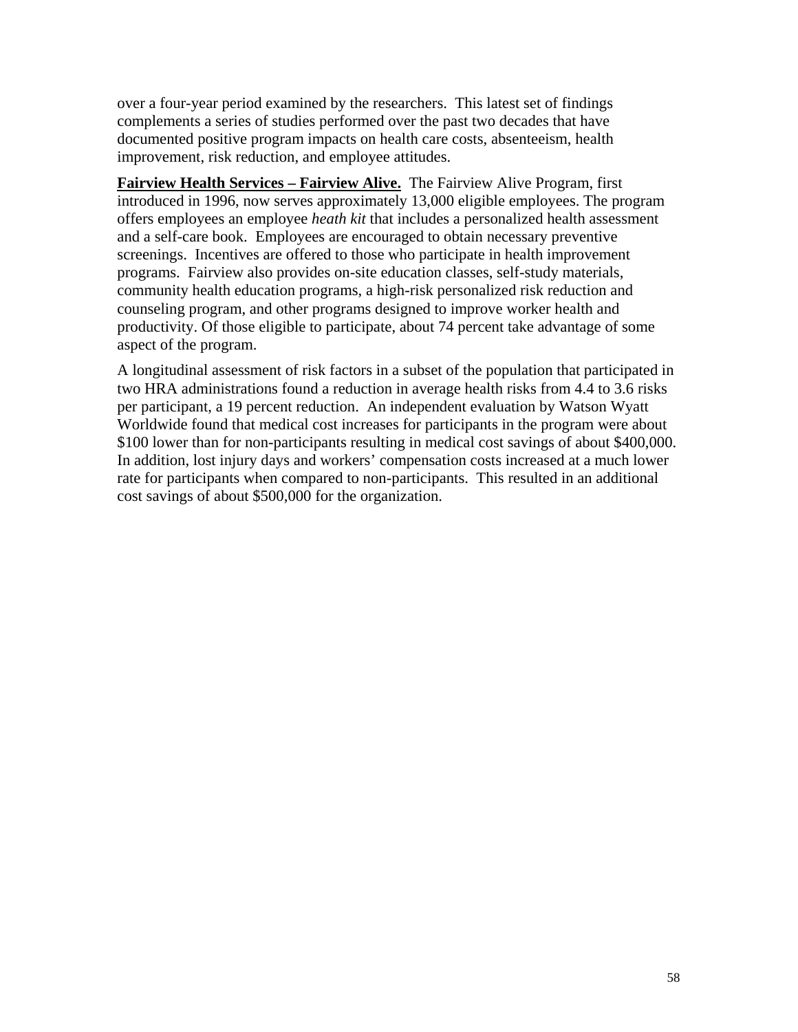over a four-year period examined by the researchers. This latest set of findings complements a series of studies performed over the past two decades that have documented positive program impacts on health care costs, absenteeism, health improvement, risk reduction, and employee attitudes.

**Fairview Health Services – Fairview Alive.** The Fairview Alive Program, first introduced in 1996, now serves approximately 13,000 eligible employees. The program offers employees an employee *heath kit* that includes a personalized health assessment and a self-care book. Employees are encouraged to obtain necessary preventive screenings. Incentives are offered to those who participate in health improvement programs. Fairview also provides on-site education classes, self-study materials, community health education programs, a high-risk personalized risk reduction and counseling program, and other programs designed to improve worker health and productivity. Of those eligible to participate, about 74 percent take advantage of some aspect of the program.

A longitudinal assessment of risk factors in a subset of the population that participated in two HRA administrations found a reduction in average health risks from 4.4 to 3.6 risks per participant, a 19 percent reduction. An independent evaluation by Watson Wyatt Worldwide found that medical cost increases for participants in the program were about $100 lower than for non-participants resulting in medical cost savings of about $400,000. In addition, lost injury days and workers' compensation costs increased at a much lower rate for participants when compared to non-participants. This resulted in an additional cost savings of about $500,000 for the organization.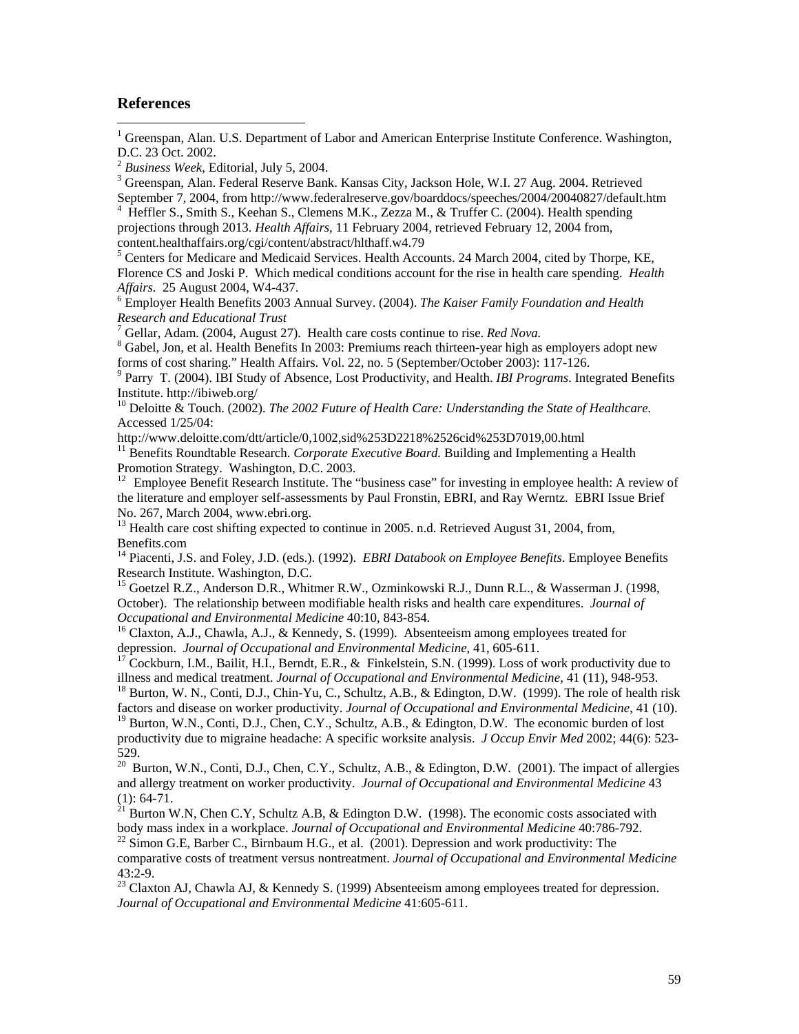## References

[1] Greenspan, Alan. U.S. Department of Labor and American Enterprise Institute Conference. Washington, D.C. 23 Oct. 2002.

[2] *Business Week*, Editorial, July 5, 2004.

[3] Greenspan, Alan. Federal Reserve Bank. Kansas City, Jackson Hole, W.I. 27 Aug. 2004. Retrieved September 7, 2004, from http://www.federalreserve.gov/boarddocs/speeches/2004/20040827/default.htm

[4] Heffler S., Smith S., Keehan S., Clemens M.K., Zezza M., & Truffer C. (2004). Health spending projections through 2013. *Health Affairs*, 11 February 2004, retrieved February 12, 2004 from, content.healthaffairs.org/cgi/content/abstract/hlthaff.w4.79

[5] Centers for Medicare and Medicaid Services. Health Accounts. 24 March 2004, cited by Thorpe, KE, Florence CS and Joski P. Which medical conditions account for the rise in health care spending. *Health Affairs.* 25 August 2004, W4-437.

[6] Employer Health Benefits 2003 Annual Survey. (2004). *The Kaiser Family Foundation and Health Research and Educational Trust*

[7] Gellar, Adam. (2004, August 27). Health care costs continue to rise. *Red Nova.*

[8] Gabel, Jon, et al. Health Benefits In 2003: Premiums reach thirteen-year high as employers adopt new forms of cost sharing." Health Affairs. Vol. 22, no. 5 (September/October 2003): 117-126.

[9] Parry T. (2004). IBI Study of Absence, Lost Productivity, and Health. *IBI Programs*. Integrated Benefits Institute. http://ibiweb.org/

[10] Deloitte & Touch. (2002). *The 2002 Future of Health Care: Understanding the State of Healthcare.* Accessed 1/25/04: http://www.deloitte.com/dtt/article/0,1002,sid%253D2218%2526cid%253D7019,00.html

[11] Benefits Roundtable Research. *Corporate Executive Board.* Building and Implementing a Health Promotion Strategy. Washington, D.C. 2003.

[12] Employee Benefit Research Institute. The "business case" for investing in employee health: A review of the literature and employer self-assessments by Paul Fronstin, EBRI, and Ray Werntz. EBRI Issue Brief No. 267, March 2004, www.ebri.org.

[13] Health care cost shifting expected to continue in 2005. n.d. Retrieved August 31, 2004, from, Benefits.com

[14] Piacenti, J.S. and Foley, J.D. (eds.). (1992). *EBRI Databook on Employee Benefits*. Employee Benefits Research Institute. Washington, D.C.

[15] Goetzel R.Z., Anderson D.R., Whitmer R.W., Ozminkowski R.J., Dunn R.L., & Wasserman J. (1998, October). The relationship between modifiable health risks and health care expenditures. *Journal of Occupational and Environmental Medicine* 40:10, 843-854.

[16] Claxton, A.J., Chawla, A.J., & Kennedy, S. (1999). Absenteeism among employees treated for depression. *Journal of Occupational and Environmental Medicine*, 41, 605-611.

[17] Cockburn, I.M., Bailit, H.I., Berndt, E.R., & Finkelstein, S.N. (1999). Loss of work productivity due to illness and medical treatment. *Journal of Occupational and Environmental Medicine*, 41 (11), 948-953.

[18] Burton, W. N., Conti, D.J., Chin-Yu, C., Schultz, A.B., & Edington, D.W. (1999). The role of health risk factors and disease on worker productivity. *Journal of Occupational and Environmental Medicine*, 41 (10).

[19] Burton, W.N., Conti, D.J., Chen, C.Y., Schultz, A.B., & Edington, D.W. The economic burden of lost productivity due to migraine headache: A specific worksite analysis. *J Occup Envir Med* 2002; 44(6): 523-529.

[20] Burton, W.N., Conti, D.J., Chen, C.Y., Schultz, A.B., & Edington, D.W. (2001). The impact of allergies and allergy treatment on worker productivity. *Journal of Occupational and Environmental Medicine* 43 (1): 64-71.

[21] Burton W.N, Chen C.Y, Schultz A.B, & Edington D.W. (1998). The economic costs associated with body mass index in a workplace. *Journal of Occupational and Environmental Medicine* 40:786-792.

[22] Simon G.E, Barber C., Birnbaum H.G., et al. (2001). Depression and work productivity: The comparative costs of treatment versus nontreatment. *Journal of Occupational and Environmental Medicine* 43:2-9.

[23] Claxton AJ, Chawla AJ, & Kennedy S. (1999) Absenteeism among employees treated for depression. *Journal of Occupational and Environmental Medicine* 41:605-611.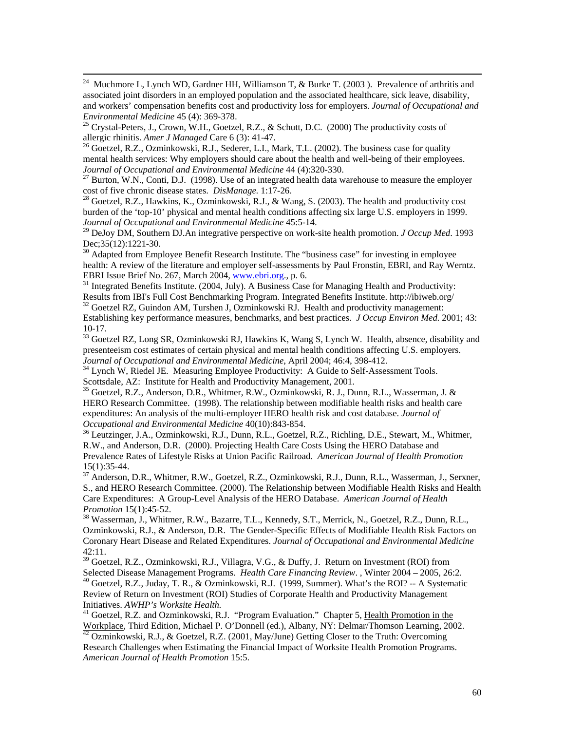[24] Muchmore L, Lynch WD, Gardner HH, Williamson T, & Burke T. (2003 ). Prevalence of arthritis and associated joint disorders in an employed population and the associated healthcare, sick leave, disability, and workers' compensation benefits cost and productivity loss for employers. *Journal of Occupational and Environmental Medicine* 45 (4): 369-378.

[25] Crystal-Peters, J., Crown, W.H., Goetzel, R.Z., & Schutt, D.C. (2000) The productivity costs of allergic rhinitis. *Amer J Managed* Care 6 (3): 41-47.

[26] Goetzel, R.Z., Ozminkowski, R.J., Sederer, L.I., Mark, T.L. (2002). The business case for quality mental health services: Why employers should care about the health and well-being of their employees. *Journal of Occupational and Environmental Medicine* 44 (4):320-330.

[27] Burton, W.N., Conti, D.J. (1998). Use of an integrated health data warehouse to measure the employer cost of five chronic disease states. *DisManage.* 1:17-26.

[28] Goetzel, R.Z., Hawkins, K., Ozminkowski, R.J., & Wang, S. (2003). The health and productivity cost burden of the 'top-10' physical and mental health conditions affecting six large U.S. employers in 1999. *Journal of Occupational and Environmental Medicine* 45:5-14.

[29] DeJoy DM, Southern DJ.An integrative perspective on work-site health promotion. *J Occup Med*. 1993 Dec;35(12):1221-30.

[30] Adapted from Employee Benefit Research Institute. The "business case" for investing in employee health: A review of the literature and employer self-assessments by Paul Fronstin, EBRI, and Ray Werntz. EBRI Issue Brief No. 267, March 2004, www.ebri.org., p. 6.

[31] Integrated Benefits Institute. (2004, July). A Business Case for Managing Health and Productivity: Results from IBI's Full Cost Benchmarking Program. Integrated Benefits Institute. http://ibiweb.org/

[32] Goetzel RZ, Guindon AM, Turshen J, Ozminkowski RJ. Health and productivity management: Establishing key performance measures, benchmarks, and best practices. *J Occup Environ Med.* 2001; 43: 10-17.

[33] Goetzel RZ, Long SR, Ozminkowski RJ, Hawkins K, Wang S, Lynch W. Health, absence, disability and presenteeism cost estimates of certain physical and mental health conditions affecting U.S. employers. *Journal of Occupational and Environmental Medicine*, April 2004; 46:4, 398-412.

[34] Lynch W, Riedel JE. Measuring Employee Productivity: A Guide to Self-Assessment Tools. Scottsdale, AZ: Institute for Health and Productivity Management, 2001.

[35] Goetzel, R.Z., Anderson, D.R., Whitmer, R.W., Ozminkowski, R. J., Dunn, R.L., Wasserman, J. & HERO Research Committee. (1998). The relationship between modifiable health risks and health care expenditures: An analysis of the multi-employer HERO health risk and cost database. *Journal of Occupational and Environmental Medicine* 40(10):843-854.

[36] Leutzinger, J.A., Ozminkowski, R.J., Dunn, R.L., Goetzel, R.Z., Richling, D.E., Stewart, M., Whitmer, R.W., and Anderson, D.R. (2000). Projecting Health Care Costs Using the HERO Database and Prevalence Rates of Lifestyle Risks at Union Pacific Railroad. *American Journal of Health Promotion* 15(1):35-44.

[37] Anderson, D.R., Whitmer, R.W., Goetzel, R.Z., Ozminkowski, R.J., Dunn, R.L., Wasserman, J., Serxner, S., and HERO Research Committee. (2000). The Relationship between Modifiable Health Risks and Health Care Expenditures: A Group-Level Analysis of the HERO Database. *American Journal of Health Promotion* 15(1):45-52.

[38] Wasserman, J., Whitmer, R.W., Bazarre, T.L., Kennedy, S.T., Merrick, N., Goetzel, R.Z., Dunn, R.L., Ozminkowski, R.J., & Anderson, D.R. The Gender-Specific Effects of Modifiable Health Risk Factors on Coronary Heart Disease and Related Expenditures. *Journal of Occupational and Environmental Medicine* 42:11.

[39] Goetzel, R.Z., Ozminkowski, R.J., Villagra, V.G., & Duffy, J. Return on Investment (ROI) from Selected Disease Management Programs. *Health Care Financing Review*. , Winter 2004 – 2005, 26:2.

[40] Goetzel, R.Z., Juday, T. R., & Ozminkowski, R.J. (1999, Summer). What's the ROI? -- A Systematic Review of Return on Investment (ROI) Studies of Corporate Health and Productivity Management Initiatives. *AWHP's Worksite Health.*

[41] Goetzel, R.Z. and Ozminkowski, R.J. "Program Evaluation." Chapter 5, Health Promotion in the Workplace, Third Edition, Michael P. O'Donnell (ed.), Albany, NY: Delmar/Thomson Learning, 2002.

[42] Ozminkowski, R.J., & Goetzel, R.Z. (2001, May/June) Getting Closer to the Truth: Overcoming Research Challenges when Estimating the Financial Impact of Worksite Health Promotion Programs. *American Journal of Health Promotion* 15:5.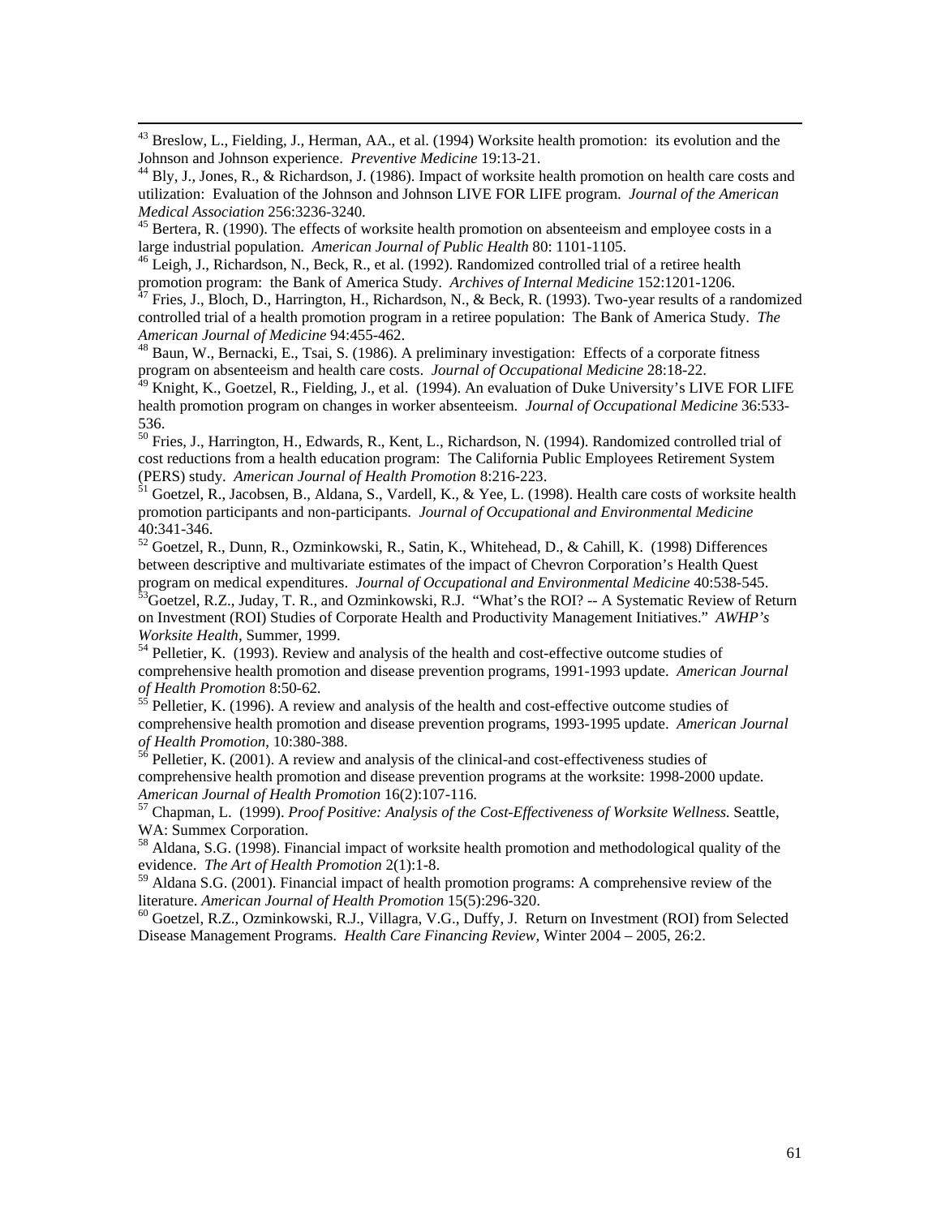[43] Breslow, L., Fielding, J., Herman, AA., et al. (1994) Worksite health promotion: its evolution and the Johnson and Johnson experience. *Preventive Medicine* 19:13-21.

[44] Bly, J., Jones, R., & Richardson, J. (1986). Impact of worksite health promotion on health care costs and utilization: Evaluation of the Johnson and Johnson LIVE FOR LIFE program. *Journal of the American Medical Association* 256:3236-3240.

[45] Bertera, R. (1990). The effects of worksite health promotion on absenteeism and employee costs in a large industrial population. *American Journal of Public Health* 80: 1101-1105.

[46] Leigh, J., Richardson, N., Beck, R., et al. (1992). Randomized controlled trial of a retiree health promotion program: the Bank of America Study. *Archives of Internal Medicine* 152:1201-1206.

[47] Fries, J., Bloch, D., Harrington, H., Richardson, N., & Beck, R. (1993). Two-year results of a randomized controlled trial of a health promotion program in a retiree population: The Bank of America Study. *The American Journal of Medicine* 94:455-462.

[48] Baun, W., Bernacki, E., Tsai, S. (1986). A preliminary investigation: Effects of a corporate fitness program on absenteeism and health care costs. *Journal of Occupational Medicine* 28:18-22.

[49] Knight, K., Goetzel, R., Fielding, J., et al. (1994). An evaluation of Duke University's LIVE FOR LIFE health promotion program on changes in worker absenteeism. *Journal of Occupational Medicine* 36:533-536.

[50] Fries, J., Harrington, H., Edwards, R., Kent, L., Richardson, N. (1994). Randomized controlled trial of cost reductions from a health education program: The California Public Employees Retirement System (PERS) study. *American Journal of Health Promotion* 8:216-223.

[51] Goetzel, R., Jacobsen, B., Aldana, S., Vardell, K., & Yee, L. (1998). Health care costs of worksite health promotion participants and non-participants. *Journal of Occupational and Environmental Medicine* 40:341-346.

[52] Goetzel, R., Dunn, R., Ozminkowski, R., Satin, K., Whitehead, D., & Cahill, K. (1998) Differences between descriptive and multivariate estimates of the impact of Chevron Corporation's Health Quest program on medical expenditures. *Journal of Occupational and Environmental Medicine* 40:538-545.

[53] Goetzel, R.Z., Juday, T. R., and Ozminkowski, R.J. "What's the ROI? -- A Systematic Review of Return on Investment (ROI) Studies of Corporate Health and Productivity Management Initiatives." *AWHP's Worksite Health*, Summer, 1999.

[54] Pelletier, K. (1993). Review and analysis of the health and cost-effective outcome studies of comprehensive health promotion and disease prevention programs, 1991-1993 update. *American Journal of Health Promotion* 8:50-62.

[55] Pelletier, K. (1996). A review and analysis of the health and cost-effective outcome studies of comprehensive health promotion and disease prevention programs, 1993-1995 update. *American Journal of Health Promotion*, 10:380-388.

[56] Pelletier, K. (2001). A review and analysis of the clinical-and cost-effectiveness studies of comprehensive health promotion and disease prevention programs at the worksite: 1998-2000 update. *American Journal of Health Promotion* 16(2):107-116.

[57] Chapman, L. (1999). *Proof Positive: Analysis of the Cost-Effectiveness of Worksite Wellness.* Seattle, WA: Summex Corporation.

[58] Aldana, S.G. (1998). Financial impact of worksite health promotion and methodological quality of the evidence. *The Art of Health Promotion* 2(1):1-8.

[59] Aldana S.G. (2001). Financial impact of health promotion programs: A comprehensive review of the literature. *American Journal of Health Promotion* 15(5):296-320.

[60] Goetzel, R.Z., Ozminkowski, R.J., Villagra, V.G., Duffy, J. Return on Investment (ROI) from Selected Disease Management Programs. *Health Care Financing Review*, Winter 2004 – 2005, 26:2.